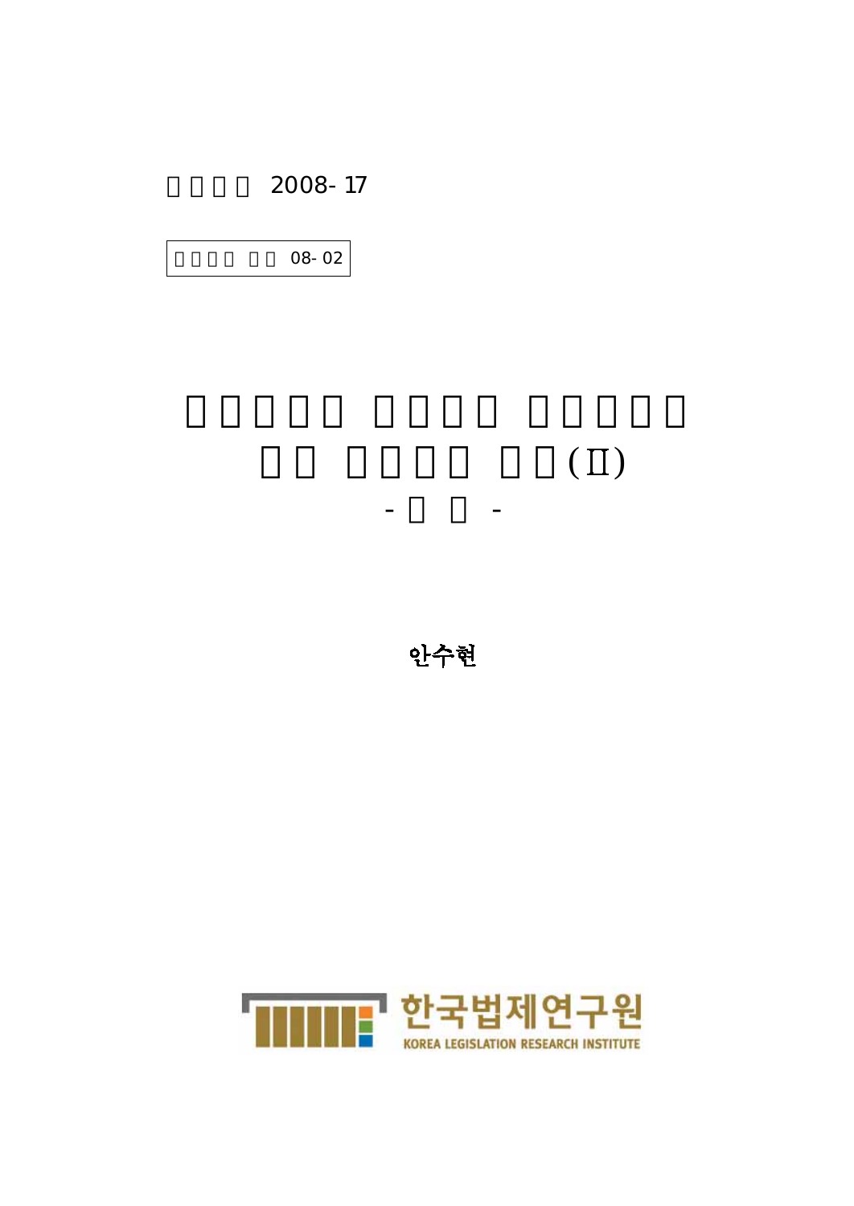2008-17

08-02

# (Ⅱ)

안수현

한국법제연구원

KOREA LEGISLATION RESEARCH INSTITUTE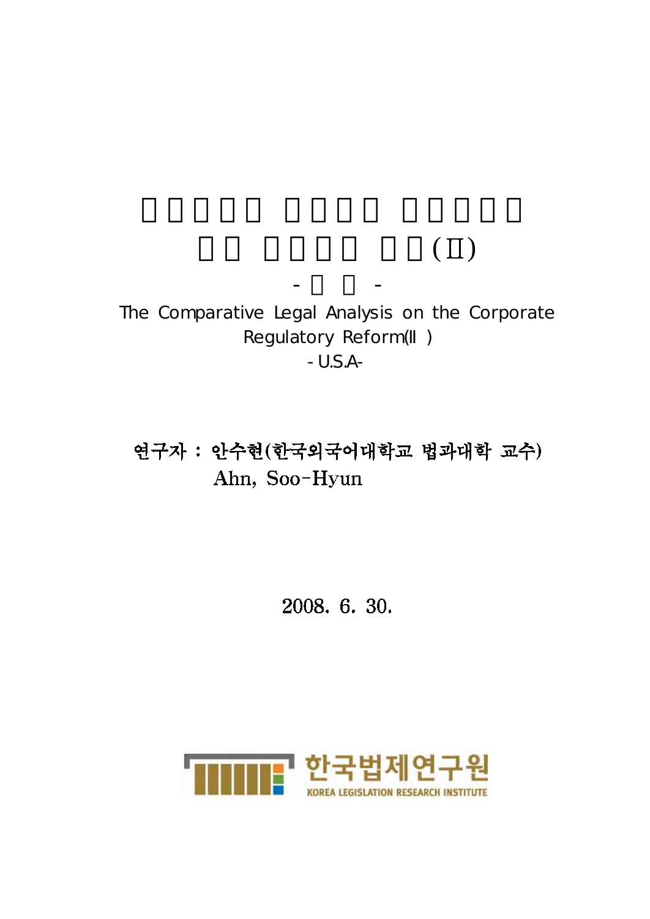# □□□□□ □□□□ □□□□□ □□ □□□□ □□(Ⅱ)

## - □ □ -

The Comparative Legal Analysis on the Corporate Regulatory Reform(Ⅱ)

- U.S.A-

연구자 : 안수현(한국외국어대학교 법과대학 교수)
Ahn, Soo-Hyun

2008. 6. 30.

한국법제연구원
KOREA LEGISLATION RESEARCH INSTITUTE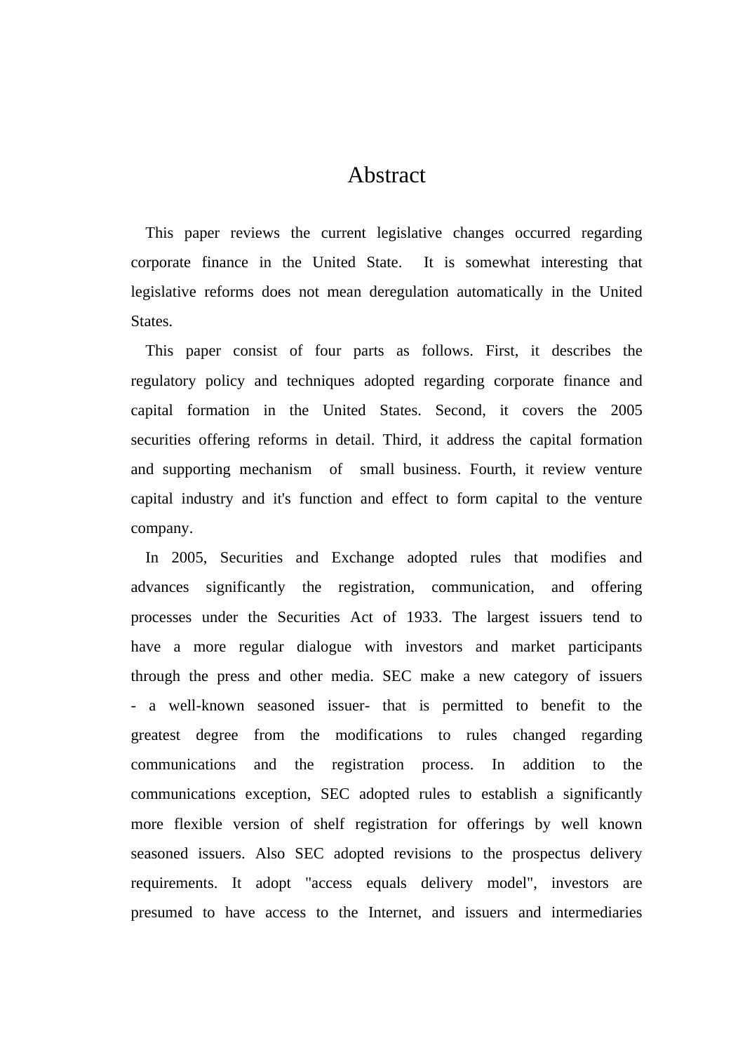# Abstract

This paper reviews the current legislative changes occurred regarding corporate finance in the United State. It is somewhat interesting that legislative reforms does not mean deregulation automatically in the United States.

This paper consist of four parts as follows. First, it describes the regulatory policy and techniques adopted regarding corporate finance and capital formation in the United States. Second, it covers the 2005 securities offering reforms in detail. Third, it address the capital formation and supporting mechanism of small business. Fourth, it review venture capital industry and it's function and effect to form capital to the venture company.

In 2005, Securities and Exchange adopted rules that modifies and advances significantly the registration, communication, and offering processes under the Securities Act of 1933. The largest issuers tend to have a more regular dialogue with investors and market participants through the press and other media. SEC make a new category of issuers - a well-known seasoned issuer- that is permitted to benefit to the greatest degree from the modifications to rules changed regarding communications and the registration process. In addition to the communications exception, SEC adopted rules to establish a significantly more flexible version of shelf registration for offerings by well known seasoned issuers. Also SEC adopted revisions to the prospectus delivery requirements. It adopt "access equals delivery model", investors are presumed to have access to the Internet, and issuers and intermediaries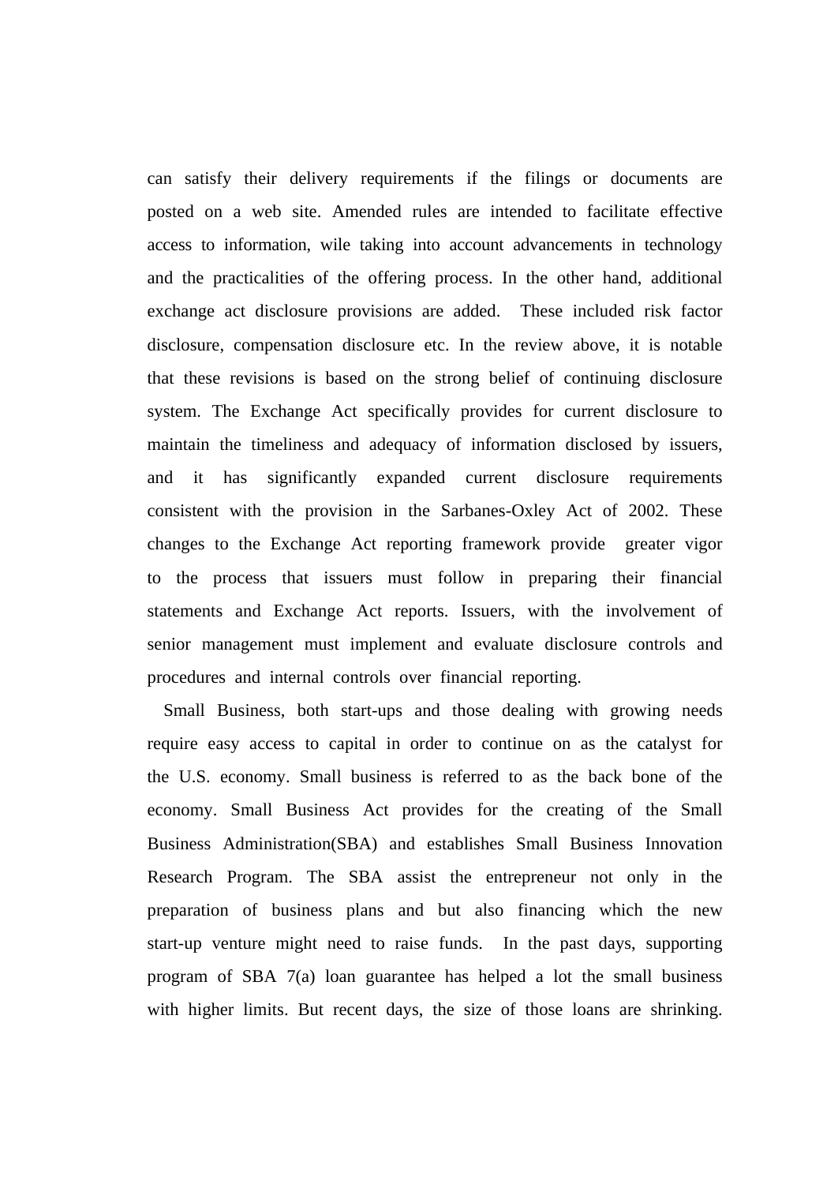can satisfy their delivery requirements if the filings or documents are posted on a web site. Amended rules are intended to facilitate effective access to information, wile taking into account advancements in technology and the practicalities of the offering process. In the other hand, additional exchange act disclosure provisions are added. These included risk factor disclosure, compensation disclosure etc. In the review above, it is notable that these revisions is based on the strong belief of continuing disclosure system. The Exchange Act specifically provides for current disclosure to maintain the timeliness and adequacy of information disclosed by issuers, and it has significantly expanded current disclosure requirements consistent with the provision in the Sarbanes-Oxley Act of 2002. These changes to the Exchange Act reporting framework provide greater vigor to the process that issuers must follow in preparing their financial statements and Exchange Act reports. Issuers, with the involvement of senior management must implement and evaluate disclosure controls and procedures and internal controls over financial reporting.

Small Business, both start-ups and those dealing with growing needs require easy access to capital in order to continue on as the catalyst for the U.S. economy. Small business is referred to as the back bone of the economy. Small Business Act provides for the creating of the Small Business Administration(SBA) and establishes Small Business Innovation Research Program. The SBA assist the entrepreneur not only in the preparation of business plans and but also financing which the new start-up venture might need to raise funds. In the past days, supporting program of SBA 7(a) loan guarantee has helped a lot the small business with higher limits. But recent days, the size of those loans are shrinking.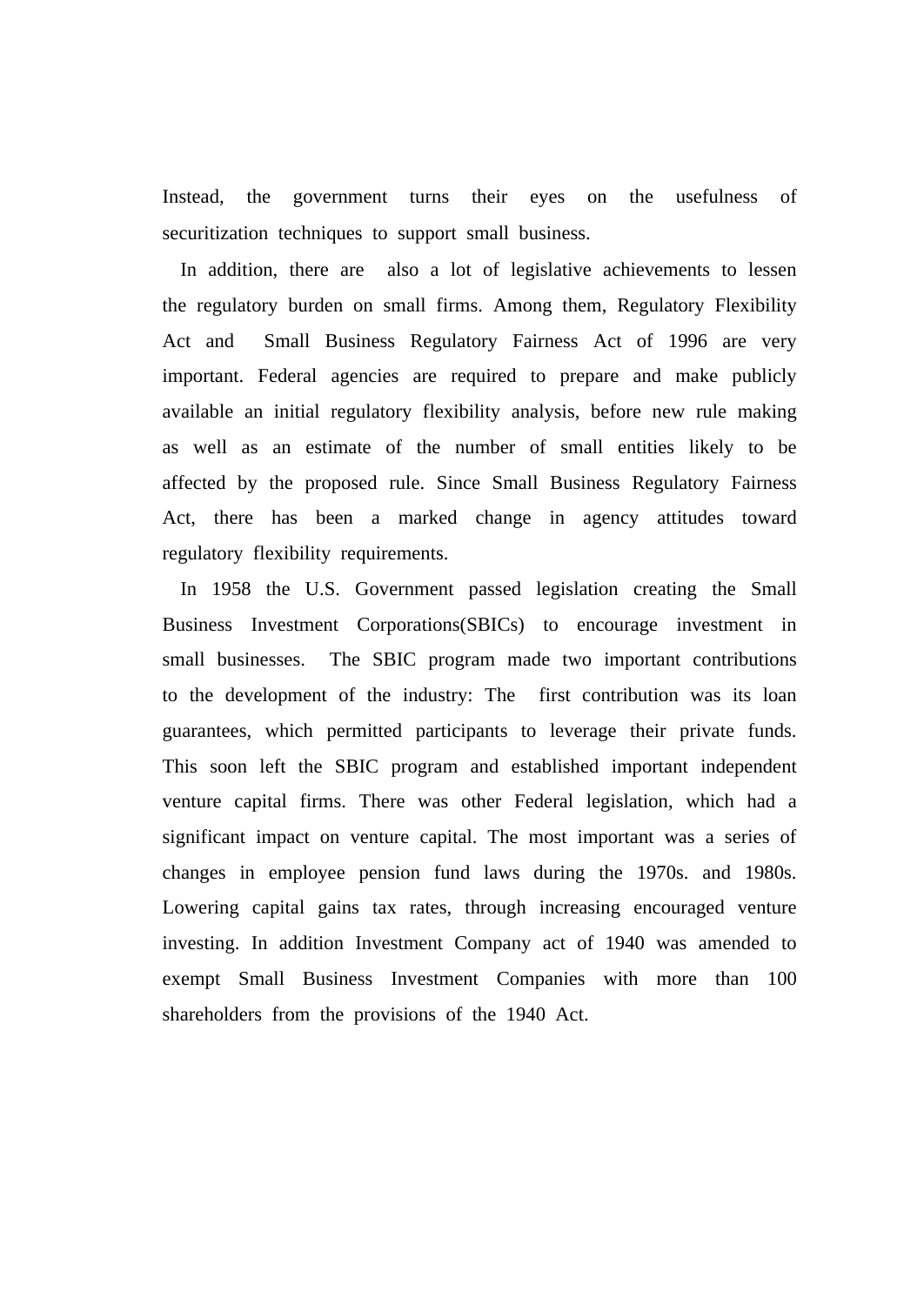Instead, the government turns their eyes on the usefulness of securitization techniques to support small business.

In addition, there are also a lot of legislative achievements to lessen the regulatory burden on small firms. Among them, Regulatory Flexibility Act and Small Business Regulatory Fairness Act of 1996 are very important. Federal agencies are required to prepare and make publicly available an initial regulatory flexibility analysis, before new rule making as well as an estimate of the number of small entities likely to be affected by the proposed rule. Since Small Business Regulatory Fairness Act, there has been a marked change in agency attitudes toward regulatory flexibility requirements.

In 1958 the U.S. Government passed legislation creating the Small Business Investment Corporations(SBICs) to encourage investment in small businesses. The SBIC program made two important contributions to the development of the industry: The first contribution was its loan guarantees, which permitted participants to leverage their private funds. This soon left the SBIC program and established important independent venture capital firms. There was other Federal legislation, which had a significant impact on venture capital. The most important was a series of changes in employee pension fund laws during the 1970s. and 1980s. Lowering capital gains tax rates, through increasing encouraged venture investing. In addition Investment Company act of 1940 was amended to exempt Small Business Investment Companies with more than 100 shareholders from the provisions of the 1940 Act.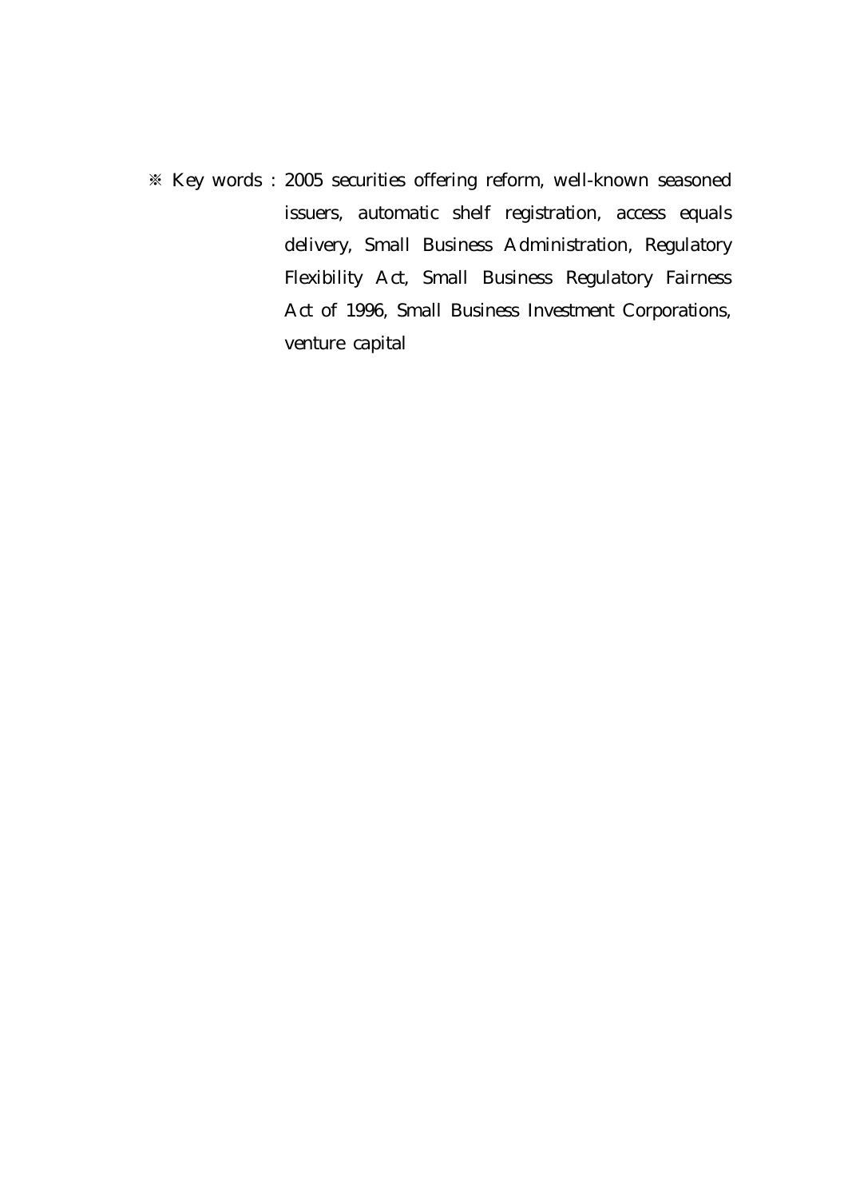※ Key words : 2005 securities offering reform, well-known seasoned issuers, automatic shelf registration, access equals delivery, Small Business Administration, Regulatory Flexibility Act, Small Business Regulatory Fairness Act of 1996, Small Business Investment Corporations, venture capital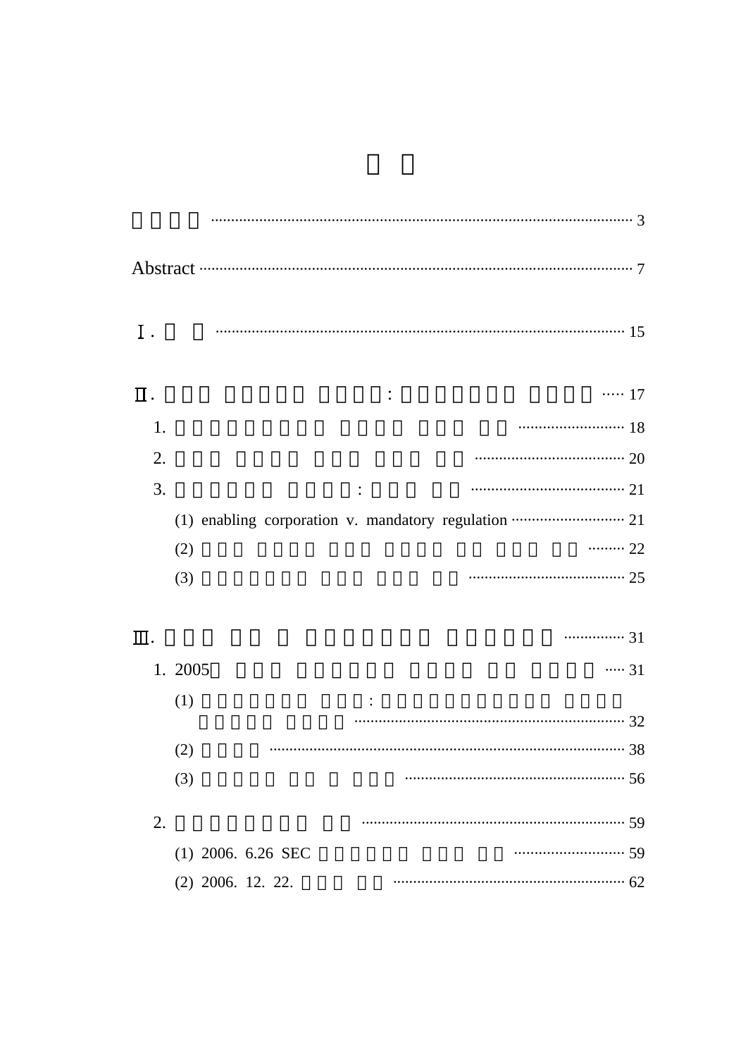Abstract ········································································· 7

Ⅰ. ········································································· 15

Ⅱ. : ········································································· 17

1. ········································································· 18

2. ········································································· 20

3. : ········································································· 21

(1) enabling corporation v. mandatory regulation ········································································· 21

(2) ········································································· 22

(3) ········································································· 25

Ⅲ. ········································································· 31

1. 2005 ········································································· 31

(1) : ········································································· 32

(2) ········································································· 38

(3) ········································································· 56

2. ········································································· 59

(1) 2006. 6.26 SEC ········································································· 59

(2) 2006. 12. 22. ········································································· 62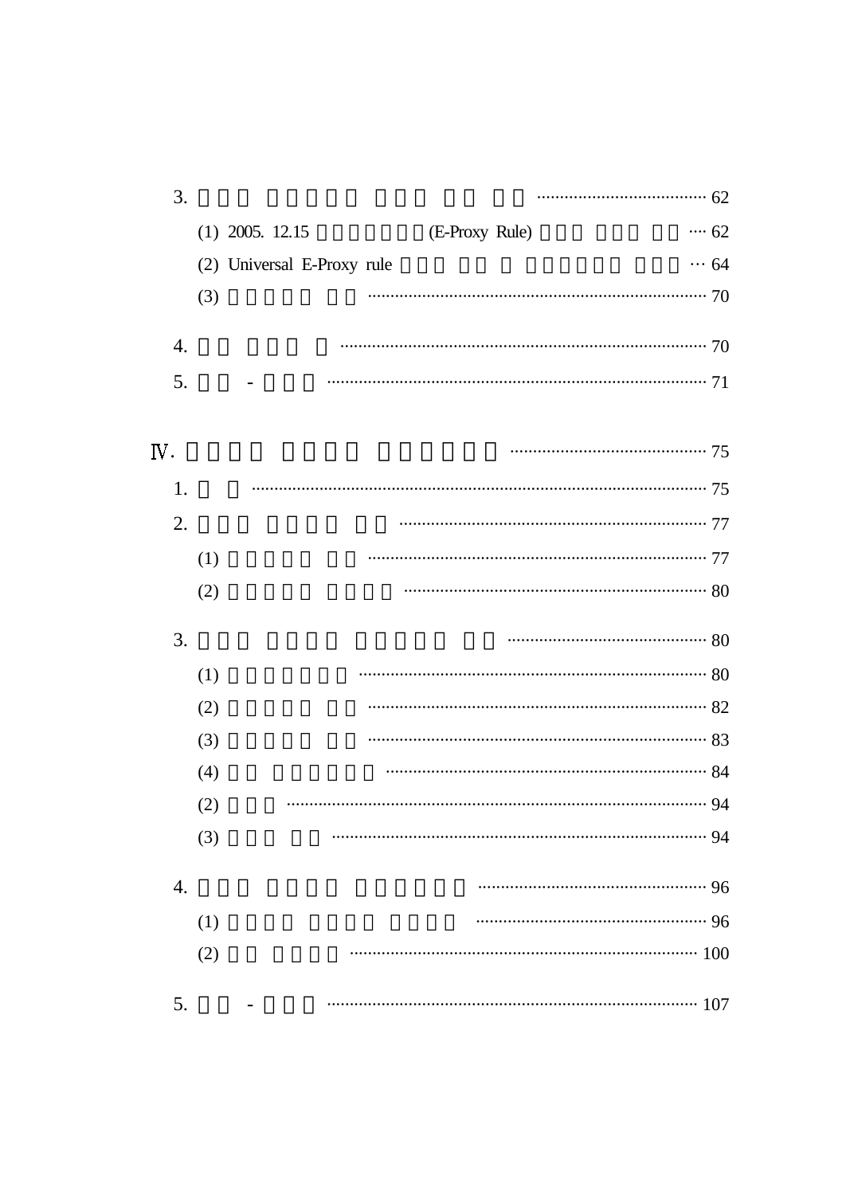3. 62

(1) 2005. 12.15 (E-Proxy Rule) 62

(2) Universal E-Proxy rule 64

(3) 70

4. 70

5. - 71

Ⅳ. 75

1. 75

2. 77

(1) 77

(2) 80

3. 80

(1) 80

(2) 82

(3) 83

(4) 84

(2) 94

(3) 94

4. 96

(1) 96

(2) 100

5. - 107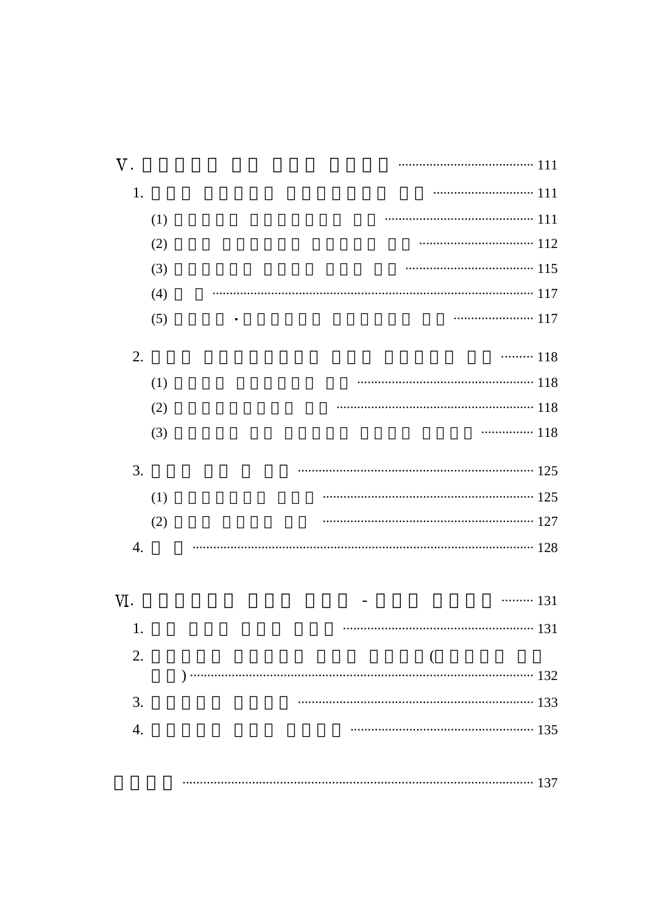Ⅴ. ..... 111

1. ..... 111

(1) ..... 111

(2) ..... 112

(3) ..... 115

(4) ..... 117

(5) · ..... 117

2. ..... 118

(1) ..... 118

(2) ..... 118

(3) ..... 118

3. ..... 125

(1) ..... 125

(2) ..... 127

4. ..... 128

Ⅵ. - ..... 131

1. ..... 131

2. ( ) ..... 132

3. ..... 133

4. ..... 135

..... 137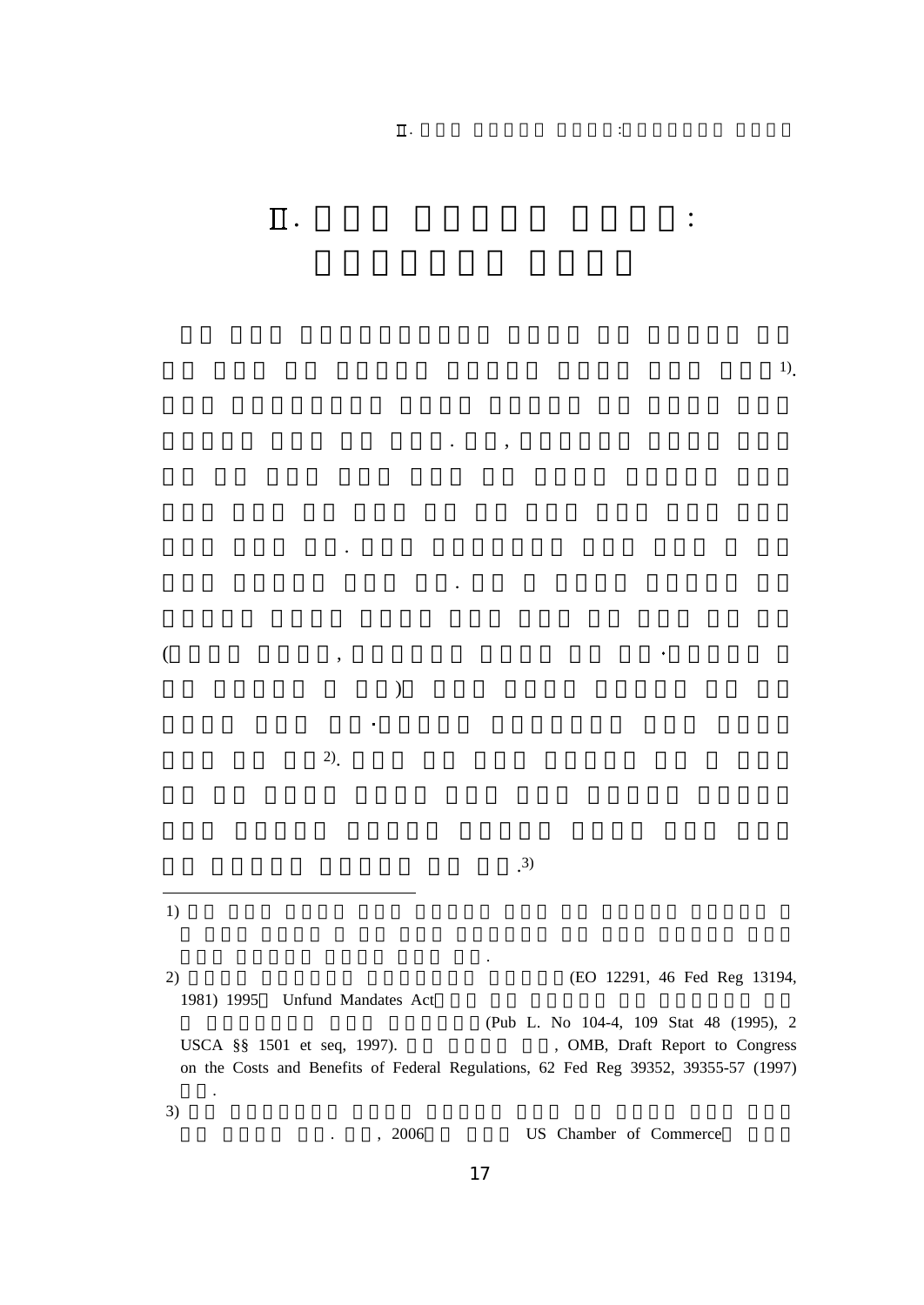# Ⅱ. :

1).

. ,

. .

.

( , · ) · 2). .3)

---

1) .

2) (EO 12291, 46 Fed Reg 13194, 1981) 1995 Unfund Mandates Act (Pub L. No 104-4, 109 Stat 48 (1995), 2 USCA §§ 1501 et seq, 1997). , OMB, Draft Report to Congress on the Costs and Benefits of Federal Regulations, 62 Fed Reg 39352, 39355-57 (1997) .

3) . , 2006 US Chamber of Commerce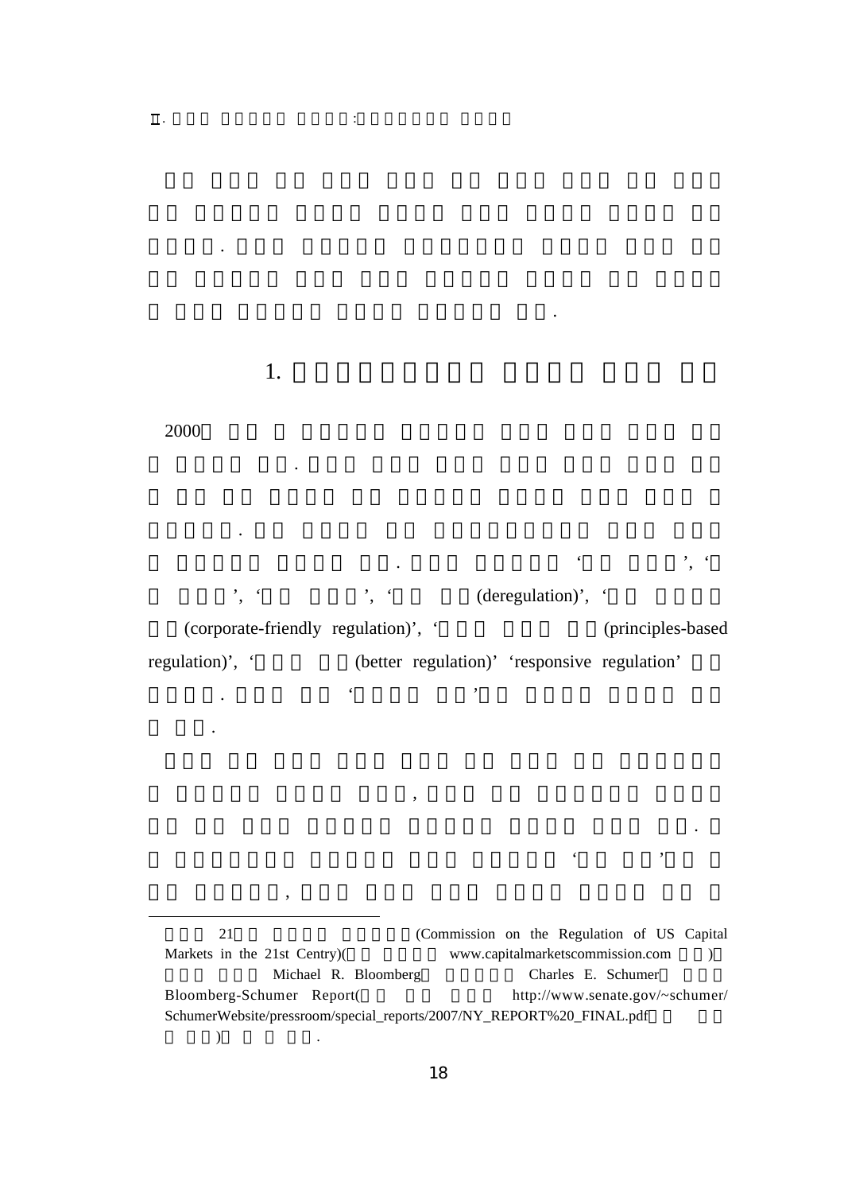## 1.

2000

'(deregulation)', '(corporate-friendly regulation)', '(principles-based regulation)', '(better regulation)' 'responsive regulation'

21 (Commission on the Regulation of US Capital Markets in the 21st Centry)( www.capitalmarketscommission.com ) Michael R. Bloomberg Charles E. Schumer Bloomberg-Schumer Report( http://www.senate.gov/~schumer/SchumerWebsite/pressroom/special_reports/2007/NY_REPORT%20_FINAL.pdf ) .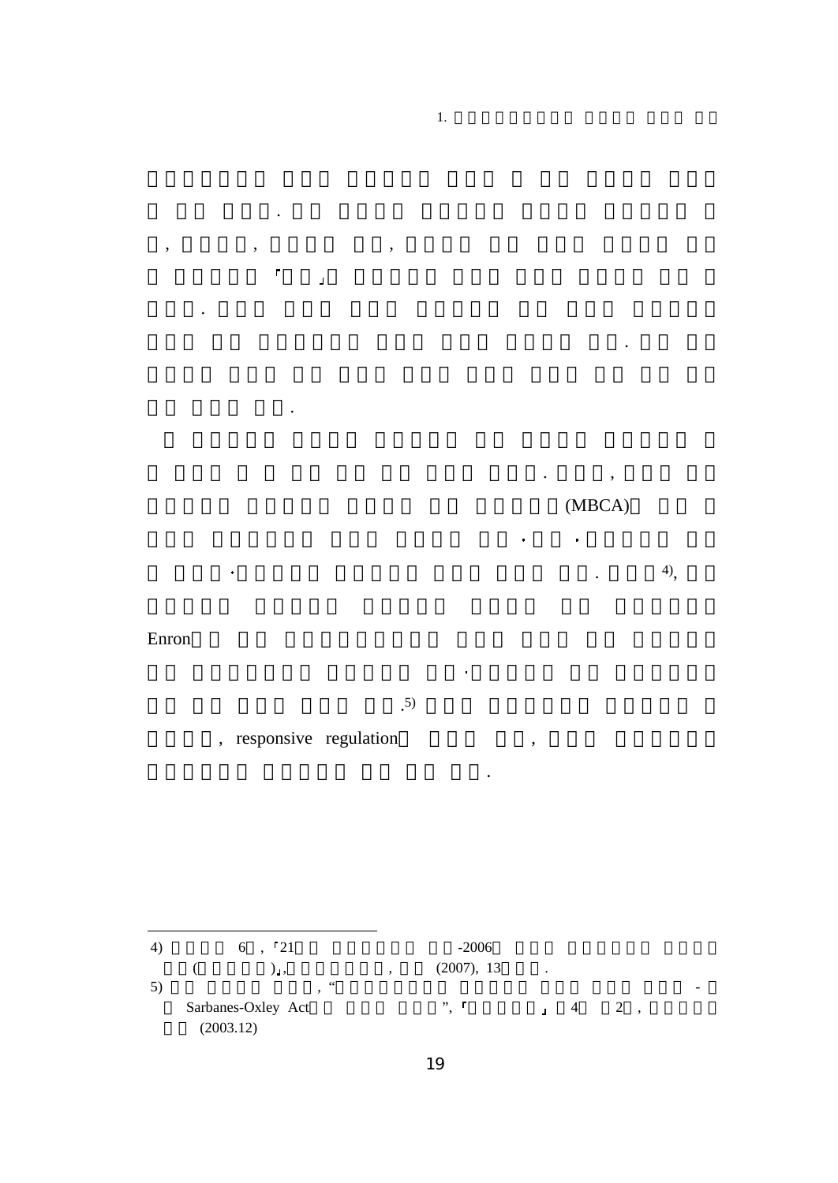(MBCA)

4),

Enron

.5)

, responsive regulation

4) 6 , 「21 -2006 ( )」, , (2007), 13 .

5) , " - Sarbanes-Oxley Act ", 「 」 4 2 , (2003.12)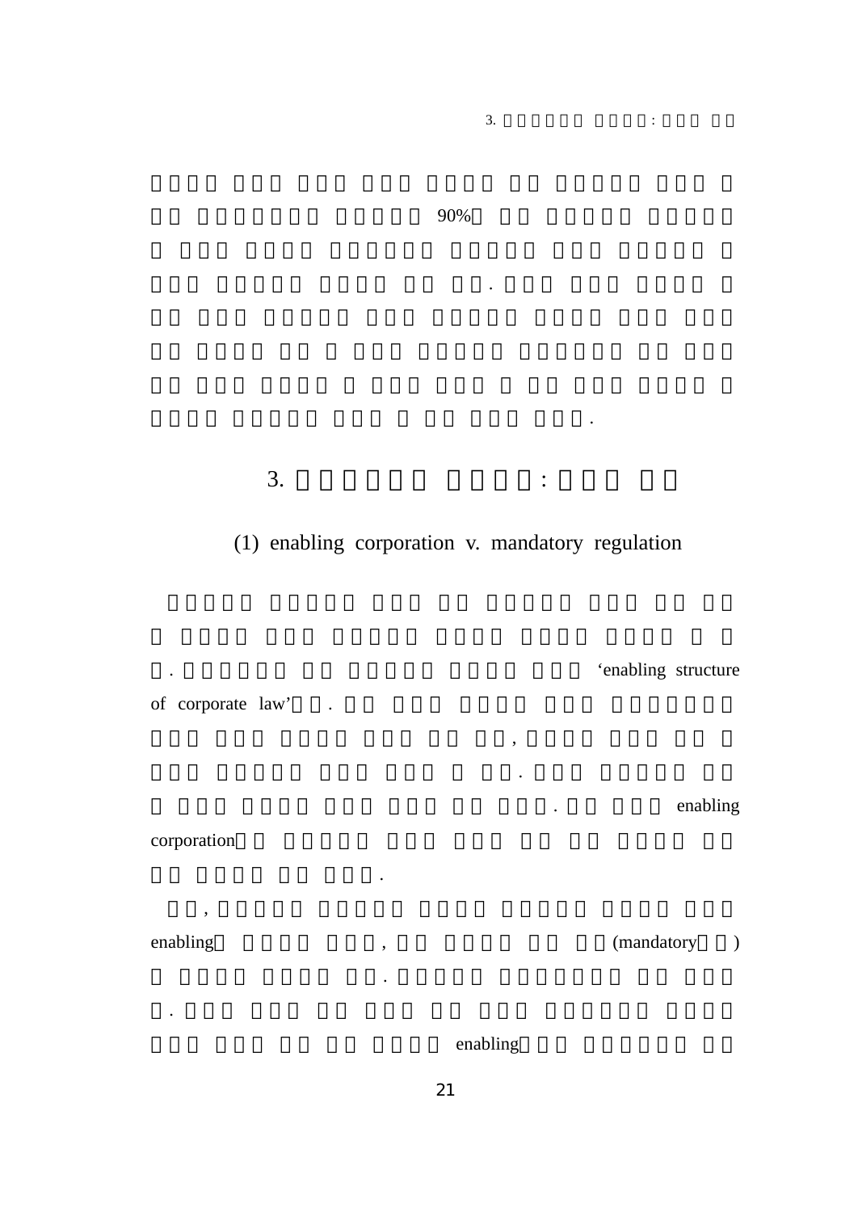90%

## 3. :

### (1) enabling corporation v. mandatory regulation

'enabling structure of corporate law'

enabling corporation

enabling (mandatory )

enabling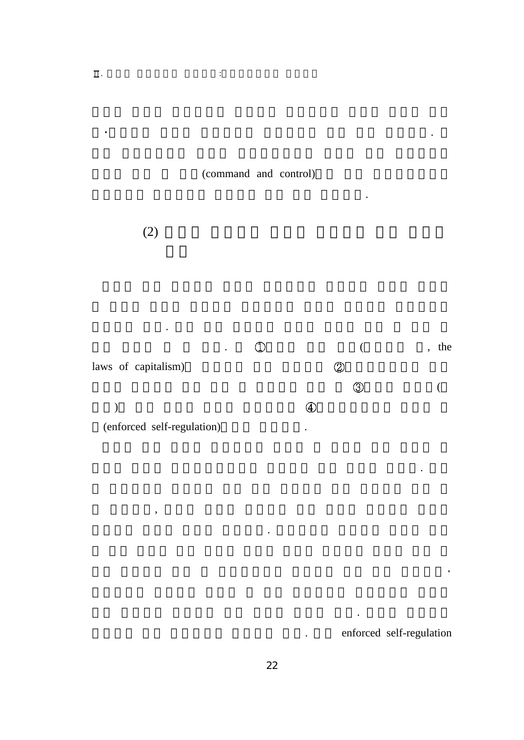(command and control)

## (2)

① ( , the laws of capitalism) ② ③ ( ) ④ (enforced self-regulation).

enforced self-regulation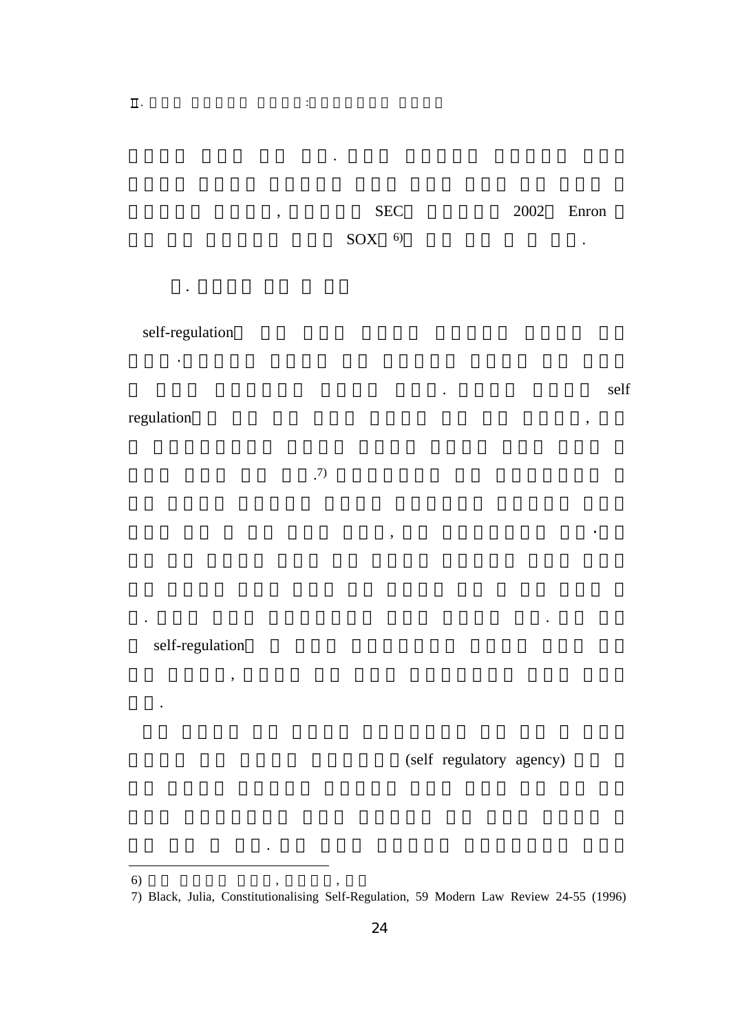SEC 2002 Enron

SOX[6]

self-regulation

self regulation

[7]

self-regulation

(self regulatory agency)

6)

7) Black, Julia, Constitutionalising Self-Regulation, 59 Modern Law Review 24-55 (1996)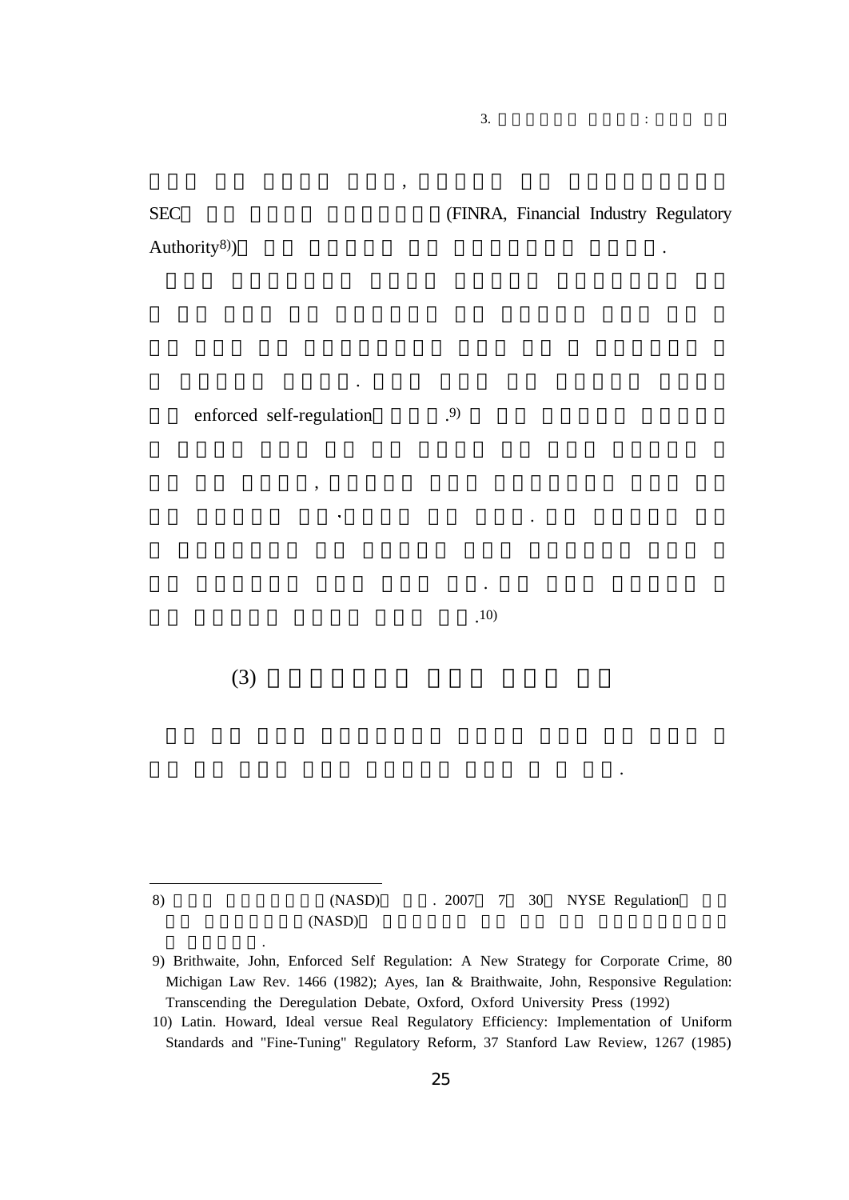SEC (FINRA, Financial Industry Regulatory Authority[8]))

enforced self-regulation .[9]

.[10]

### (3)

---

8) (NASD) . 2007 7 30 NYSE Regulation (NASD) .

9) Brithwaite, John, Enforced Self Regulation: A New Strategy for Corporate Crime, 80 Michigan Law Rev. 1466 (1982); Ayes, Ian & Braithwaite, John, Responsive Regulation: Transcending the Deregulation Debate, Oxford, Oxford University Press (1992)

10) Latin. Howard, Ideal versue Real Regulatory Efficiency: Implementation of Uniform Standards and "Fine-Tuning" Regulatory Reform, 37 Stanford Law Review, 1267 (1985)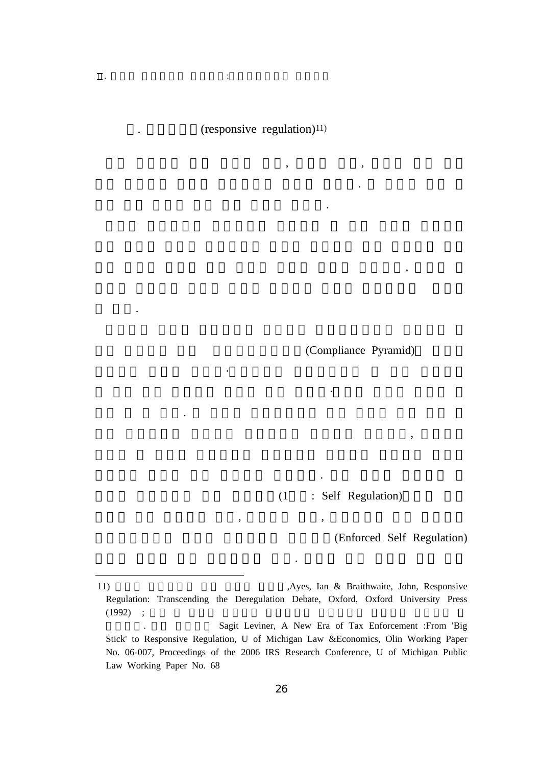## (responsive regulation)[11]

,  ,  

.

.

,

.

(Compliance Pyramid)

·

·

.

,

.

(1 : Self Regulation)

,  ,

(Enforced Self Regulation)

.

---

11) ,Ayes, Ian & Braithwaite, John, Responsive Regulation: Transcending the Deregulation Debate, Oxford, Oxford University Press (1992) ; . Sagit Leviner, A New Era of Tax Enforcement :From 'Big Stick' to Responsive Regulation, U of Michigan Law &Economics, Olin Working Paper No. 06-007, Proceedings of the 2006 IRS Research Conference, U of Michigan Public Law Working Paper No. 68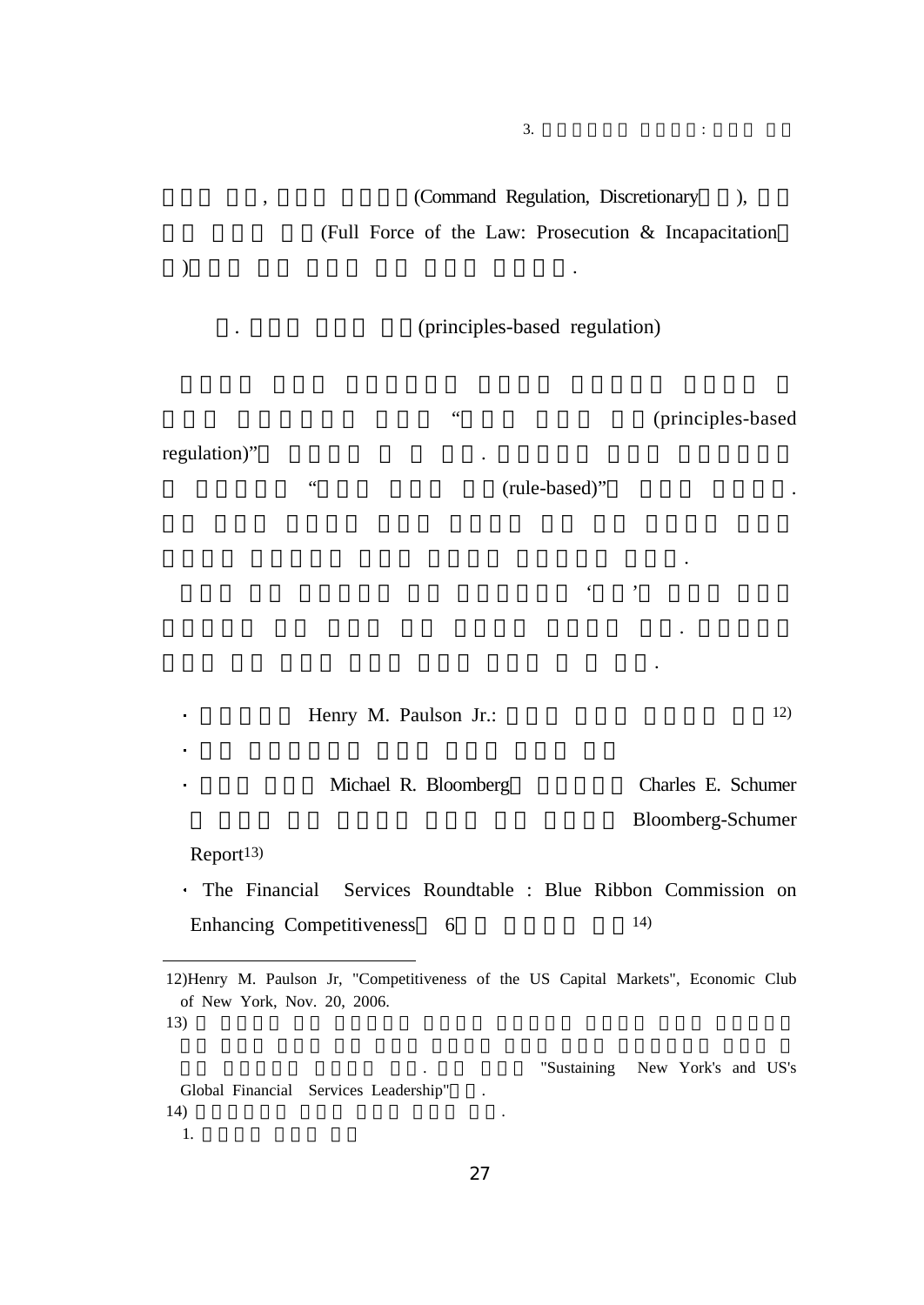, (Command Regulation, Discretionary ), (Full Force of the Law: Prosecution & Incapacitation ) .

. (principles-based regulation)

"(principles-based regulation)" . "(rule-based)" .

.

' ' . .

- Henry M. Paulson Jr.: [12]
- 
- Michael R. Bloomberg Charles E. Schumer Bloomberg-Schumer Report[13]
- The Financial Services Roundtable : Blue Ribbon Commission on Enhancing Competitiveness 6 [14]

---

12) Henry M. Paulson Jr, "Competitiveness of the US Capital Markets", Economic Club of New York, Nov. 20, 2006.

13) . "Sustaining New York's and US's Global Financial Services Leadership" .

14) .

1.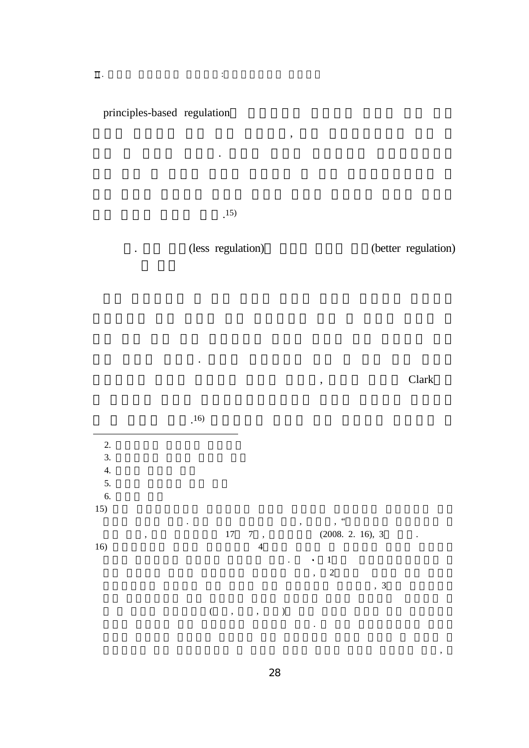principles-based regulation [15]

## (less regulation) (better regulation)

Clark [16]

---

2.
3.
4.
5.
6.

15) “ 17 7 (2008. 2. 16), 3

16) 4 1 2 3 ( , , )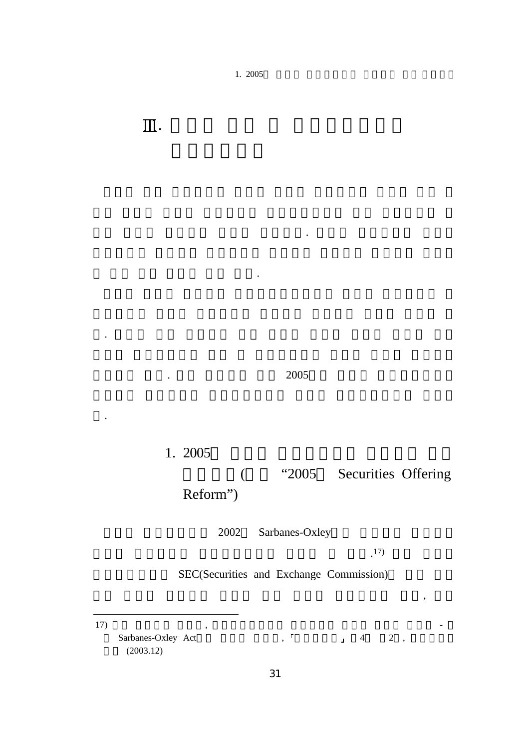# Ⅲ.

.

.

. . 2005

.

## 1. 2005 ( “2005 Securities Offering Reform”)

2002 Sarbanes-Oxley .[17] SEC(Securities and Exchange Commission) ,

---

17) , - Sarbanes-Oxley Act , 「 」 4 2 , (2003.12)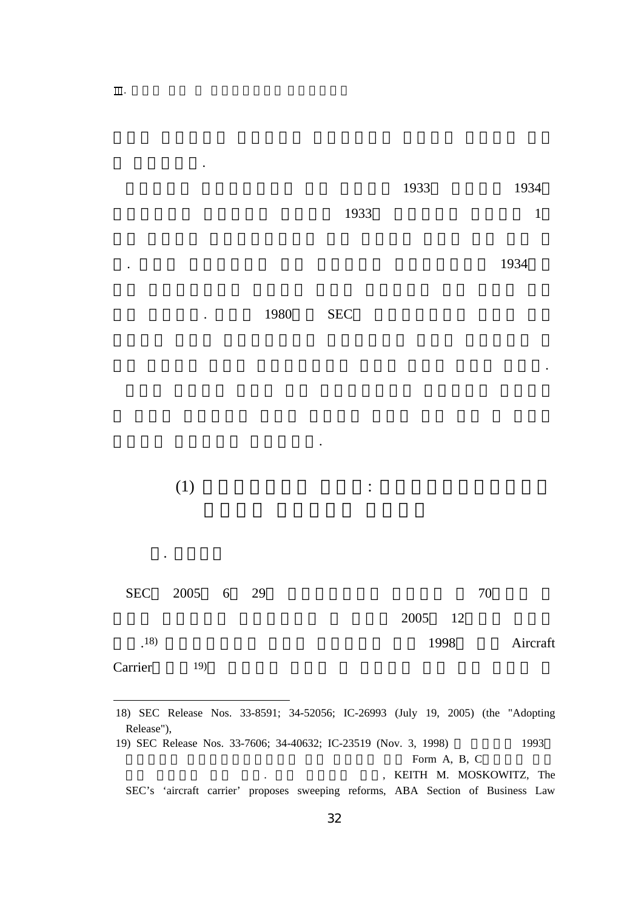Ⅲ.

.

1933 1934

1933 1

. 1934

. 1980 SEC

.

.

## (1) :

### .

SEC 2005 6 29 70

2005 12

.[18] 1998 Aircraft Carrier [19]

---

18) SEC Release Nos. 33-8591; 34-52056; IC-26993 (July 19, 2005) (the "Adopting Release"),

19) SEC Release Nos. 33-7606; 34-40632; IC-23519 (Nov. 3, 1998) 1993 Form A, B, C . , KEITH M. MOSKOWITZ, The SEC's 'aircraft carrier' proposes sweeping reforms, ABA Section of Business Law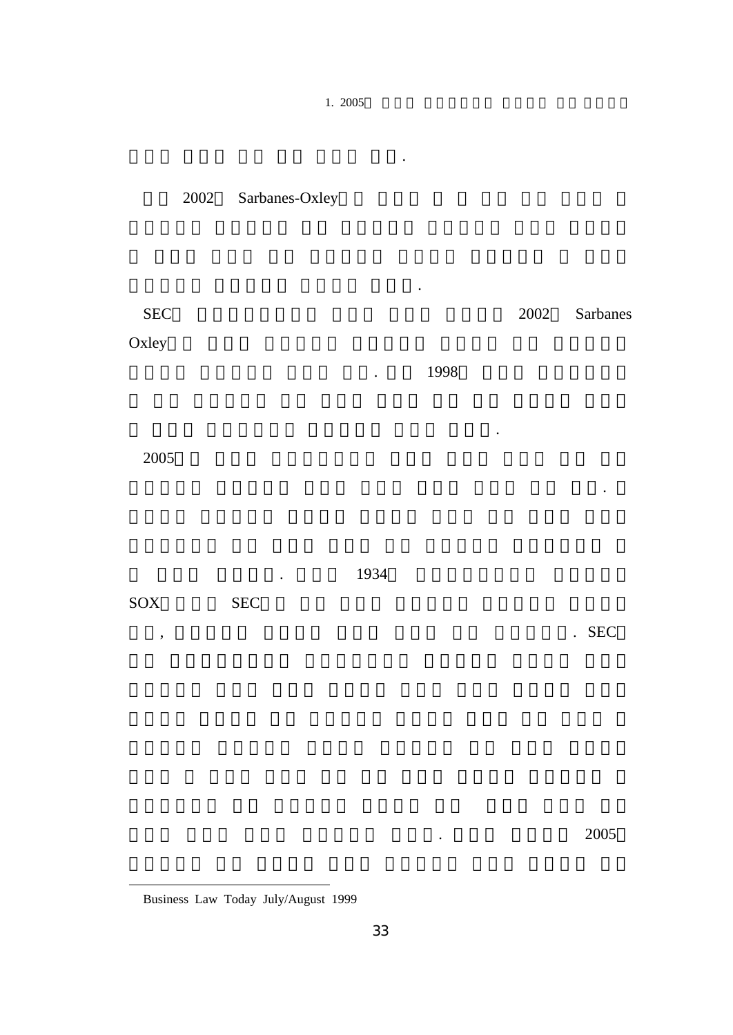.

2002 Sarbanes-Oxley

.

SEC 2002 Sarbanes Oxley

. 1998

.

2005

. 1934

SOX SEC

, . SEC

. 2005

---

Business Law Today July/August 1999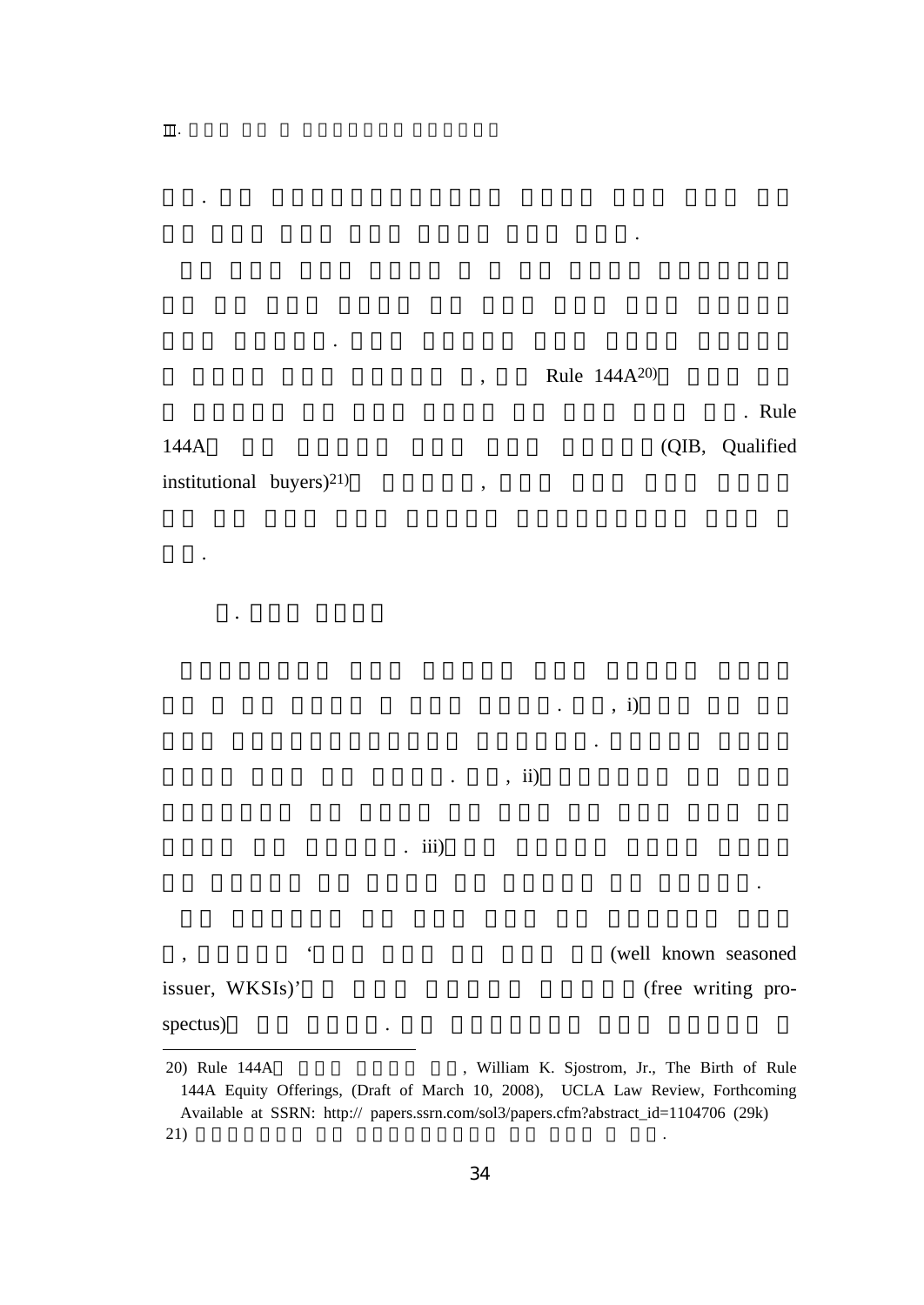Rule 144A[20] . Rule 144A (QIB, Qualified institutional buyers)[21] , .

.

, i) . . . , ii) . iii) .

, ‘ (well known seasoned issuer, WKSIs)’ (free writing prospectus) .

---

20) Rule 144A , William K. Sjostrom, Jr., The Birth of Rule 144A Equity Offerings, (Draft of March 10, 2008), UCLA Law Review, Forthcoming Available at SSRN: http:// papers.ssrn.com/sol3/papers.cfm?abstract_id=1104706 (29k)

21) .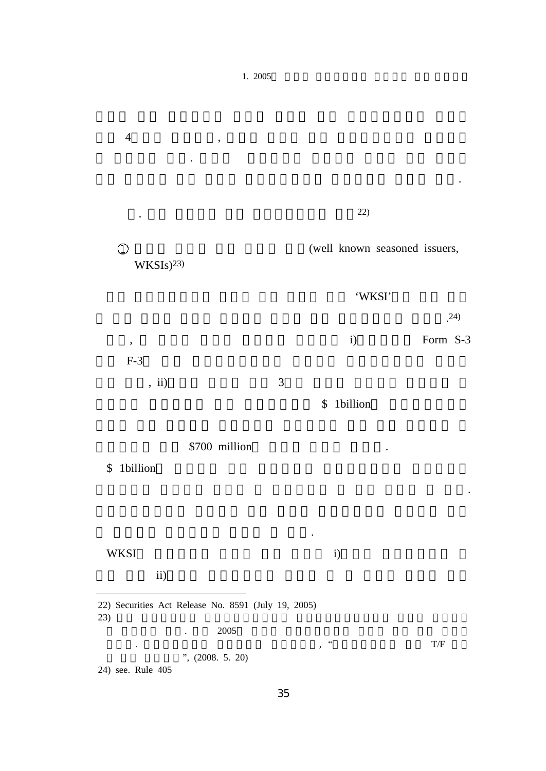4 ,

.

.

. 22)

① (well known seasoned issuers, WKSIs)23)

'WKSI'

.24)

, i) Form S-3

F-3

, ii) 3

$ 1billion

$700 million .

$ 1billion

.

.

WKSI i)

ii)

---

22) Securities Act Release No. 8591 (July 19, 2005)

23) . 2005 . , " T/F ", (2008. 5. 20)

24) see. Rule 405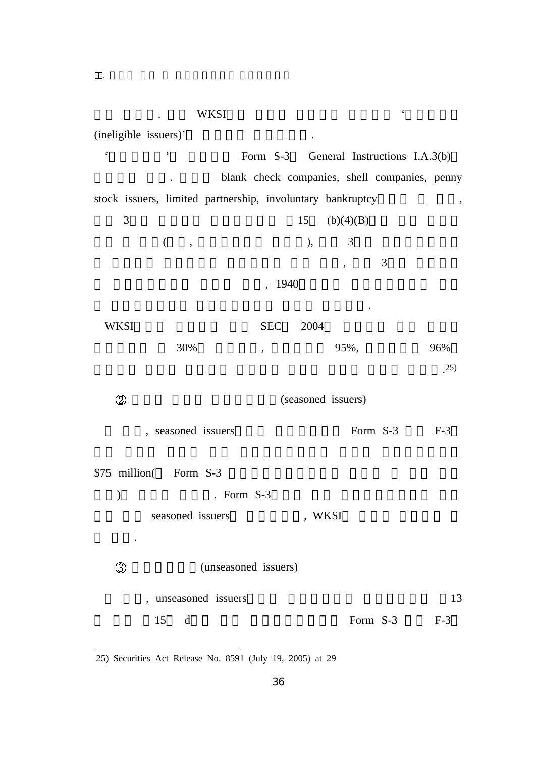. WKSI ‘
(ineligible issuers)’ .

‘ ’ Form S-3 General Instructions I.A.3(b)
. blank check companies, shell companies, penny stock issuers, limited partnership, involuntary bankruptcy ,
3 15 (b)(4)(B)
( , ), 3
, 3
, 1940
.

WKSI SEC 2004
30% , 95%, 96%
.[25]

② (seasoned issuers)

, seasoned issuers Form S-3 F-3

$75 million( Form S-3
) . Form S-3
seasoned issuers , WKSI
.

③ (unseasoned issuers)

, unseasoned issuers 13
15 d Form S-3 F-3

---

25) Securities Act Release No. 8591 (July 19, 2005) at 29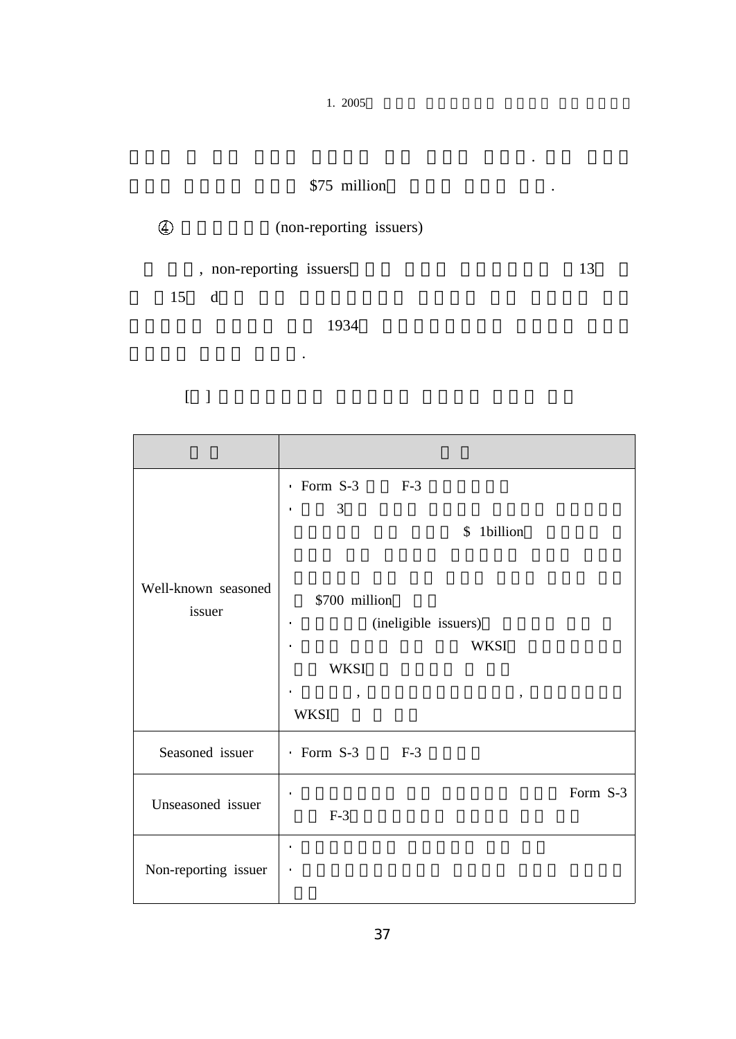$75 million .

④ (non-reporting issuers)

, non-reporting issuers 13 15 d 1934 .

[ ]

| | |
|---|---|
| Well-known seasoned issuer | · Form S-3 F-3<br>· 3 $ 1billion $700 million<br>· (ineligible issuers)<br>· WKSI WKSI<br>· , , WKSI |
| Seasoned issuer | · Form S-3 F-3 |
| Unseasoned issuer | · Form S-3 F-3 |
| Non-reporting issuer | ·<br>· |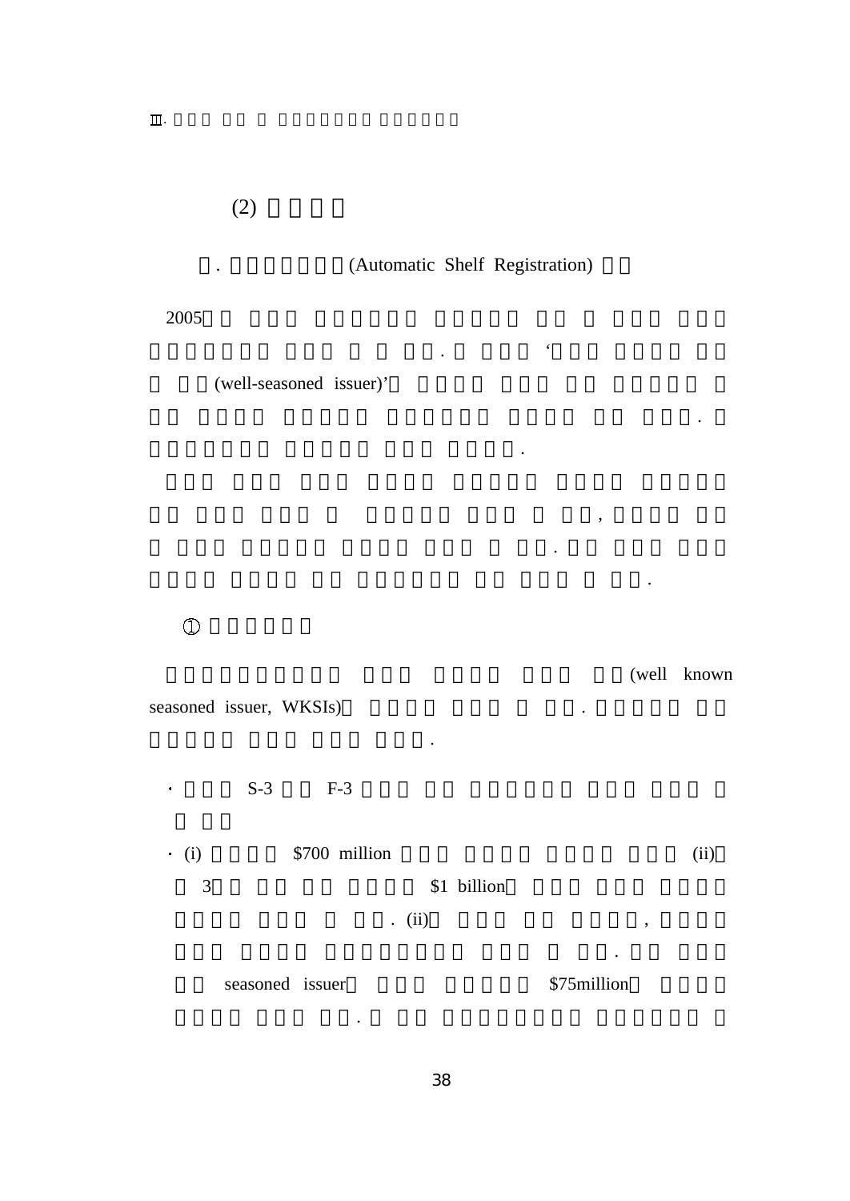(2)

. (Automatic Shelf Registration)

2005 . ‘ (well-seasoned issuer)’ . .

, . .

①

(well known seasoned issuer, WKSIs) . .

- S-3 F-3
- (i) $700 million (ii) 3 $1 billion . (ii) , . seasoned issuer $75million .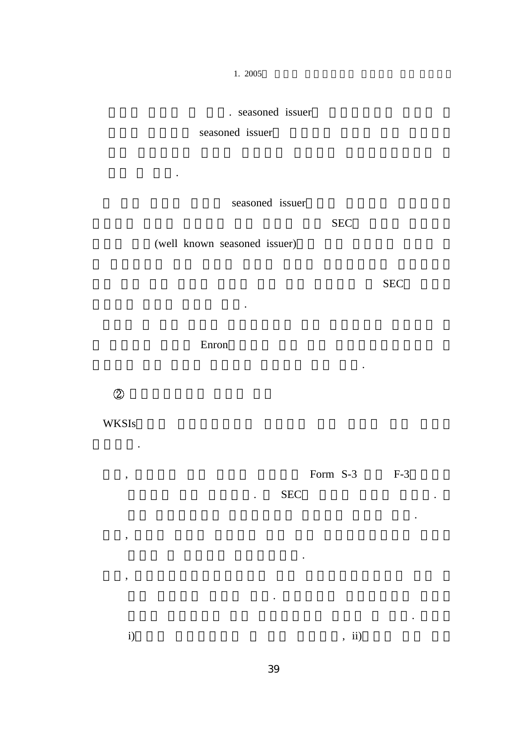. seasoned issuer

seasoned issuer

.

seasoned issuer

SEC

(well known seasoned issuer)

SEC

.

Enron

.

②

WKSIs

.

, Form S-3 F-3

. SEC .

.

,

.

,

.

.

i) , ii)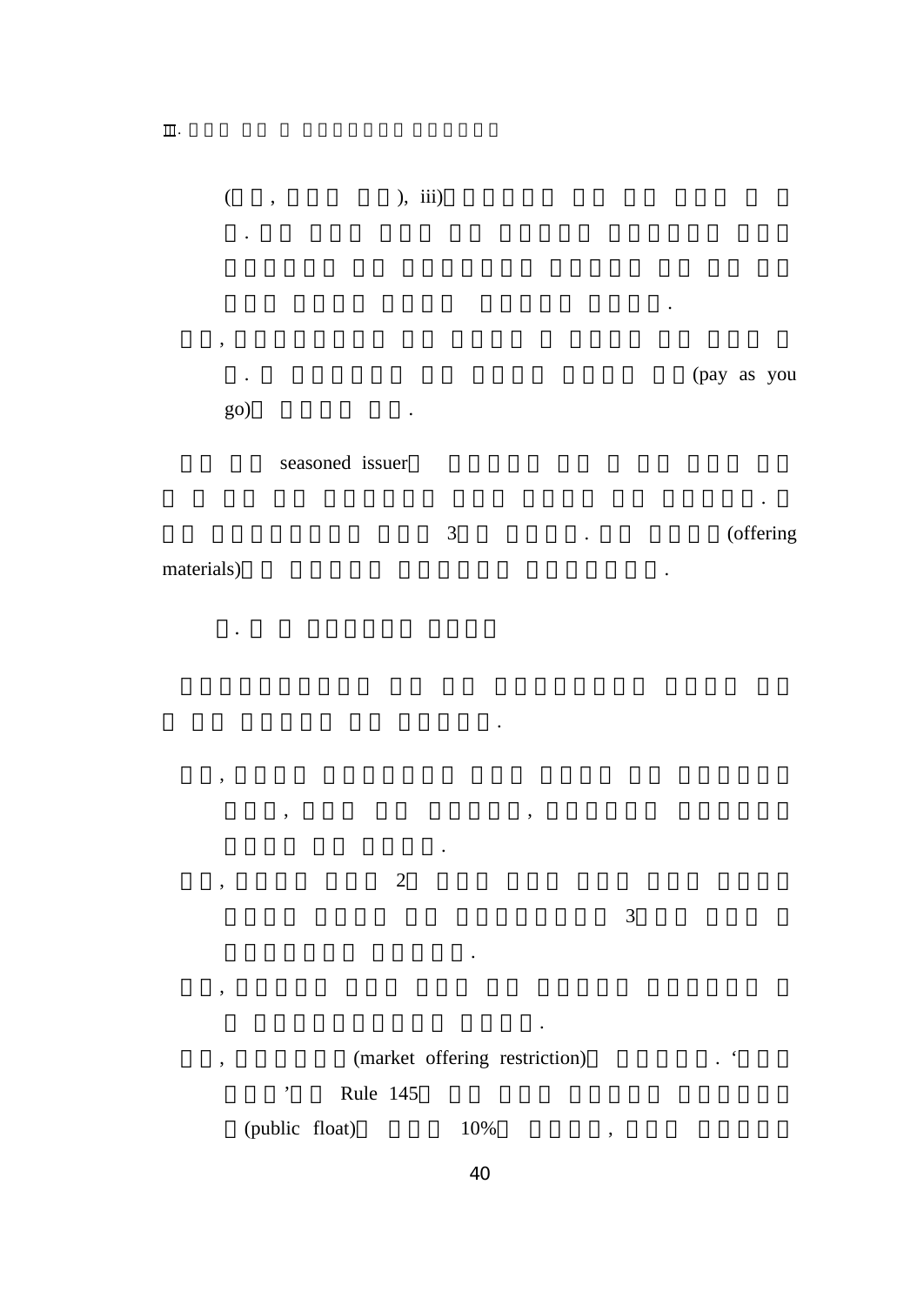(□□, □□□ □□), iii)□□□□□□ □□ □□ □□□ □ □□. □□ □□□ □□□ □□ □□□□□ □□□□□□ □□□ □□□□□□ □□ □□□□□□□□ □□□□□□ □□ □□ □□ □□□ □□□□ □□□□ □□□□□ □□□□.

□□, □□□□□□□□□ □□ □□□□ □ □□□□ □□ □□□ □□. □ □□□□□□ □□ □□□□ □□□□ □□(pay as you go)□ □□□□ □□.

□□ □□ seasoned issuer□ □□□□□ □□ □ □□ □□□ □□□ □ □□ □□ □□□□□□ □□□ □□□□ □□ □□□□□. □□□ □□□□□□□□□ □□□ 3□□ □□□□. □□ □□□□(offering materials)□□ □□□□□ □□□□□□□ □□□□□□□□.

### □. □ □ □□□□□□ □□□□

□□□□□□□□□□ □□ □□ □□□□□□□□□ □□□□ □□□ □□ □□□□□ □□ □□□□□.

□□, □□□□ □□□□□□□□ □□□ □□□□ □□ □□□□□□□ □□□, □□□ □□ □□□□□, □□□□□□□ □□□□□□ □□□□ □□ □□□□.

□□, □□□□ □□□ 2□ □□□ □□□ □□□ □□□ □□□□□ □□□□ □□□□ □□ □□□□□□□□□ 3□□□ □□□ □ □□□□□□□□ □□□□□.

□□, □□□□□ □□□ □□□ □□ □□□□□ □□□□□□ □ □ □□□□□□□□□□□ □□□□.

□□, □□□□□□(market offering restriction)□ □□□□□. '□□□ □□□'□□ Rule 145□ □□ □□□ □□□□□ □□□□□□□(public float)□ □□□ 10%□ □□□□, □□□ □□□□□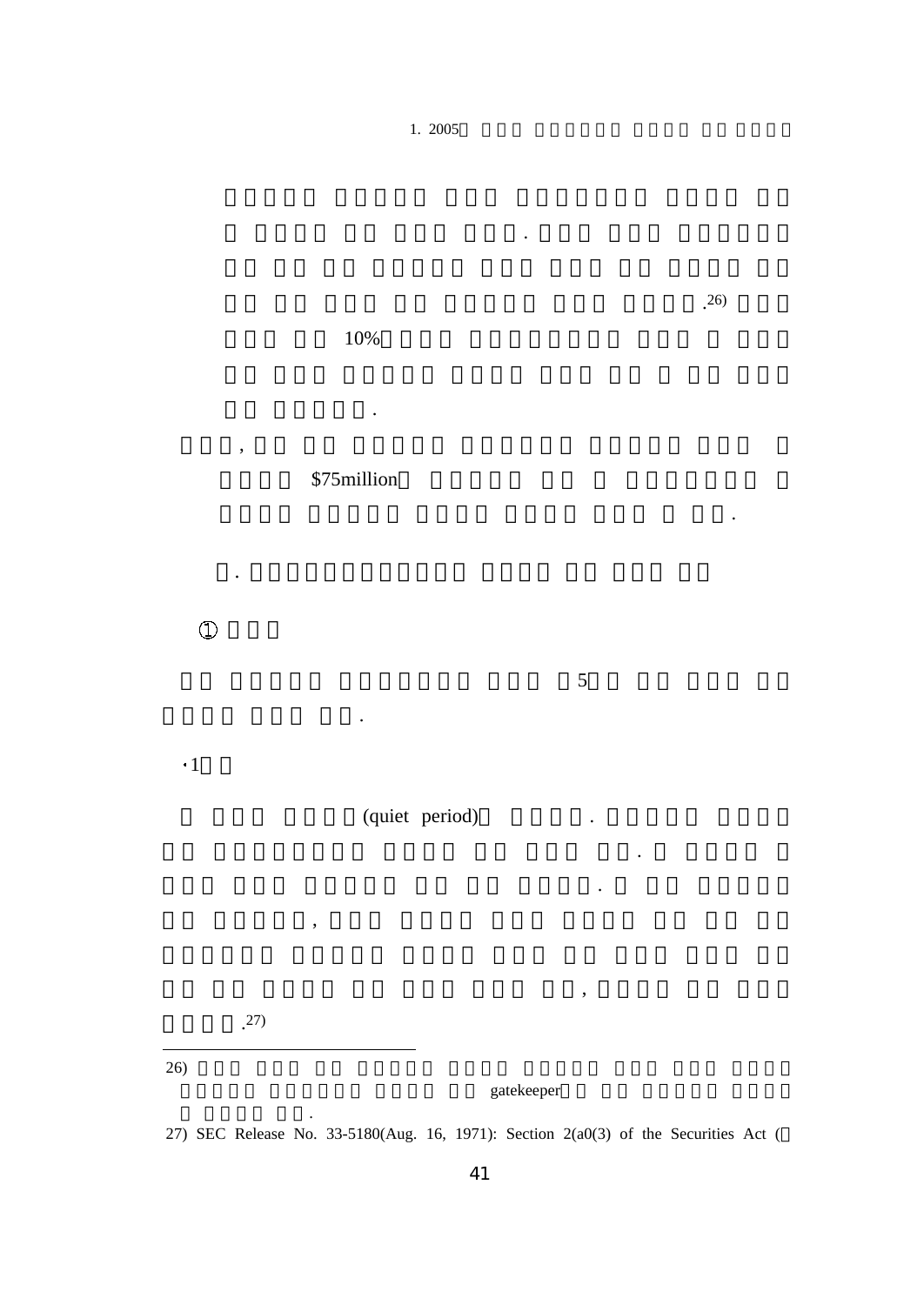.[26]

10%

,

$75million

.

① 

5

.

·1

(quiet period)

.[27]

---

26) gatekeeper

27) SEC Release No. 33-5180(Aug. 16, 1971): Section 2(a0(3) of the Securities Act (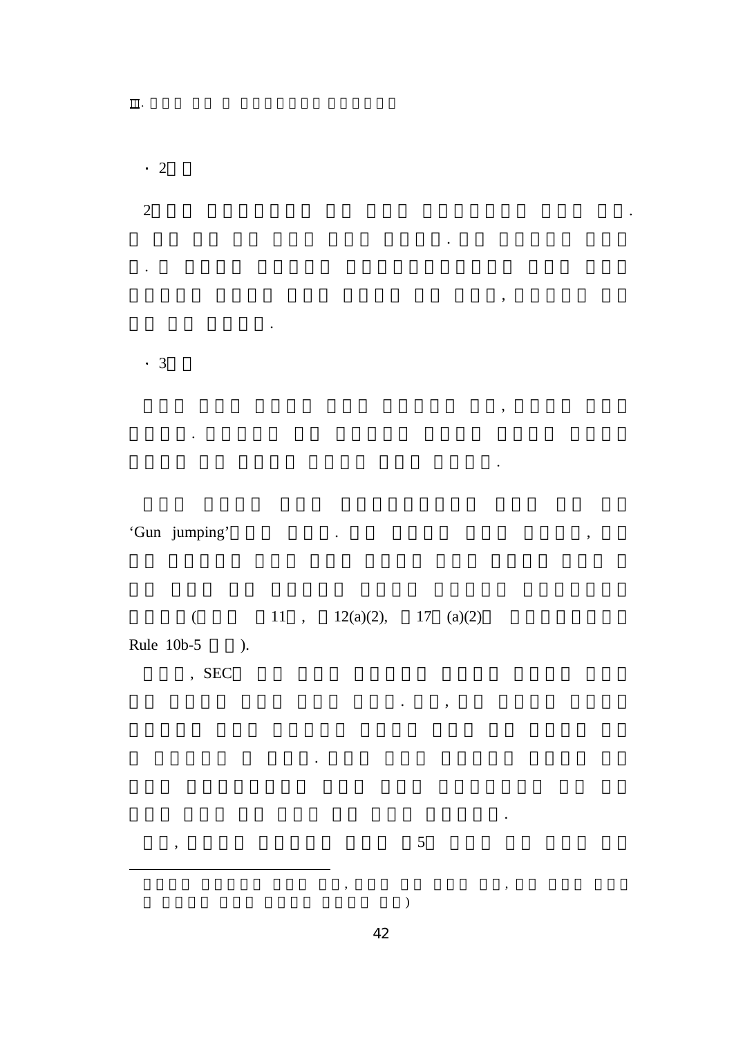Ⅲ.

· 2

2

· 3

'Gun jumping'

( 11 , 12(a)(2), 17 (a)(2)

Rule 10b-5 ).

, SEC

, 5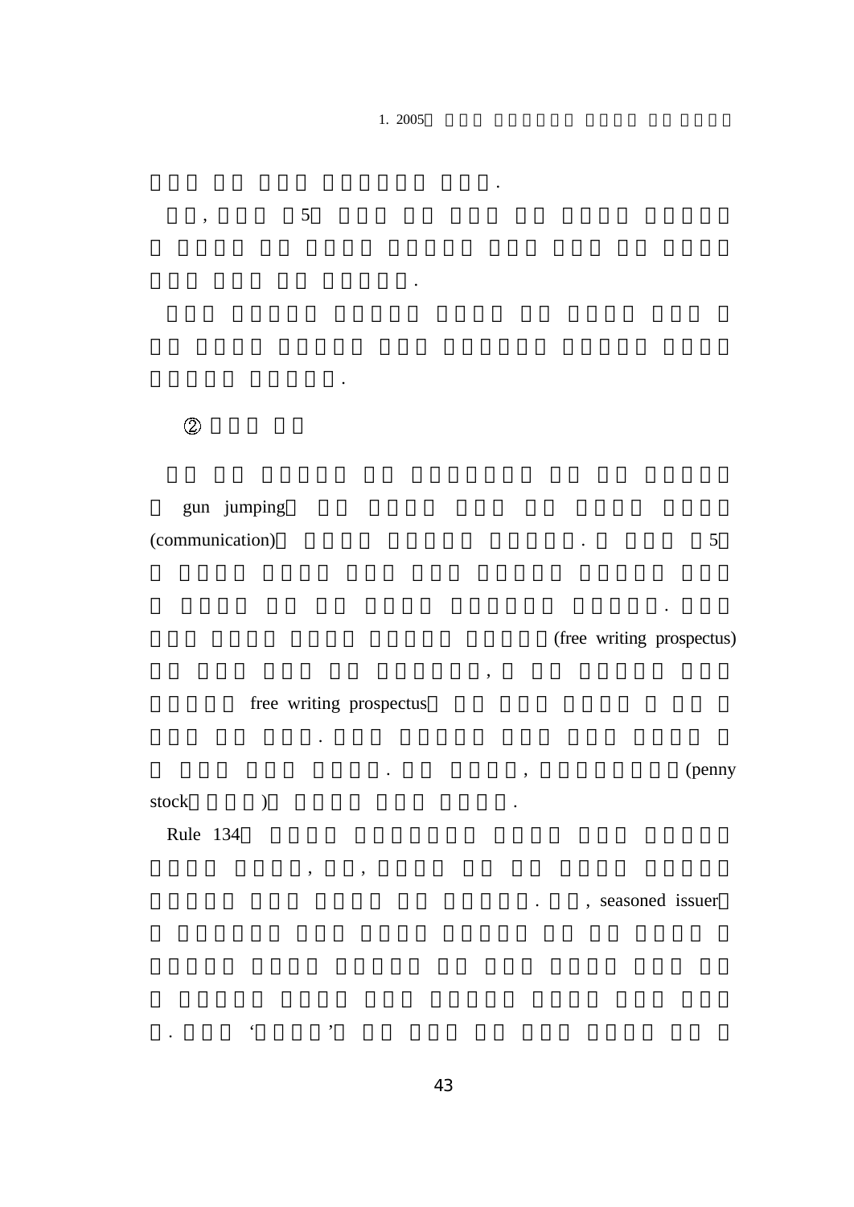②

gun jumping (communication) 5 (free writing prospectus) free writing prospectus (penny stock)

Rule 134 seasoned issuer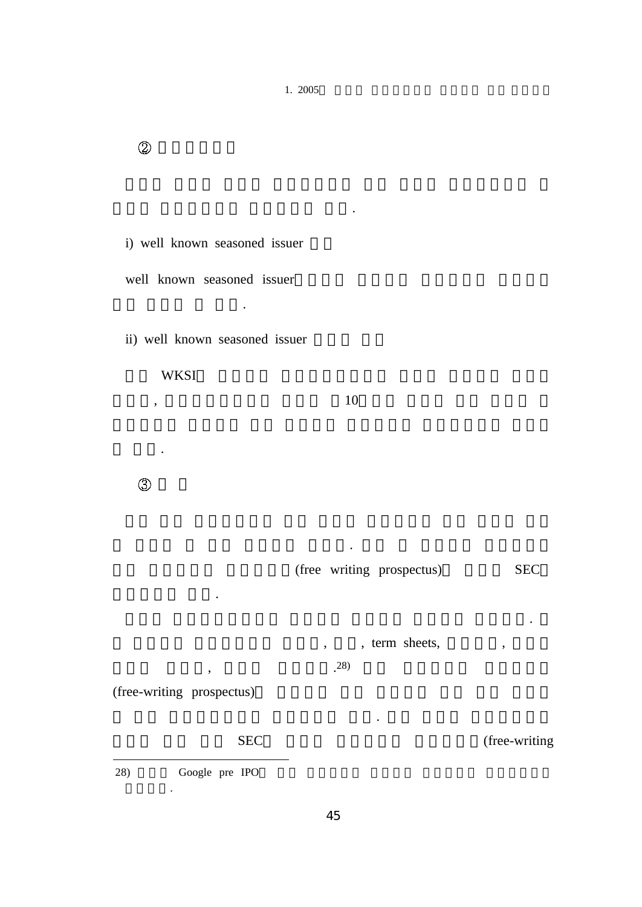## ②

.

i) well known seasoned issuer

well known seasoned issuer

.

ii) well known seasoned issuer

WKSI

, 10

.

## ③

.

(free writing prospectus) SEC

.

.

, , term sheets, ,

, .[28]

(free-writing prospectus)

.

SEC (free-writing

---

28) Google pre IPO

.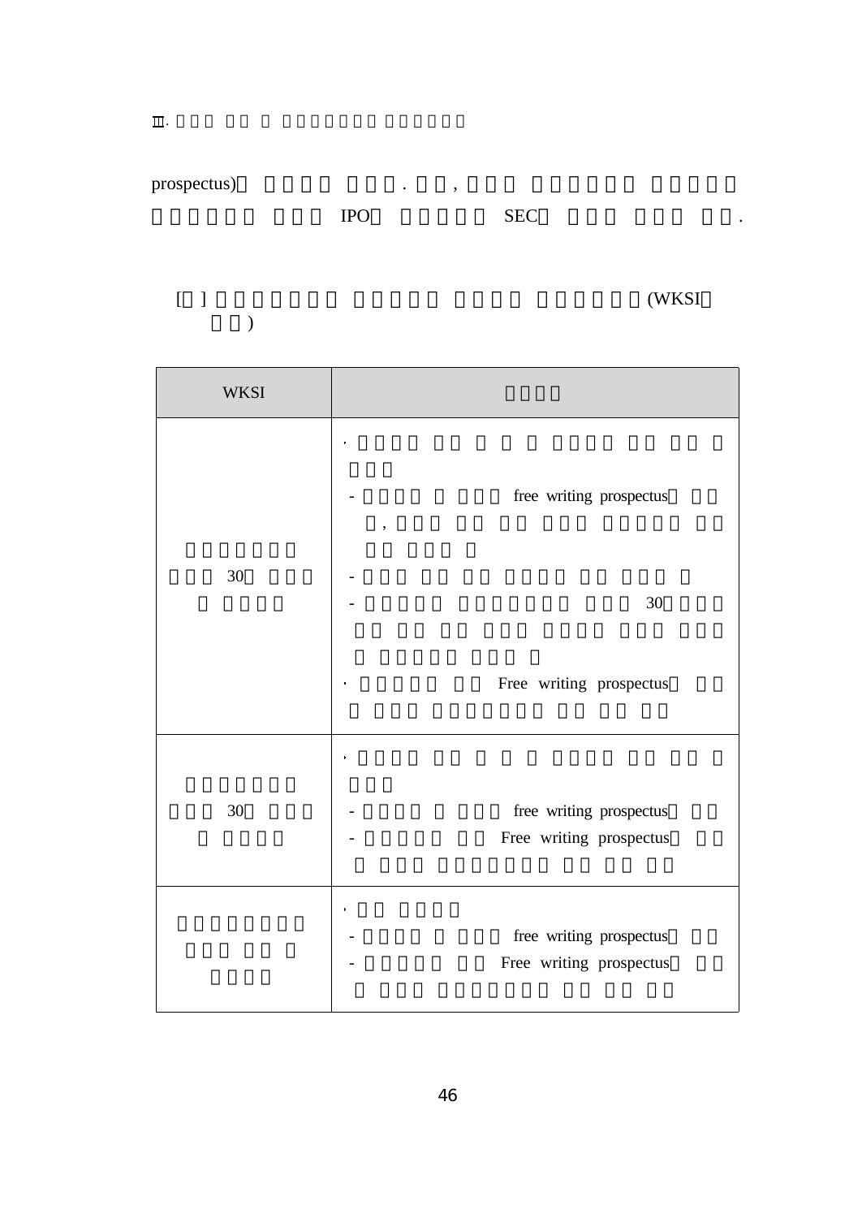prospectus) . , IPO SEC .

[ ] (WKSI )

| WKSI | |
|---|---|
| 30 | · - free writing prospectus , - - 30 · Free writing prospectus |
| 30 | · - free writing prospectus - Free writing prospectus |
| | · - free writing prospectus - Free writing prospectus |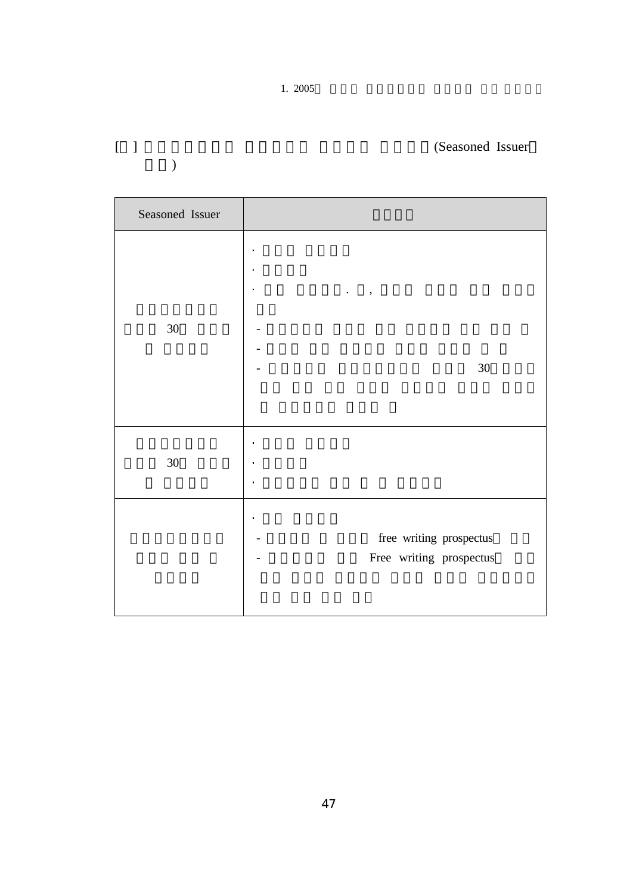[□] □□□□□□□ □□□□□ □□□□ □□□□(Seasoned Issuer□ □□)

| Seasoned Issuer | □□□□ |
|---|---|
| □□□□□□□ □□□ 30□ □□□ □ □□□□ | · □□□ □□□□<br>· □□□□<br>· □□ □□□□. □, □□□ □□□ □□ □□□ □□<br>- □□□□□ □□□ □□ □□□□ □□ □□ □<br>- □□□ □□ □□□□ □□□ □□□ □ □<br>- □□□□□ □□□□□□□ □□□ 30□□□ □□ □□ □□ □□□ □□□□ □□□ □□□ □ □□□□□ □□□ □ |
| □□□□□□□ □□□ 30□ □□□ □ □□□□ | · □□□ □□□□<br>· □□□□<br>· □□□□□ □□ □ □ □□□□ |
| □□□□□□□□ □□□ □□ □ □□□□ | · □□ □□□□<br>- □□□□ □ □□□ free writing prospectus□ □□<br>- □□□□□ □□ Free writing prospectus□ □□ □□ □□□ □□□□ □□□ □□□ □□□□□ □□ □□ □□ □□ |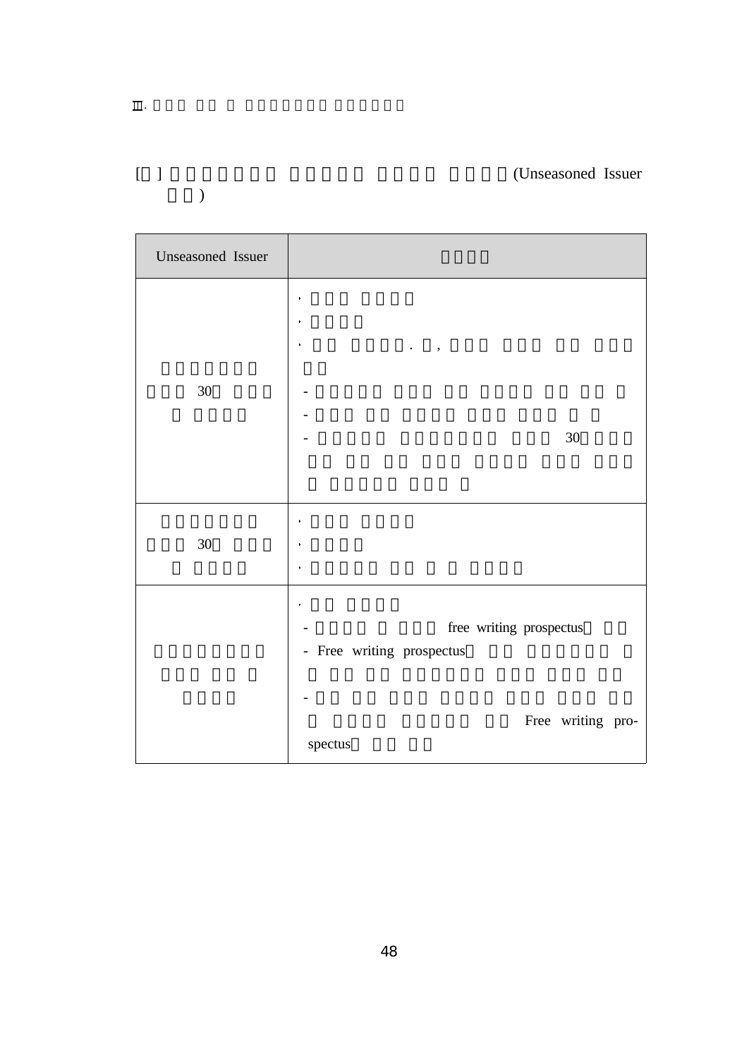[ ] (Unseasoned Issuer )

| Unseasoned Issuer | |
|---|---|
| 30 | · <br> · <br> · . , <br> - <br> - <br> - 30 |
| 30 | · <br> · <br> · |
| | · <br> - free writing prospectus <br> - Free writing prospectus <br> - Free writing prospectus |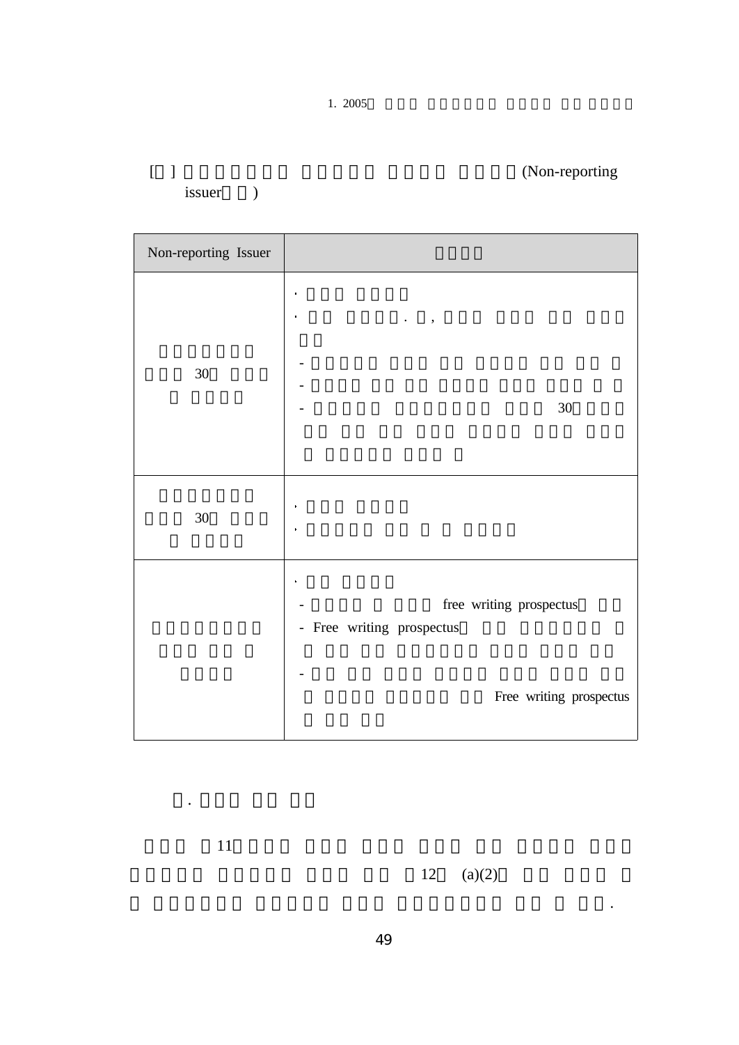[ ] (Non-reporting issuer )

| Non-reporting Issuer | |
|---|---|
| 30 | · <br>· . , <br>- <br>- <br>- 30 |
| 30 | · <br>· |
| | · <br>- free writing prospectus <br>- Free writing prospectus <br>- Free writing prospectus |

.

11 12 (a)(2) .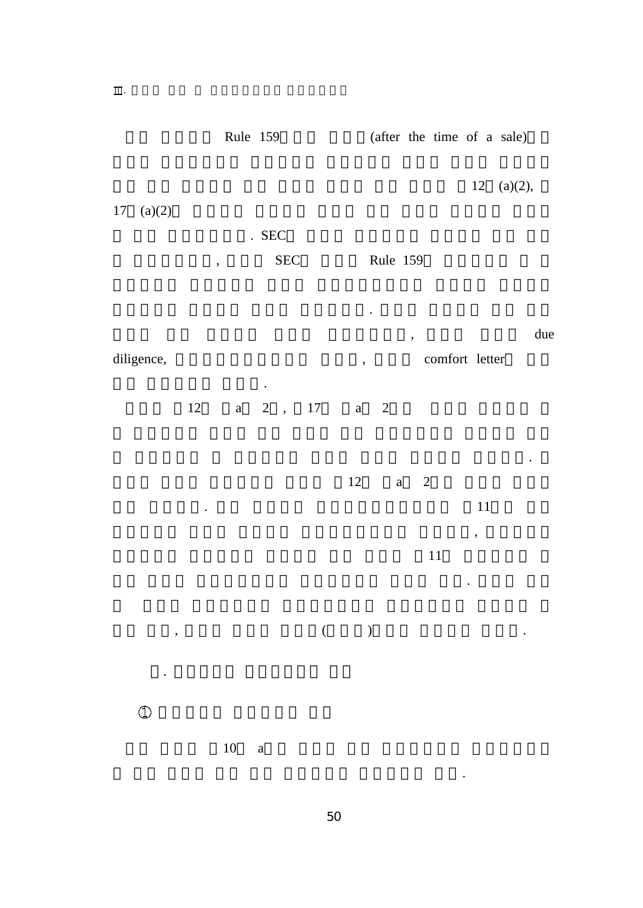Ⅲ.

Rule 159 (after the time of a sale)

12 (a)(2),

17 (a)(2)

. SEC

, SEC Rule 159

.

, due

diligence, , comfort letter

.

12 a 2 , 17 a 2

.

12 a 2

. 11

,

11

.

, ( ) .

.

①

10 a

.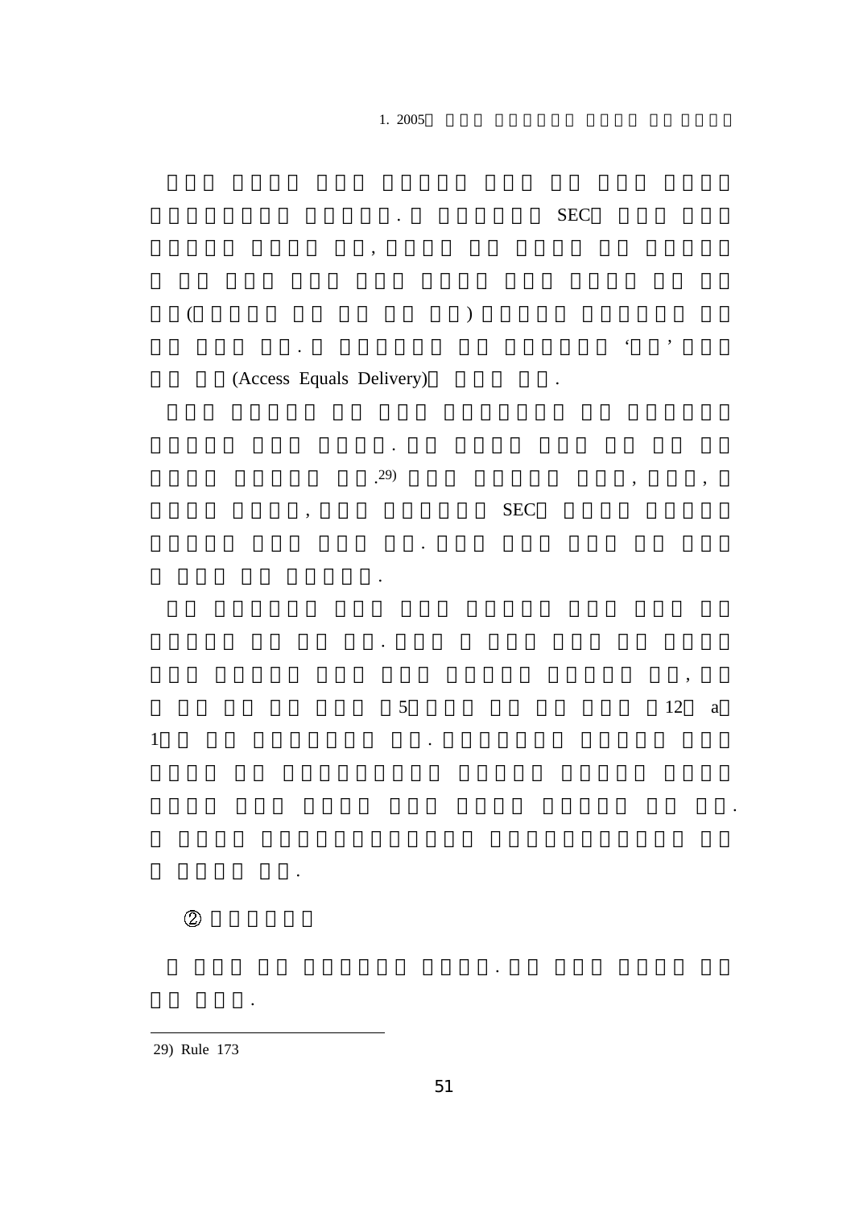SEC

(

)

'

'

(Access Equals Delivery)

29)

SEC

5

12

a

1

②

29) Rule 173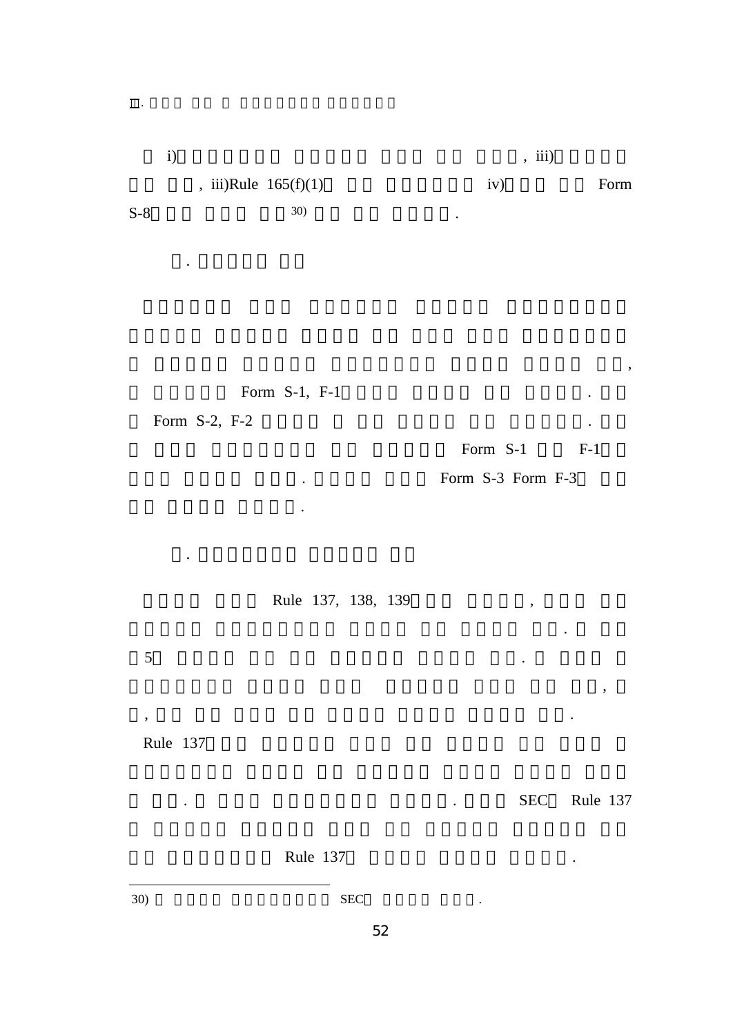□ i)□□□□□□□ □□□□□ □□□ □□ □□□, iii)□□□□□ □□ □□, iii)Rule 165(f)(1)□ □□ □□□□□□ iv)□□□ □□ Form S-8□□□ □□□ □□[30] □□ □□ □□□□.

## □. □□□□□ □□

□□□□□□ □□□ □□□□□□ □□□□□ □□□□□□□□ □□□□□ □□□□□ □□□□ □□ □□□ □□□ □□□□□□□ □ □□□□□ □□□□□ □□□□□□□ □□□□ □□□□ □□, □ □□□□□ Form S-1, F-1□□□ □□□□ □□ □□□□. □□□ Form S-2, F-2 □□□□ □ □□ □□□□ □□ □□□□□. □□□ □□□ □□□□□□□ □□ □□□□□ Form S-1 □□ F-1□□ □□□ □□□□ □□□. □□□□ □□□ Form S-3 Form F-3□ □□ □□ □□□□ □□□□.

## □. □□□□□□□ □□□□□ □□

□□□□ □□□ Rule 137, 138, 139□□□ □□□□, □□□ □□ □□□□□ □□□□□□□□ □□□□ □□ □□□□ □□. □ □□ □5□ □□□□ □□ □□ □□□□□ □□□□ □□. □ □□□ □ □□□□□□□ □□□□ □□□ □□□□□ □□□ □□ □□, □ □, □□ □□ □□□ □□ □□□□ □□□□ □□□□ □□.

Rule 137□□□ □□□□□ □□□ □□ □□□□ □□ □□□ □ □□□□□□□ □□□□ □□ □□□□□ □□□□ □□□□ □□□ □ □□. □ □□□ □□□□□□□ □□□□. □□□ SEC□ Rule 137 □ □□□□□ □□□□□ □□□ □□ □□□□□ □□□□□ □□ □□ □□□□□□□ Rule 137□ □□□□ □□□□ □□□□.

---

30) □ □□□□ □□□□□□□□ SEC□ □□□□ □□□.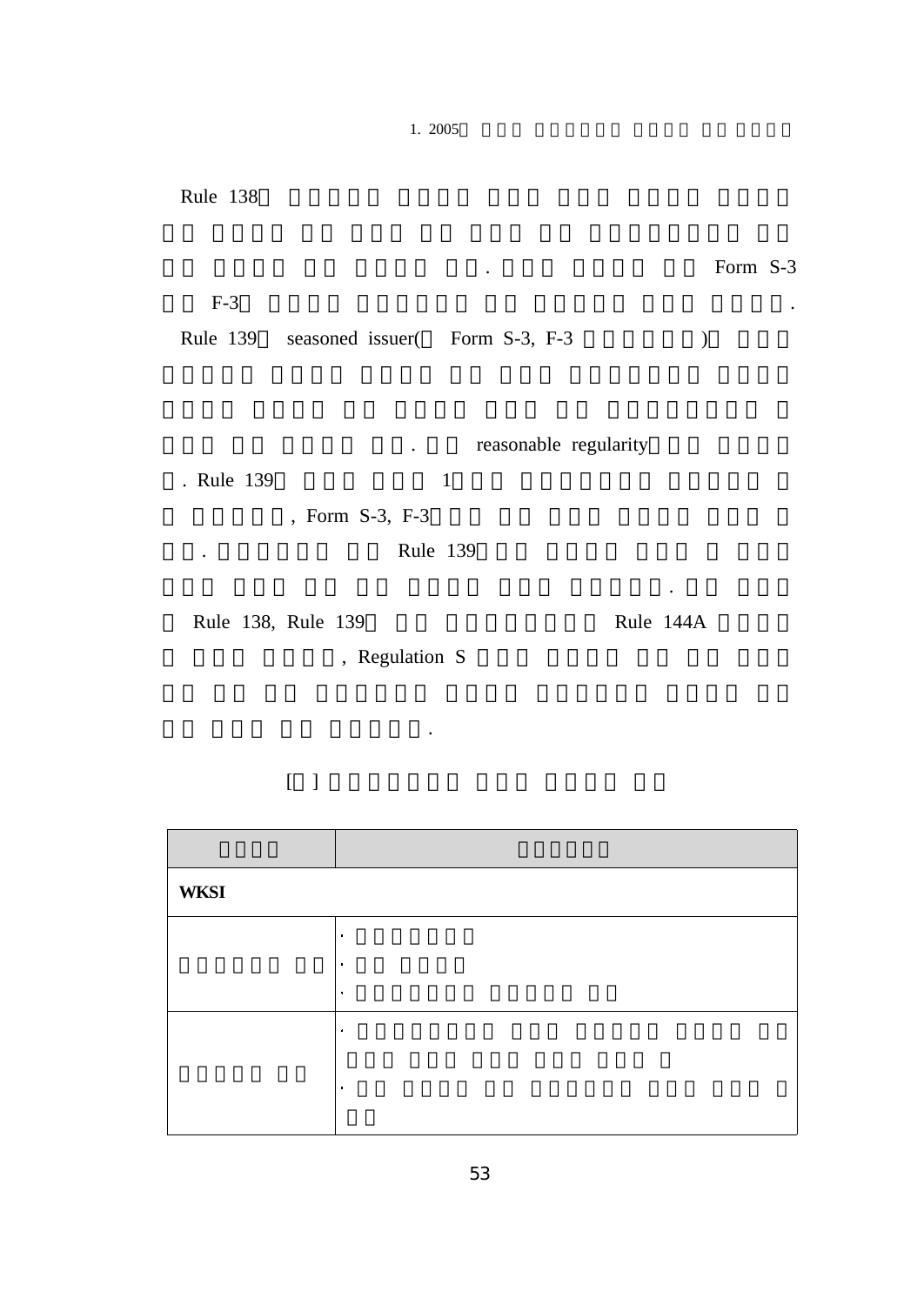Rule 138 Form S-3 F-3 .

Rule 139 seasoned issuer( Form S-3, F-3 ) . reasonable regularity . Rule 139 1 , Form S-3, F-3 . Rule 139 . Rule 138, Rule 139 Rule 144A , Regulation S .

[ ]

| | |
|---|---|
| WKSI | |
| | · <br> · <br> · |
| | · <br> · |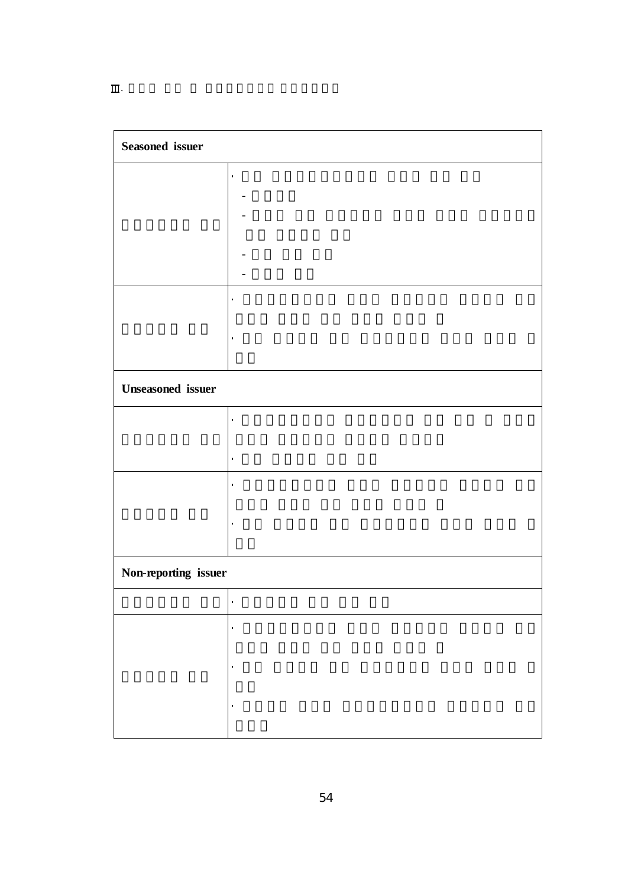| | |
|---|---|
| **Seasoned issuer** | |
| | |
| | |
| **Unseasoned issuer** | |
| | |
| | |
| **Non-reporting issuer** | |
| | |
| | |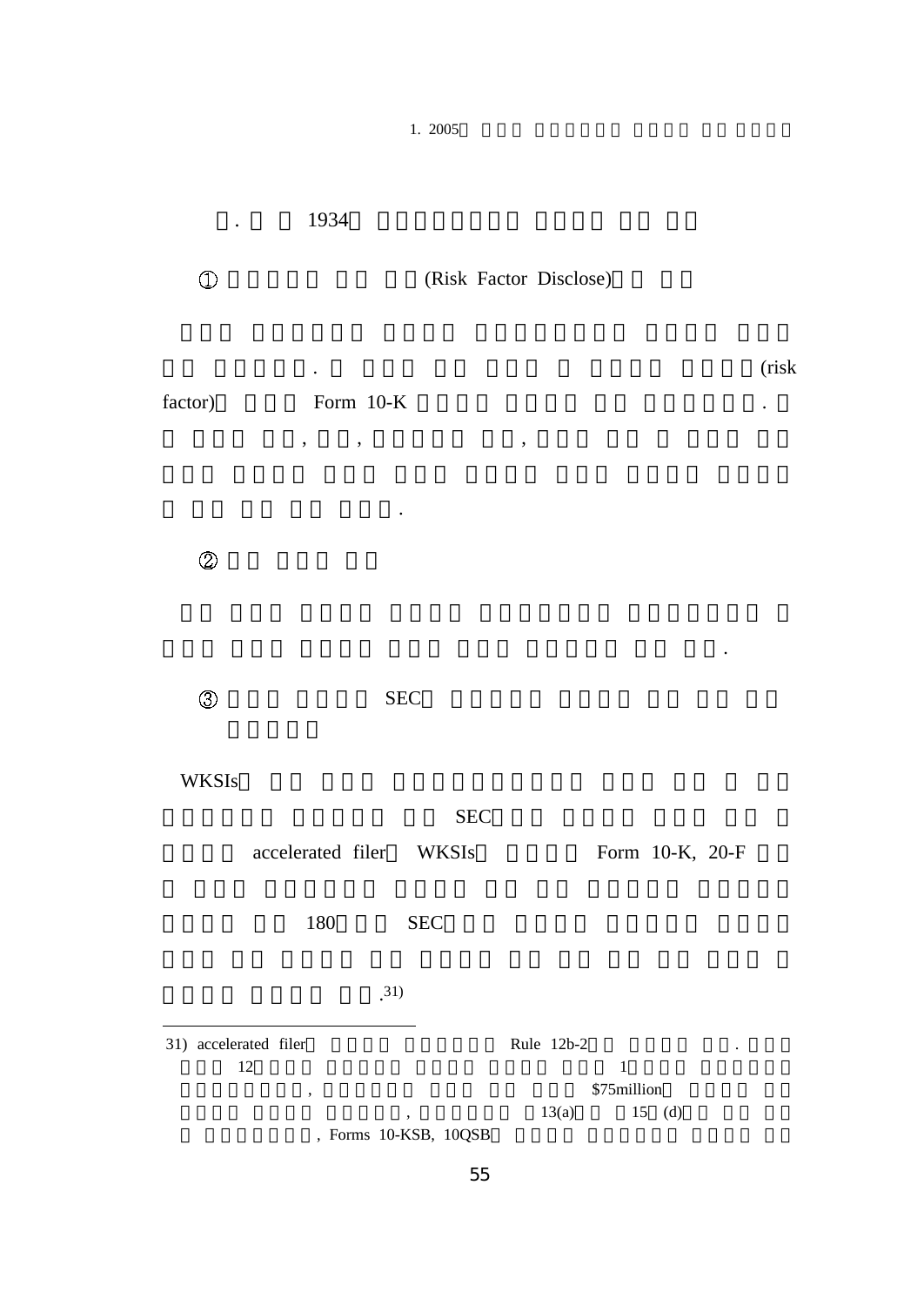. 1934

① (Risk Factor Disclose)

. (risk factor) Form 10-K . , , , .

②

.

③ SEC

WKSIs SEC accelerated filer WKSIs Form 10-K, 20-F 180 SEC .[31)]

---

31) accelerated filer Rule 12b-2 . 12 1 , $75million , 13(a) 15 (d) , Forms 10-KSB, 10QSB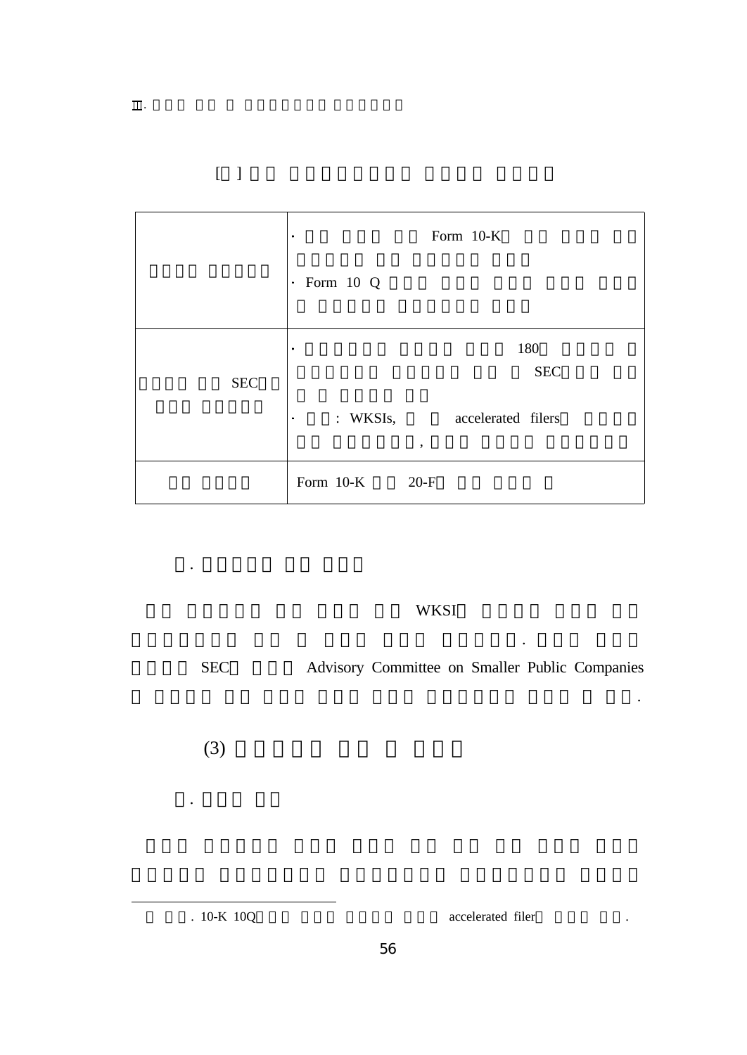[ ]

| | |
|---|---|
| | · Form 10-K<br>· Form 10 Q |
| SEC | · 180<br>SEC<br>· : WKSIs, accelerated filers<br>, |
| | Form 10-K 20-F |

.

WKSI . SEC Advisory Committee on Smaller Public Companies .

(3)

.

---

. 10-K 10Q accelerated filer .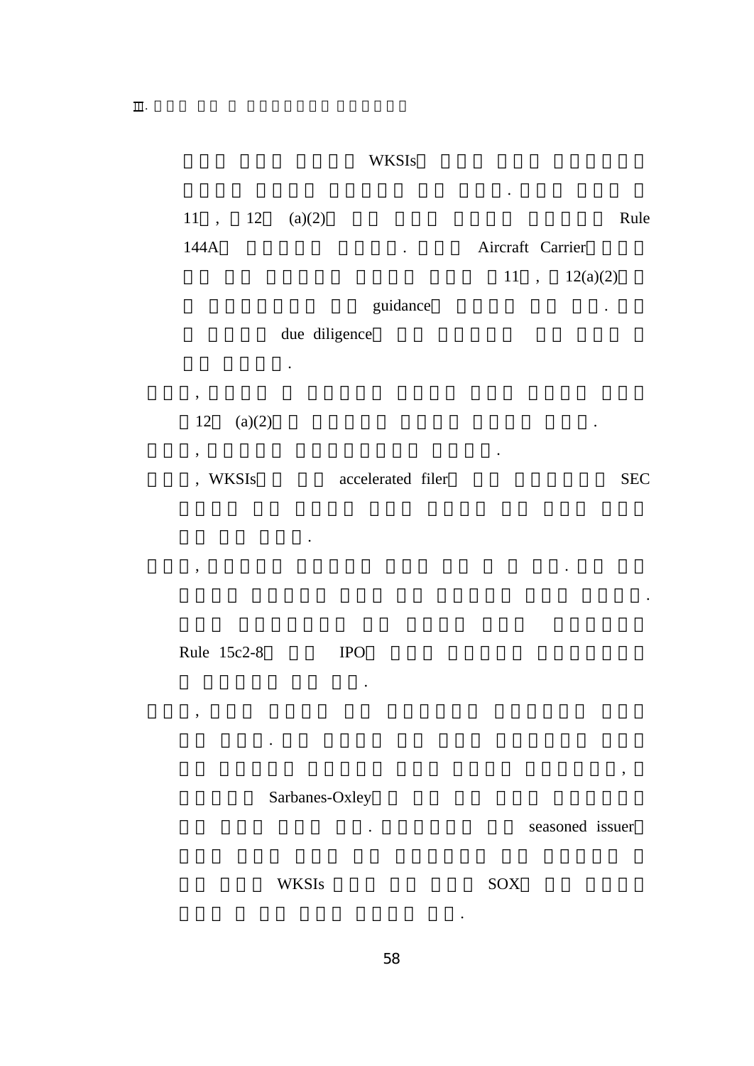□□□ □□□ □□□□ WKSIs□ □□□ □□□ □□□□□□ □□□□ □□□□ □□□□□ □□ □□□. □□□ □□□ □ 11□, □12□ (a)(2)□ □□ □□□ □□□□ □□□□□ Rule 144A□ □□□□□ □□□□. □□□ Aircraft Carrier□□□□ □□ □□ □□□□□ □□□□ □□□ □11□, □12(a)(2)□□ □ □□□□□□□ □□ guidance□ □□□□ □□ □□. □□□ □□□□ due diligence□ □□ □□□□□ □□ □□□ □□□ □□□□.

□□□, □□□□ □ □□□□□ □□□□ □□□ □□□□ □□□ □12□ (a)(2)□□ □□□□□ □□□□ □□□□ □□□.

□□□, □□□□□ □□□□□□□□ □□□□.

□□□, WKSIs□□ □□ accelerated filer□ □□ □□□□□□ SEC □□□□ □□ □□□□ □□□ □□□□ □□ □□□ □□□ □□ □□ □□□.

□□□, □□□□□ □□□□□ □□□ □□ □ □ □□. □□ □□ □□□□ □□□□□ □□□ □□ □□□□□ □□□ □□□□. □□□ □□□□□□□ □□ □□□□ □□□ □□□□□ Rule 15c2-8□ □□ IPO□ □□□ □□□□□ □□□□□□□ □ □□□□□ □□ □□.

□□□, □□□ □□□□ □□ □□□□□□ □□□□□□ □□□ □□ □□□. □□ □□□□ □□ □□□ □□□□□□ □□□ □□ □□□□□ □□□□□ □□□ □□□□ □□□□□□, □ □□□□□ Sarbanes-Oxley□ □□ □□ □□□ □□□□□□ □□ □□□ □□□ □□. □□□□□□ □□ seasoned issuer□ □□□ □□□ □□□ □□ □□□□□□ □□ □□□□□ □ □□ □□□ WKSIs □□□ □□ □□□ SOX□ □□ □□□□ □□□ □ □□ □□□ □□□□ □□.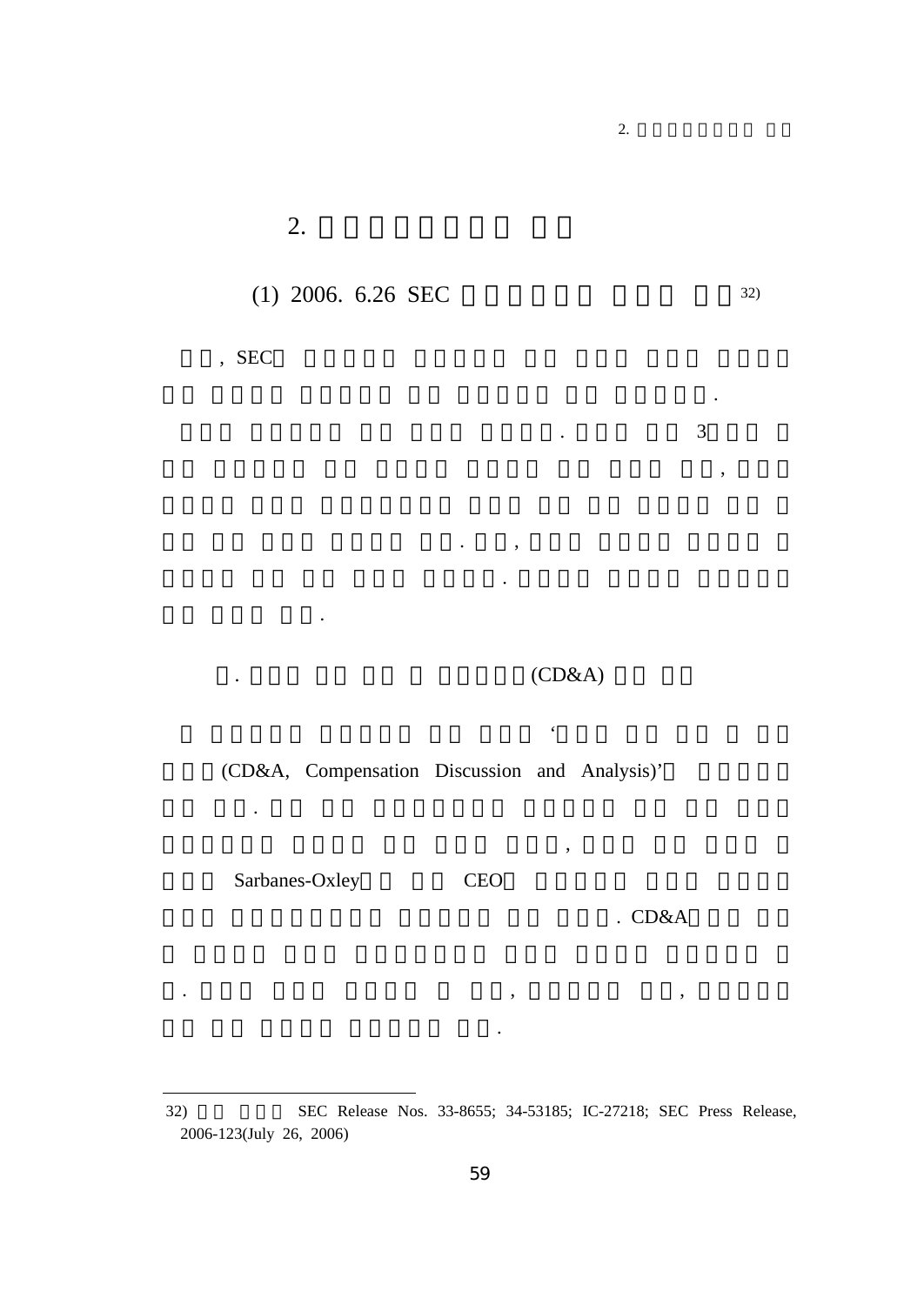## 2.

### (1) 2006. 6.26 SEC [32]

, SEC .

. 3 , . , . .

.

#### . (CD&A)

‘ (CD&A, Compensation Discussion and Analysis)’ . , Sarbanes-Oxley CEO . CD&A . , , .

---

32) SEC Release Nos. 33-8655; 34-53185; IC-27218; SEC Press Release, 2006-123(July 26, 2006)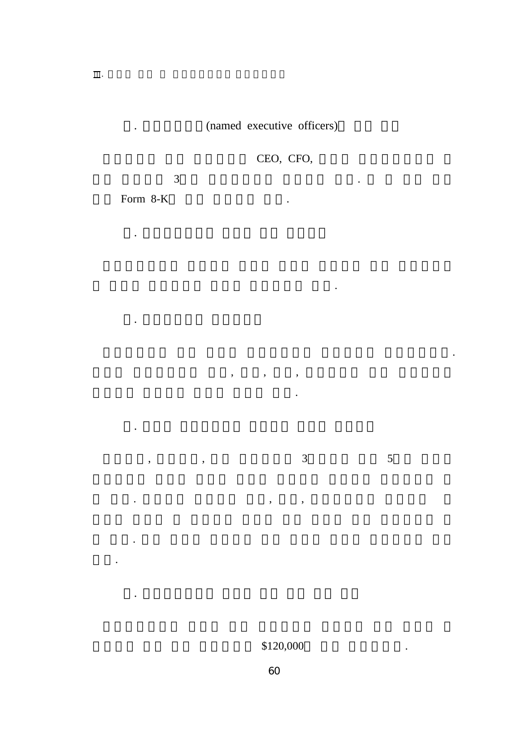## □. □□□□□□(named executive officers)□ □□ □□

□□□□□ □□ □□□□□ CEO, CFO, □□□ □□□□□□□ □□□ □□□□ 3□□ □□□□□□ □□□□ □□. □ □ □□ □□□□ Form 8-K□ □□ □□□□ □□.

## □. □□□□□□□ □□□ □□ □□□□

□□□□□□□ □□□□ □□□ □□□ □□□□ □□ □□□□□□ □□□ □□□□□ □□□ □□□□□ □□.

## □. □□□□□□ □□□□□

□□□□□□ □□ □□□ □□□□□□ □□□□□ □□□□□□. □□□ □□□□□□ □□, □□, □□, □□□□□ □□ □□□□□ □□□□ □□□□ □□□ □□□ □□.

## □. □□□ □□□□□□ □□□□ □□□ □□□□

□□□□, □□□□, □□ □□□□□ 3□□□□ □□ 5□□ □□□ □□□□□ □□□ □□□ □□□ □□□□ □□□□ □□□□□ □□ □□. □□□□ □□□□ □□, □□, □□□□□□ □□□□ □□□□ □□□ □ □□□□ □□□ □□ □□□ □□ □□□□□ □□ □□. □□ □□□ □□□□ □□ □□□ □□□ □□□□□ □□□□.

## □. □□□□□□□ □□□ □□ □□ □□ □□

□□□□□□□ □□□ □□ □□□□□ □□□□ □□ □□□ □□□□□ □□ □□ □□□□□ $120,000□ □□ □□□□□.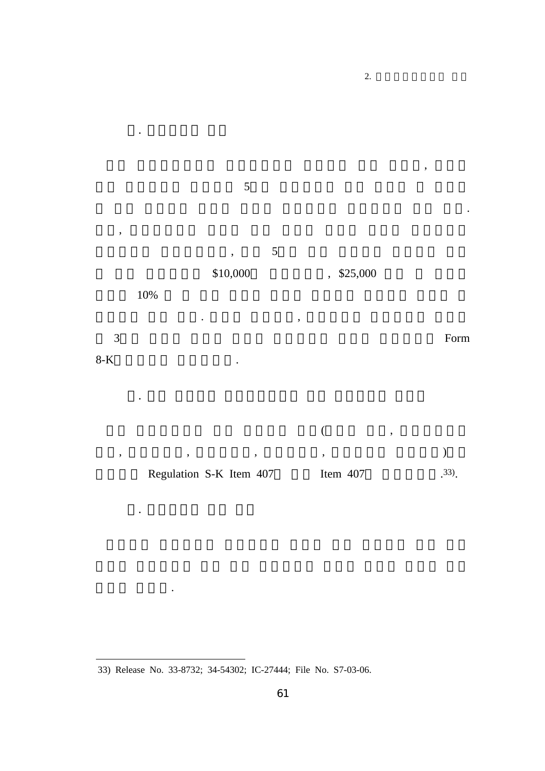5

, 5

$10,000 , $25,000

10%

3 Form 8-K

Regulation S-K Item 407 Item 407 .[33]

33) Release No. 33-8732; 34-54302; IC-27444; File No. S7-03-06.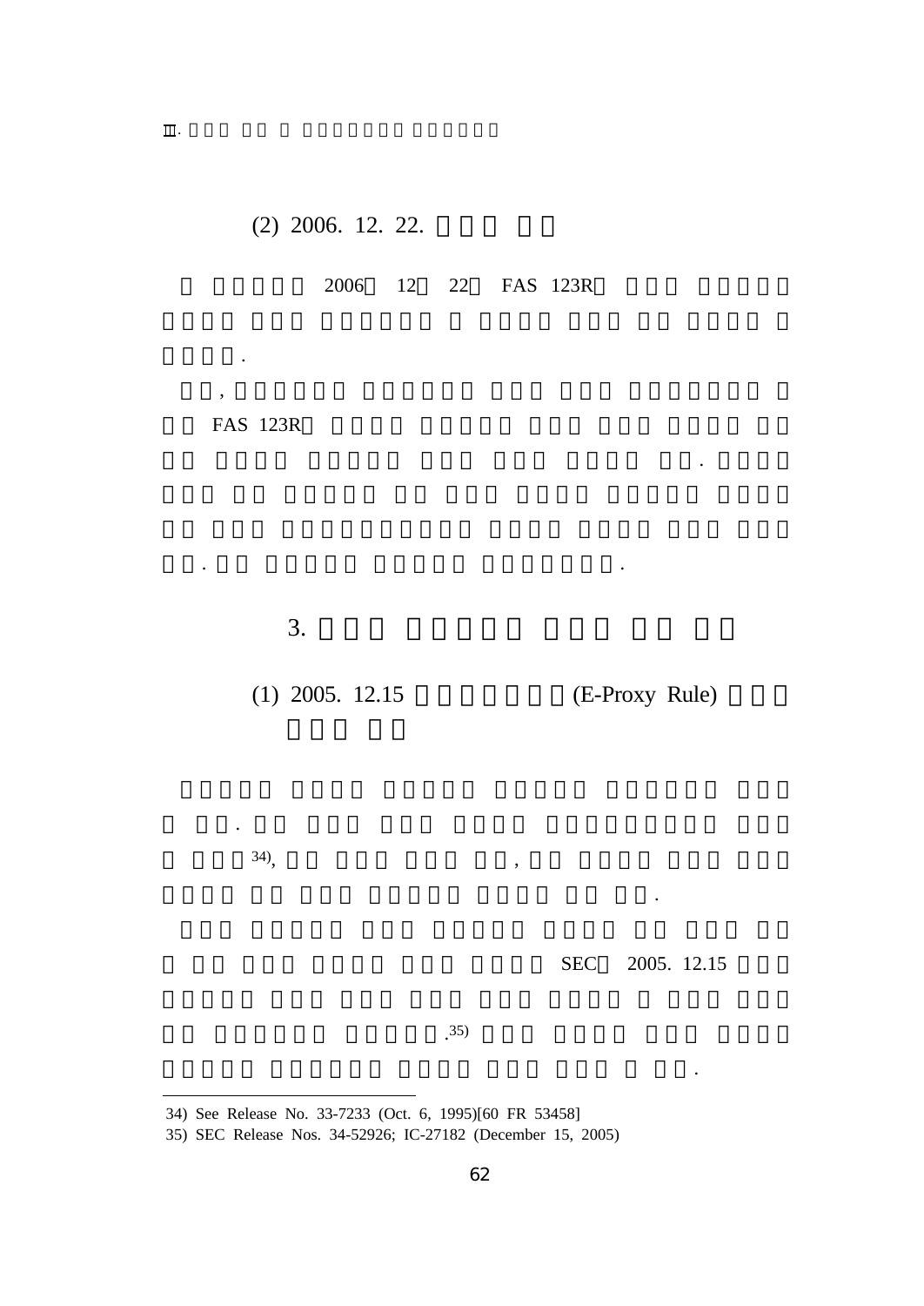### (2) 2006. 12. 22.

2006 12 22 FAS 123R

.

, FAS 123R .

. .

## 3.

### (1) 2005. 12.15 (E-Proxy Rule)

.

34), ,

.

SEC 2005. 12.15

.35)

.

---

34) See Release No. 33-7233 (Oct. 6, 1995)[60 FR 53458]

35) SEC Release Nos. 34-52926; IC-27182 (December 15, 2005)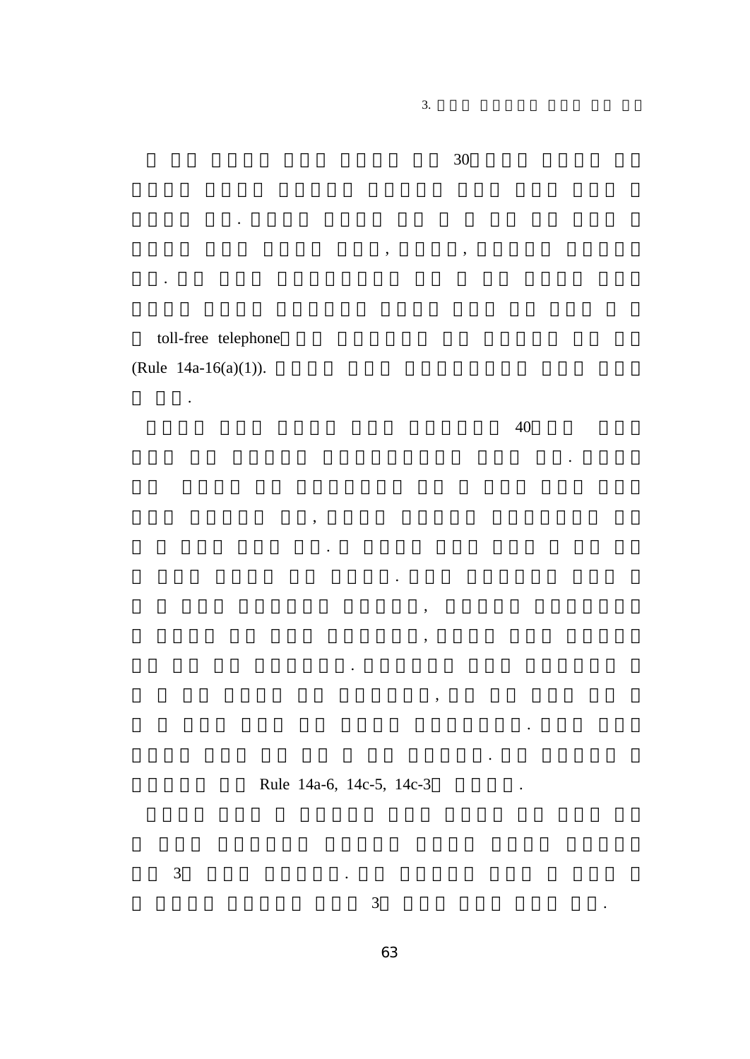30

toll-free telephone

(Rule 14a-16(a)(1)).

40

Rule 14a-6, 14c-5, 14c-3

3

3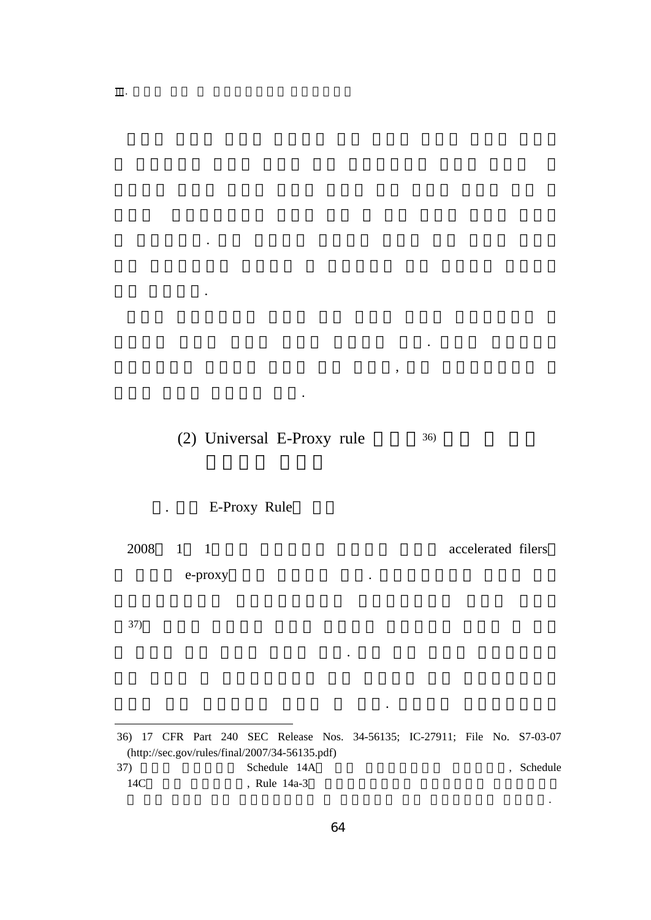(2) Universal E-Proxy rule [36]

. E-Proxy Rule

2008 1 1 accelerated filers

e-proxy .

[37] .

.

36) 17 CFR Part 240 SEC Release Nos. 34-56135; IC-27911; File No. S7-03-07 (http://sec.gov/rules/final/2007/34-56135.pdf)

37) Schedule 14A , Schedule 14C , Rule 14a-3 .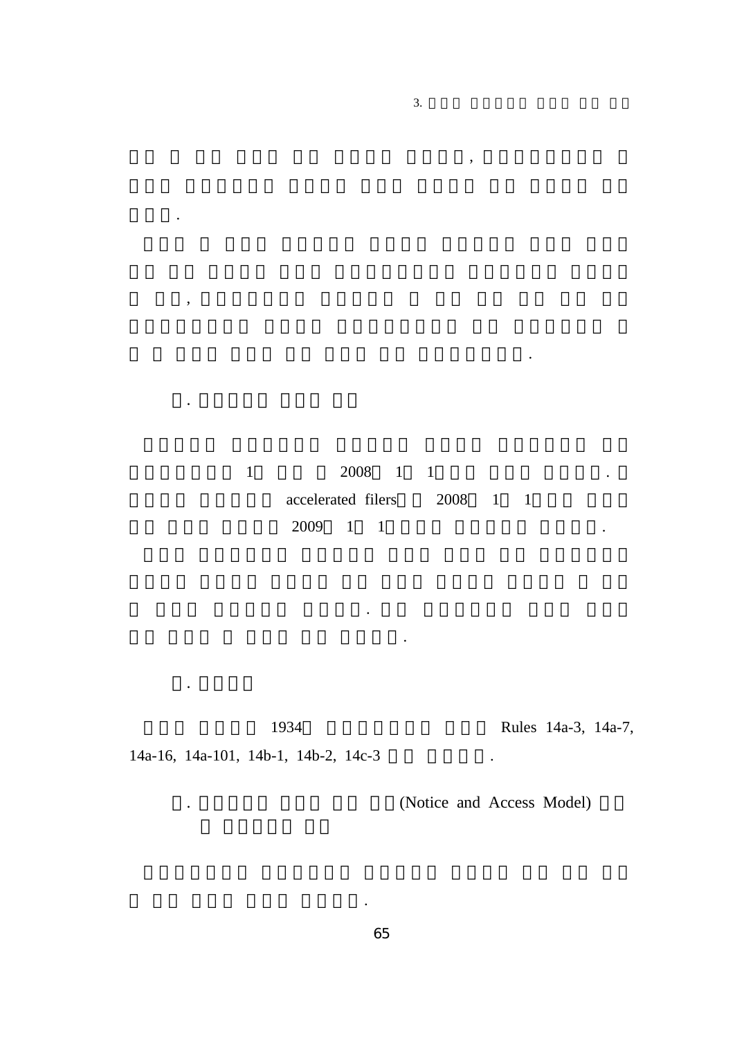1 2008 1 1

accelerated filers 2008 1 1

2009 1 1

1934 Rules 14a-3, 14a-7, 14a-16, 14a-101, 14b-1, 14b-2, 14c-3

(Notice and Access Model)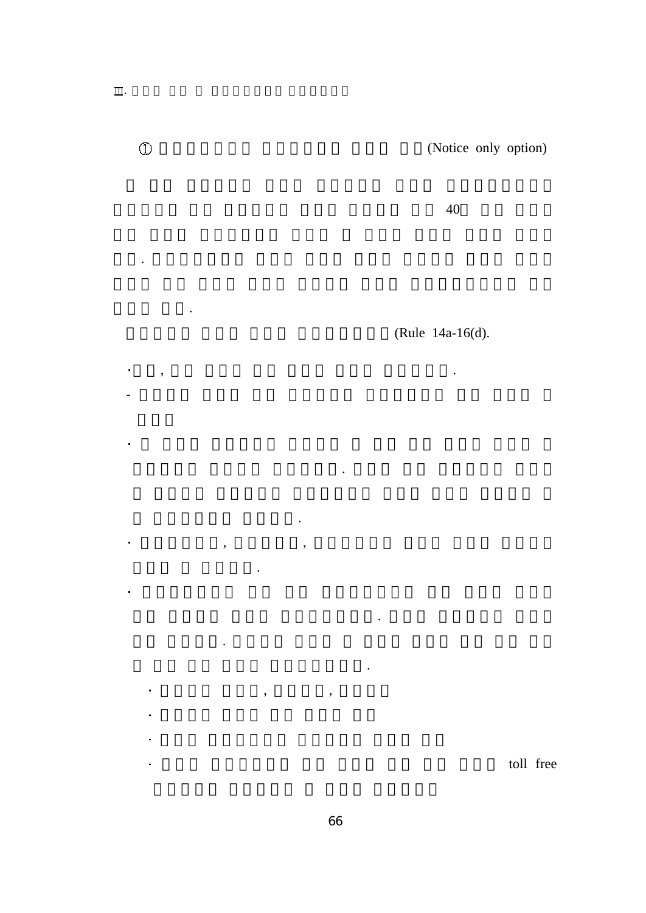① (Notice only option)

40

(Rule 14a-16(d).

toll free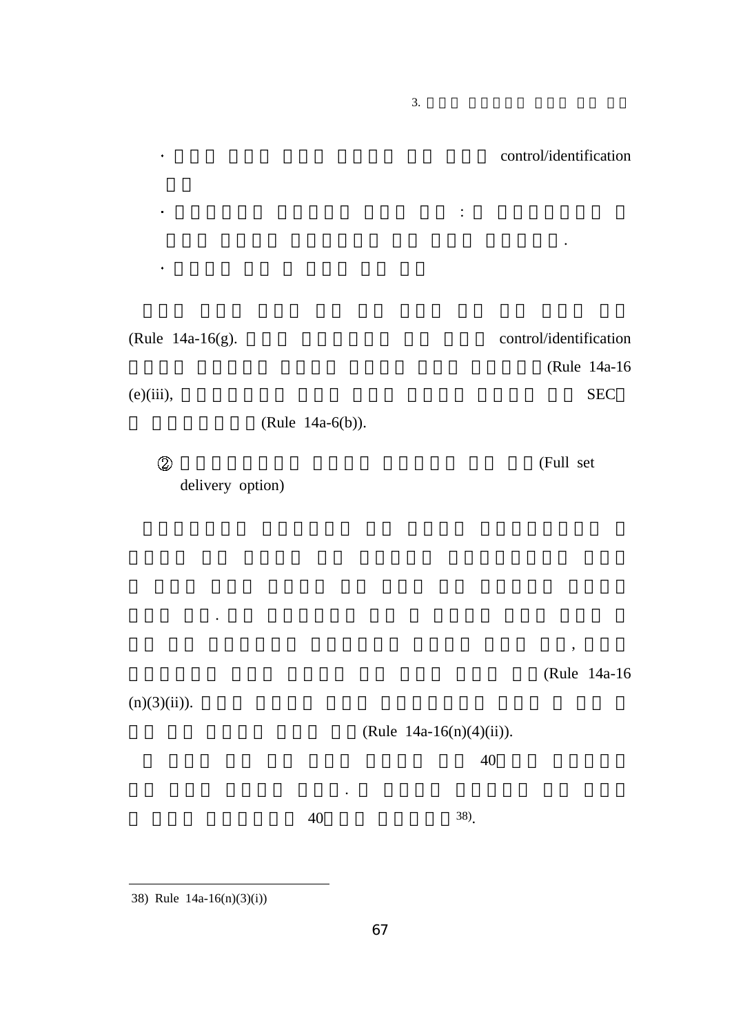· control/identification

·

·

(Rule 14a-16(g). control/identification (Rule 14a-16 (e)(iii), SEC (Rule 14a-6(b)).

② (Full set delivery option)

(Rule 14a-16 (n)(3)(ii)). (Rule 14a-16(n)(4)(ii)).

40

40 [38].

---

38) Rule 14a-16(n)(3)(i))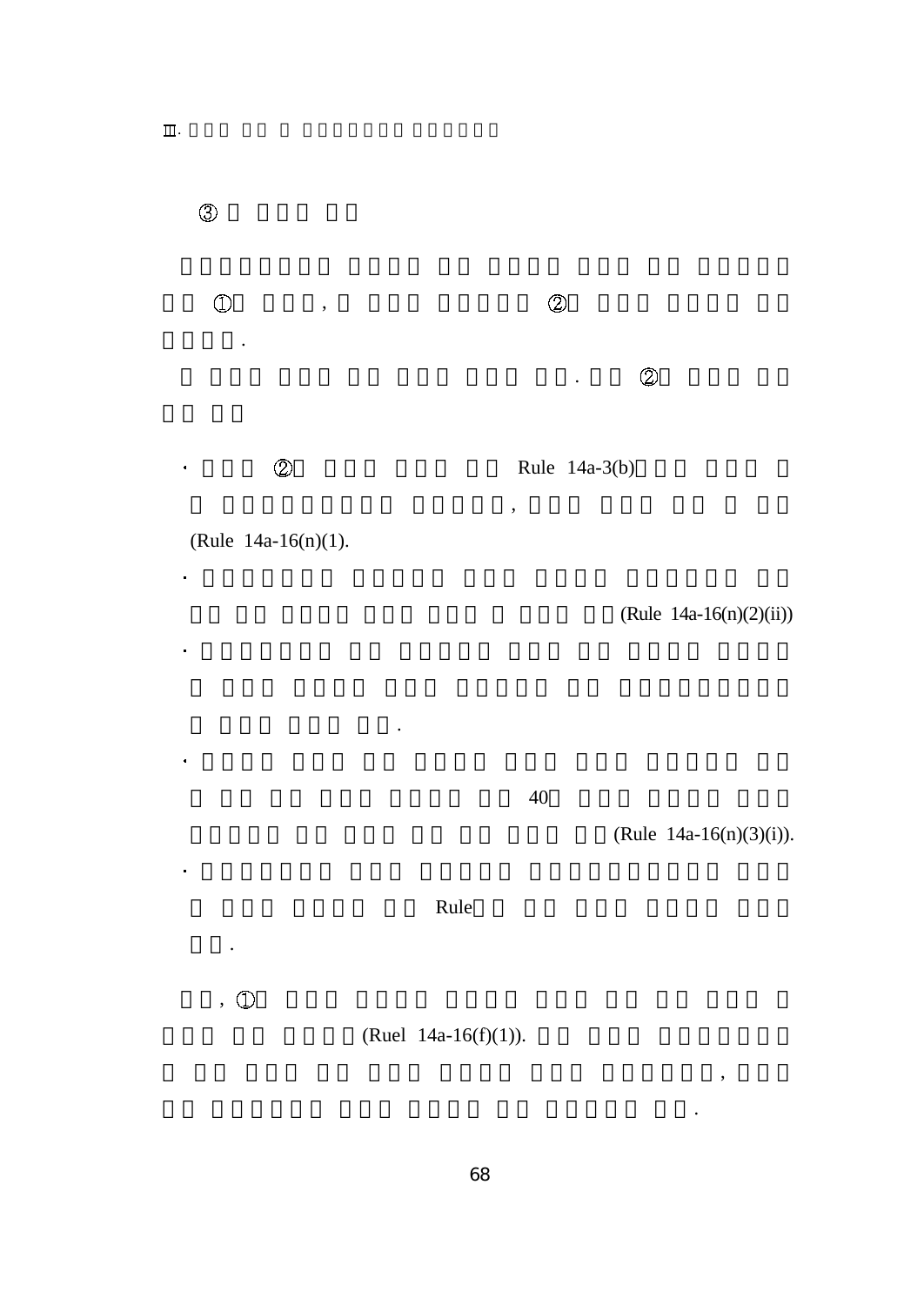③

① , ②

②

- ② Rule 14a-3(b) , (Rule 14a-16(n)(1).
- (Rule 14a-16(n)(2)(ii))
- .
- 40 (Rule 14a-16(n)(3)(i)).
- Rule .

, ① (Ruel 14a-16(f)(1)). , .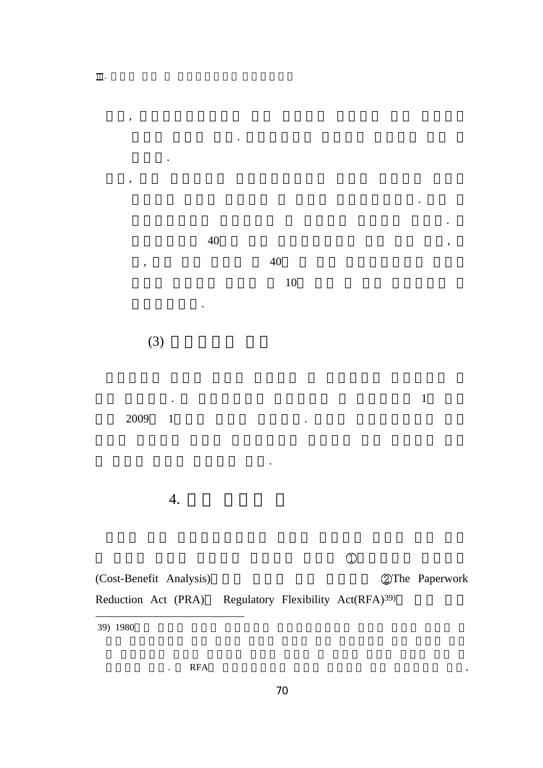□□, □□□□□□□□□ □□ □□□□ □□□□ □□ □□□□ □□□ □□□ □□. □□□□□□ □□□□ □□□□ □□ □ □□□.

□□, □□ □□□□□ □□□□□□□□□ □□□ □□□□ □□□ □□□□ □□□ □□□□ □ □□□ □□□□□□□□. □□ □ □□□□□□□□ □□□□□□ □ □□□□ □□□□ □□□. □ □□□□□□□ 40□ □□ □□□□□□□□ □□ □□ □□, □ □, □□ □□ □□□ □ 40□ □ □□ □□□□□□□□ □□□ □□□ □□□□ □□□ □ 10□ □□ □ □□ □□□□□ □ □□□□□□.

### (3) □□□□□ □□

□□□□□ □□□ □□□ □□□□ □ □□□□□ □□□□□ □ □□ □□□□. □ □□□□□□ □□□□□ □ □□□□□ 1□ □□ □□ 2009□ 1□□□ □□□ □□□□. □□□ □□□□□□□ □□ □□□ □□□□ □□□ □□□□□□ □□□□ □□ □□□□ □□ □ □□□ □□□ □□□□ □□.

## 4. □□ □□□ □

□□□ □□ □□□□□□□□□ □□□ □□□□ □□□ □□ □□ □ □□□ □□□ □□□□ □□□□ □□□ ①□□□□□ □□□□ (Cost-Benefit Analysis)□□□ □□□ □□ □□□□ ②The Paperwork Reduction Act (PRA)□ Regulatory Flexibility Act(RFA)[39]□ □□ □□

39) 1980□ □ □□□ □□□ □□□□□ □□□□□□□□ □□□ □□□ □□□ □ □□ □□□□□□ □□ □□□ □□□ □□□ □□ □□□□□ □□ □□□ □□ □ □□□□□ □□□ □□□□ □□□ □□□ □ □□□ □□□ □□□ □□ □ □□□□ □□. □ RFA□ □□□□□□□ □□□ □□□□ □□ □□□□□ □□,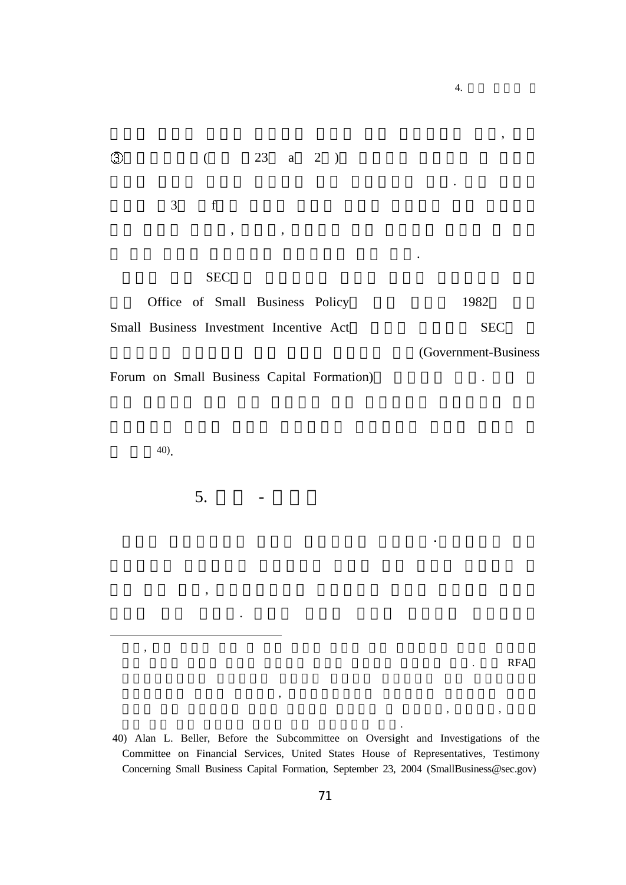,

③ ( 23 a 2 )

.

3 f

, ,

.

SEC

Office of Small Business Policy 1982

Small Business Investment Incentive Act SEC

(Government-Business Forum on Small Business Capital Formation) .

40).

## 5. -

·

, .

---

, . RFA , , , .

40) Alan L. Beller, Before the Subcommittee on Oversight and Investigations of the Committee on Financial Services, United States House of Representatives, Testimony Concerning Small Business Capital Formation, September 23, 2004 (SmallBusiness@sec.gov)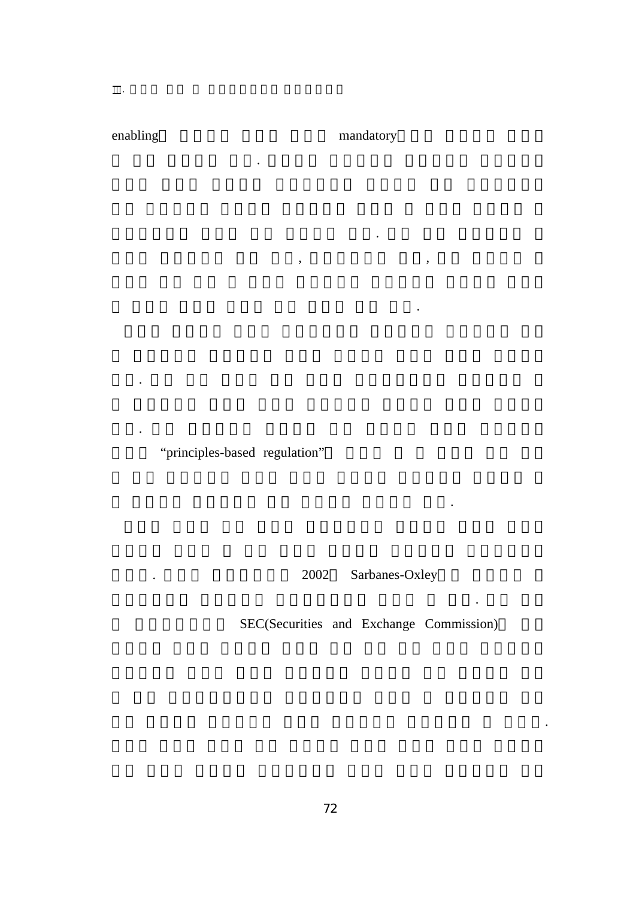enabling mandatory

“principles-based regulation”

2002 Sarbanes-Oxley

SEC(Securities and Exchange Commission)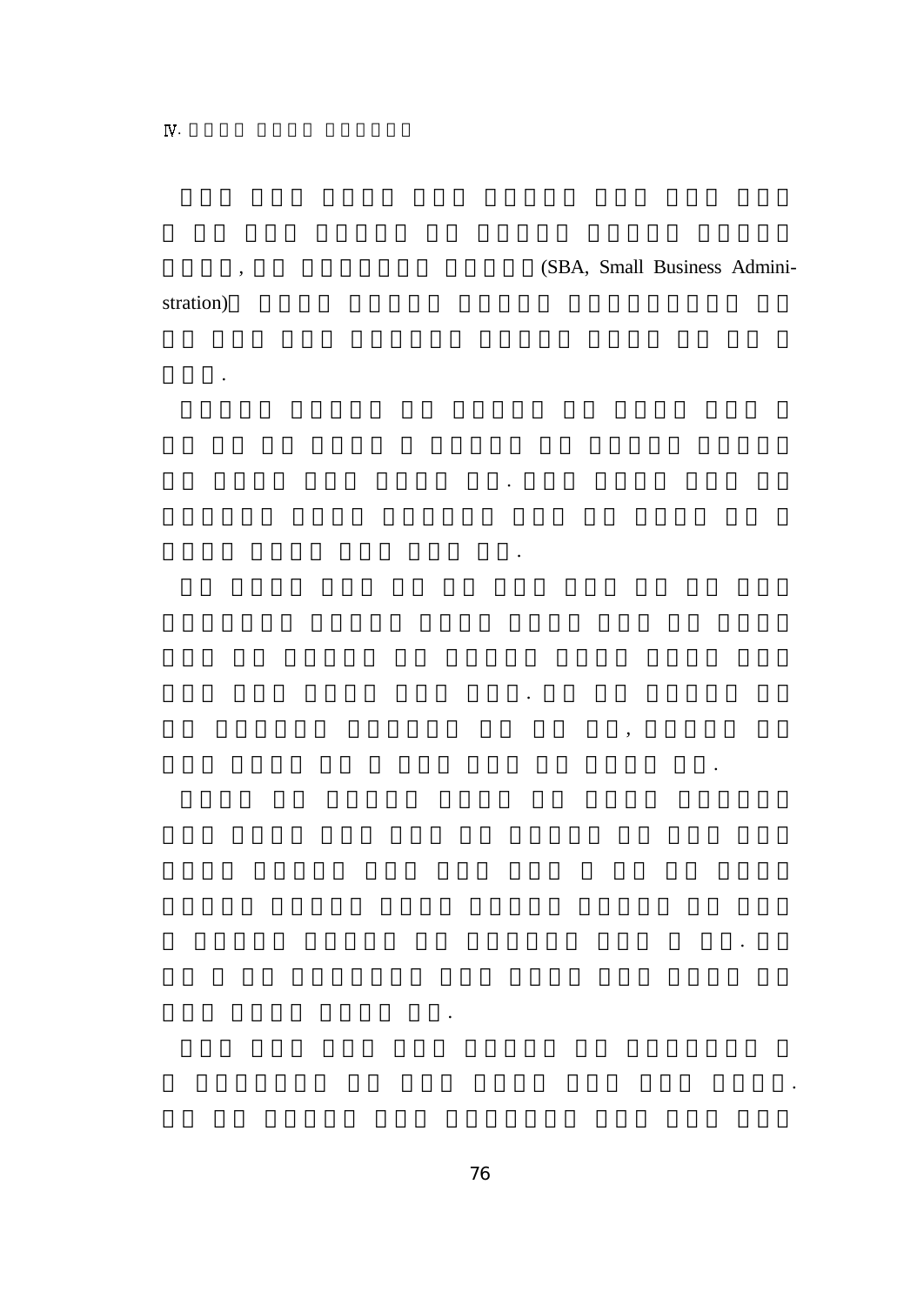(SBA, Small Business Administration)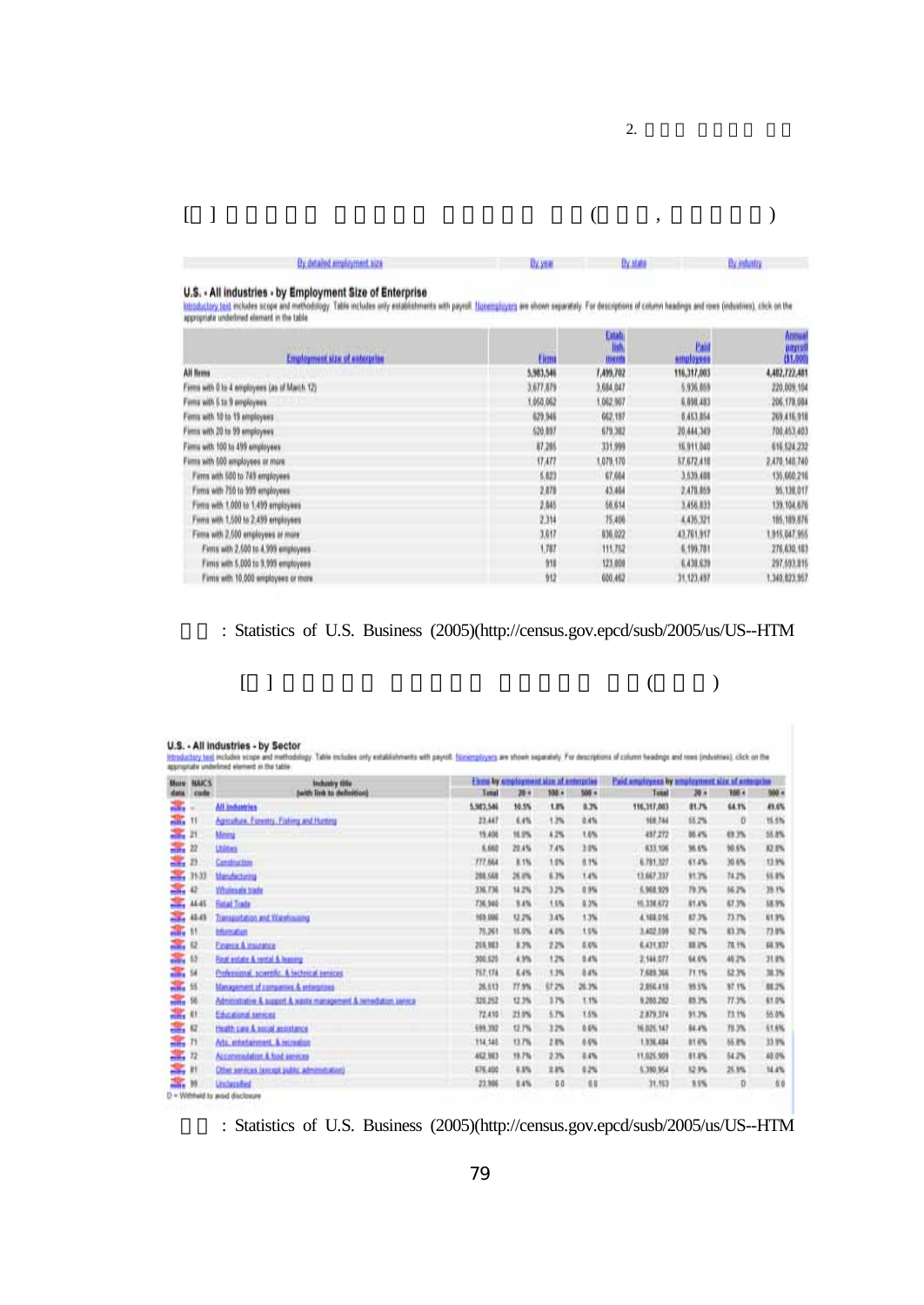| By detailed employment size | By year | By state | By industry |
|---|---|---|---|

**U.S. - All industries - by Employment Size of Enterprise**

Introductory text includes scope and methodology. Table includes only establishments with payroll. Nonemployers are shown separately. For descriptions of column headings and rows (industries), click on the appropriate underlined element in the table.

| Employment size of enterprise | Firms | Establishments | Paid employees | Annual payroll ($1,000) |
|---|---|---|---|---|
| All firms | 5,983,546 | 7,499,702 | 116,317,003 | 4,482,722,481 |
| Firms with 0 to 4 employees (as of March 12) | 3,677,879 | 3,684,047 | 5,936,859 | 220,009,104 |
| Firms with 5 to 9 employees | 1,050,062 | 1,062,907 | 6,898,483 | 206,178,084 |
| Firms with 10 to 19 employees | 629,946 | 662,197 | 8,453,854 | 269,416,918 |
| Firms with 20 to 99 employees | 520,897 | 679,382 | 20,444,349 | 700,453,403 |
| Firms with 100 to 499 employees | 87,285 | 331,999 | 16,911,040 | 616,524,232 |
| Firms with 500 employees or more | 17,477 | 1,079,170 | 57,672,418 | 2,470,140,740 |
| Firms with 500 to 749 employees | 5,823 | 67,664 | 3,539,488 | 135,660,216 |
| Firms with 750 to 999 employees | 2,878 | 43,464 | 2,478,859 | 95,138,017 |
| Firms with 1,000 to 1,499 employees | 2,845 | 56,614 | 3,456,833 | 139,104,676 |
| Firms with 1,500 to 2,499 employees | 2,314 | 75,406 | 4,436,321 | 185,189,876 |
| Firms with 2,500 employees or more | 3,617 | 836,022 | 43,761,917 | 1,915,047,955 |
| Firms with 2,500 to 4,999 employees | 1,787 | 111,752 | 6,199,781 | 276,630,183 |
| Firms with 5,000 to 9,999 employees | 918 | 123,808 | 6,438,639 | 297,593,815 |
| Firms with 10,000 employees or more | 912 | 600,462 | 31,123,497 | 1,340,823,957 |

: Statistics of U.S. Business (2005)(http://census.gov.epcd/susb/2005/us/US--HTM

**U.S. - All industries - by Sector**

Introductory text includes scope and methodology. Table includes only establishments with payroll. Nonemployers are shown separately. For descriptions of column headings and rows (industries), click on the appropriate underlined element in the table.

| NAICS code | Industry title (with link to definition) | Firms by employment size of enterprise | | | | Paid employees by employment size of enterprise | | | |
|---|---|---|---|---|---|---|---|---|---|
| | | Total | 20 + | 100 + | 500 + | Total | 20 + | 100 + | 500 + |
| -- | All industries | 5,983,546 | 10.5% | 1.8% | 0.3% | 116,317,003 | 81.7% | 64.1% | 49.6% |
| 11 | Agriculture, Forestry, Fishing and Hunting | 23,447 | 6.4% | 1.3% | 0.4% | 168,744 | 55.2% | D | 15.5% |
| 21 | Mining | 19,408 | 16.0% | 4.2% | 1.6% | 497,272 | 86.4% | 69.3% | 55.8% |
| 22 | Utilities | 6,660 | 20.4% | 7.4% | 3.0% | 633,106 | 96.6% | 90.6% | 82.0% |
| 23 | Construction | 777,664 | 8.1% | 1.0% | 0.1% | 6,781,327 | 61.4% | 30.6% | 13.9% |
| 31-33 | Manufacturing | 288,568 | 26.0% | 6.3% | 1.4% | 13,667,337 | 91.3% | 74.2% | 55.8% |
| 42 | Wholesale trade | 336,736 | 14.2% | 3.2% | 0.9% | 5,968,929 | 79.3% | 56.2% | 39.1% |
| 44-45 | Retail Trade | 736,940 | 9.4% | 1.5% | 0.3% | 15,338,672 | 81.4% | 67.3% | 58.9% |
| 48-49 | Transportation and Warehousing | 169,086 | 12.2% | 3.4% | 1.3% | 4,168,016 | 87.3% | 73.7% | 61.9% |
| 51 | Information | 75,261 | 15.0% | 4.0% | 1.5% | 3,402,599 | 92.7% | 83.3% | 73.8% |
| 52 | Finance & insurance | 259,983 | 8.3% | 2.2% | 0.6% | 6,431,837 | 88.0% | 78.1% | 68.9% |
| 53 | Real estate & rental & leasing | 300,635 | 4.9% | 1.2% | 0.4% | 2,144,077 | 64.6% | 40.2% | 31.8% |
| 54 | Professional, scientific, & technical services | 757,174 | 6.4% | 1.3% | 0.4% | 7,689,366 | 71.1% | 52.3% | 38.3% |
| 55 | Management of companies & enterprises | 26,513 | 77.9% | 57.2% | 26.3% | 2,856,418 | 99.5% | 97.1% | 88.2% |
| 56 | Administrative & support & waste management & remediation service | 320,252 | 12.3% | 3.7% | 1.1% | 9,288,282 | 89.3% | 77.3% | 61.0% |
| 61 | Educational services | 72,410 | 23.0% | 5.7% | 1.5% | 2,879,374 | 91.3% | 73.1% | 55.0% |
| 62 | Health care & social assistance | 599,392 | 12.7% | 3.2% | 0.6% | 16,025,147 | 84.4% | 70.3% | 51.6% |
| 71 | Arts, entertainment, & recreation | 114,145 | 13.7% | 2.8% | 0.6% | 1,936,484 | 81.6% | 55.8% | 33.9% |
| 72 | Accommodation & food services | 462,903 | 19.7% | 2.3% | 0.4% | 11,025,909 | 81.8% | 54.2% | 40.0% |
| 81 | Other services (except public administration) | 676,400 | 6.8% | 0.8% | 0.2% | 5,390,954 | 52.9% | 25.9% | 14.4% |
| 99 | Unclassified | 23,986 | 0.4% | 0.0 | 0.0 | 31,153 | 9.5% | D | 0.0 |

D = Withheld to avoid disclosure

: Statistics of U.S. Business (2005)(http://census.gov.epcd/susb/2005/us/US--HTM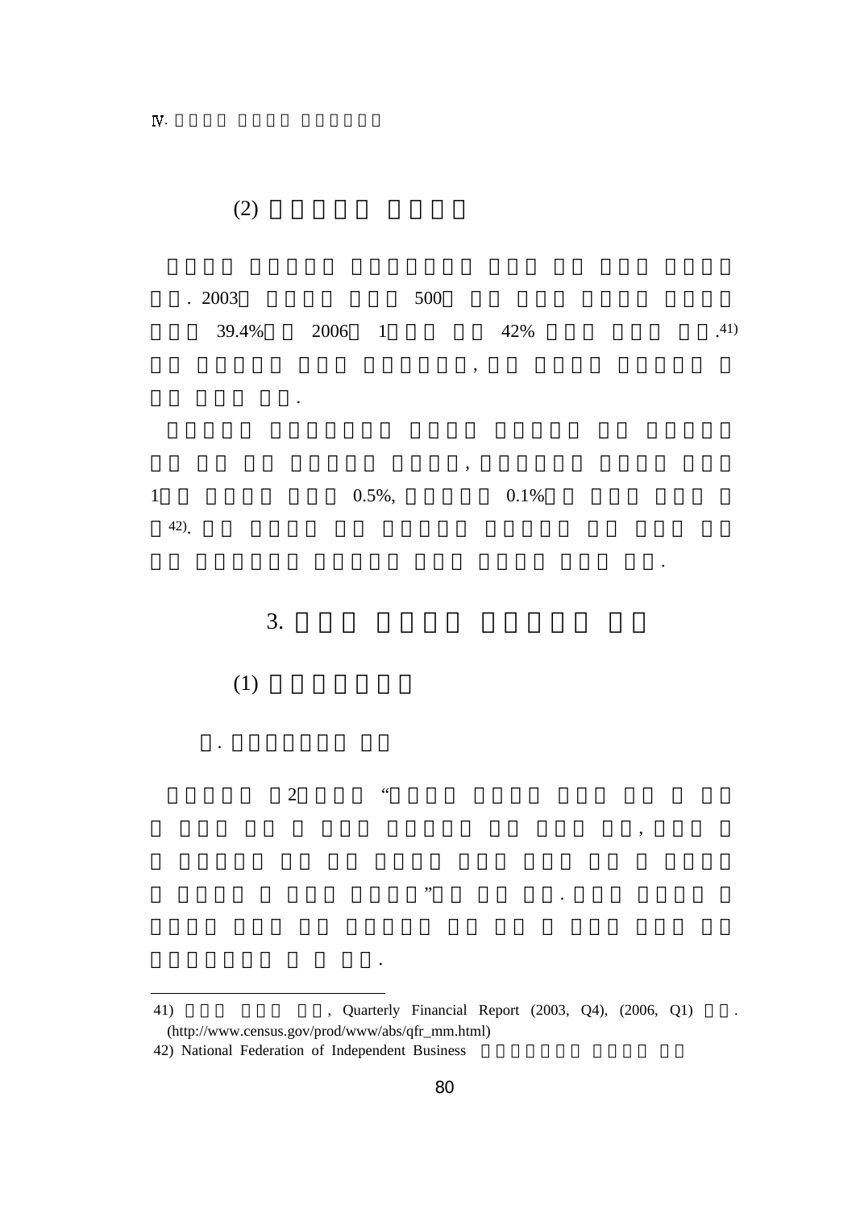## (2)

. 2003 500 39.4% 2006 1 42% .[41]

,

.

,

1 0.5%, 0.1%

[42].

.

## 3.

### (1)

#### .

2 "

,

". .

.

---

41) , Quarterly Financial Report (2003, Q4), (2006, Q1) . (http://www.census.gov/prod/www/abs/qfr_mm.html)

42) National Federation of Independent Business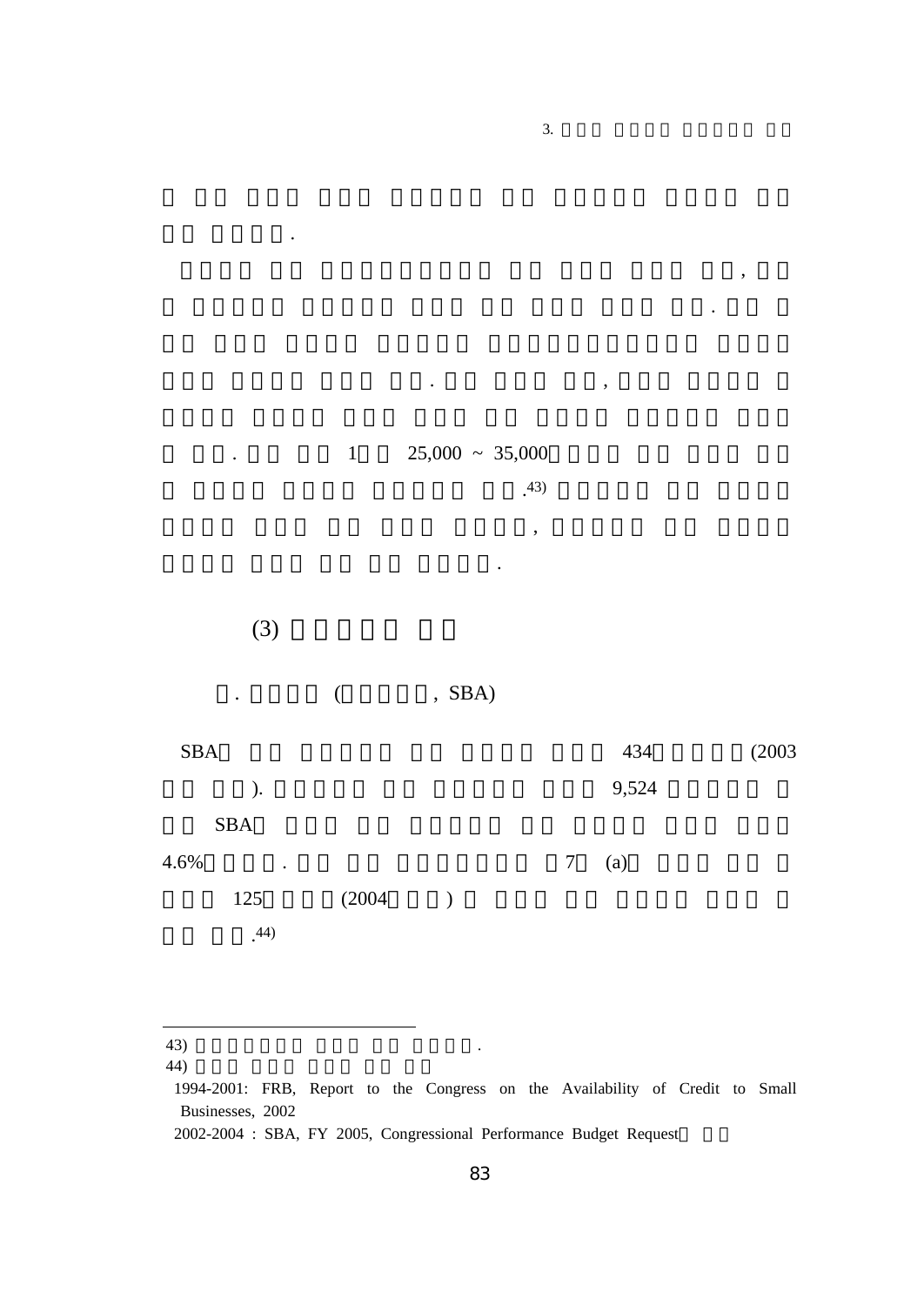.

, .

. ,

. 1 25,000 ~ 35,000

.[43] , .

## (3)

### . ( , SBA)

SBA 434 (2003 ). 9,524 SBA 4.6% . 7 (a) 125 (2004 ) .[44]

---

43) .

44)

1994-2001: FRB, Report to the Congress on the Availability of Credit to Small Businesses, 2002

2002-2004 : SBA, FY 2005, Congressional Performance Budget Request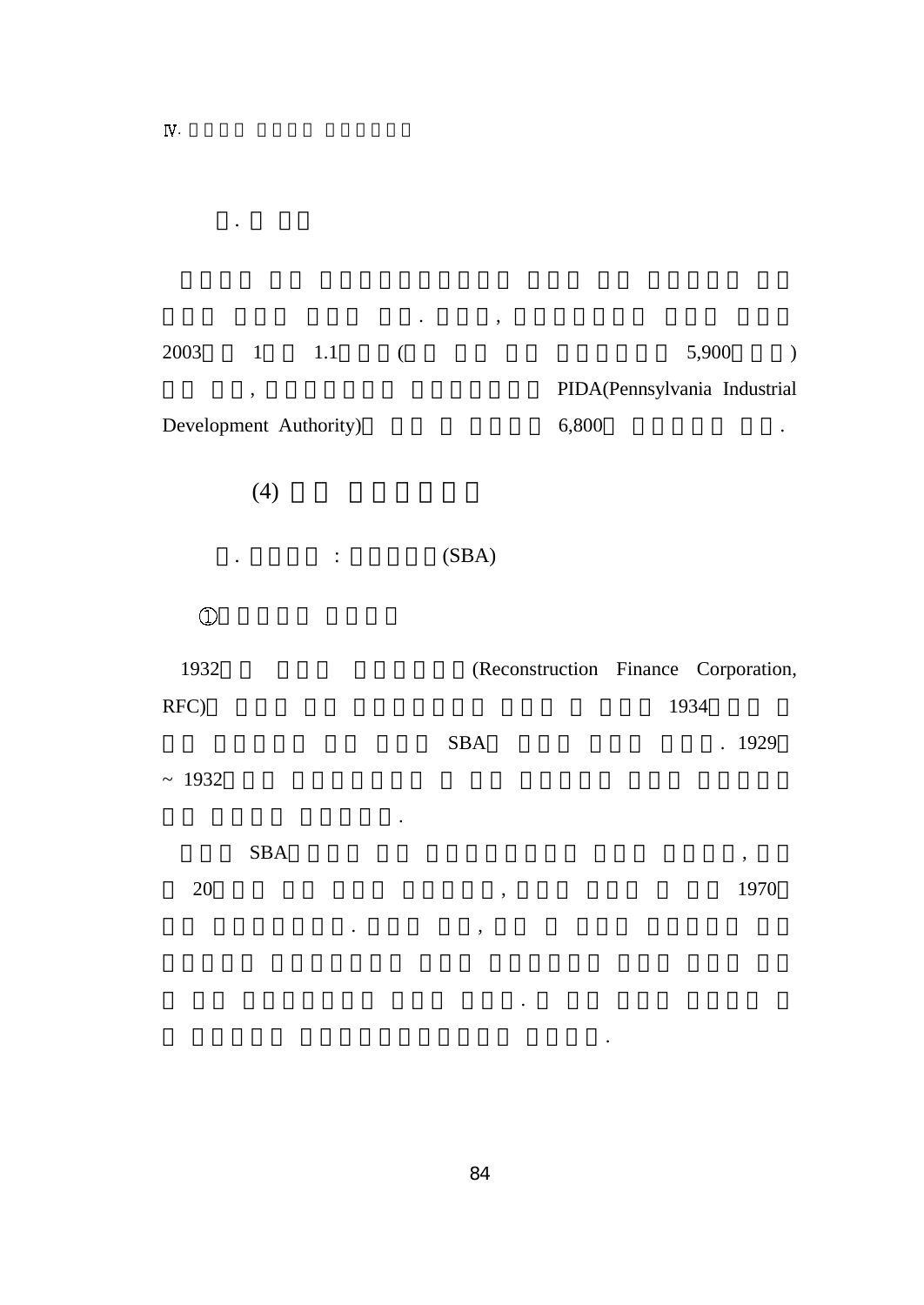.

, 

. , 

2003 1 1.1 ( 5,900 )

, PIDA(Pennsylvania Industrial Development Authority) 6,800 .

### (4)

#### . : (SBA)

①

1932 (Reconstruction Finance Corporation, RFC) 1934 SBA . 1929 ~ 1932 .

SBA , 20 , 1970 . , . .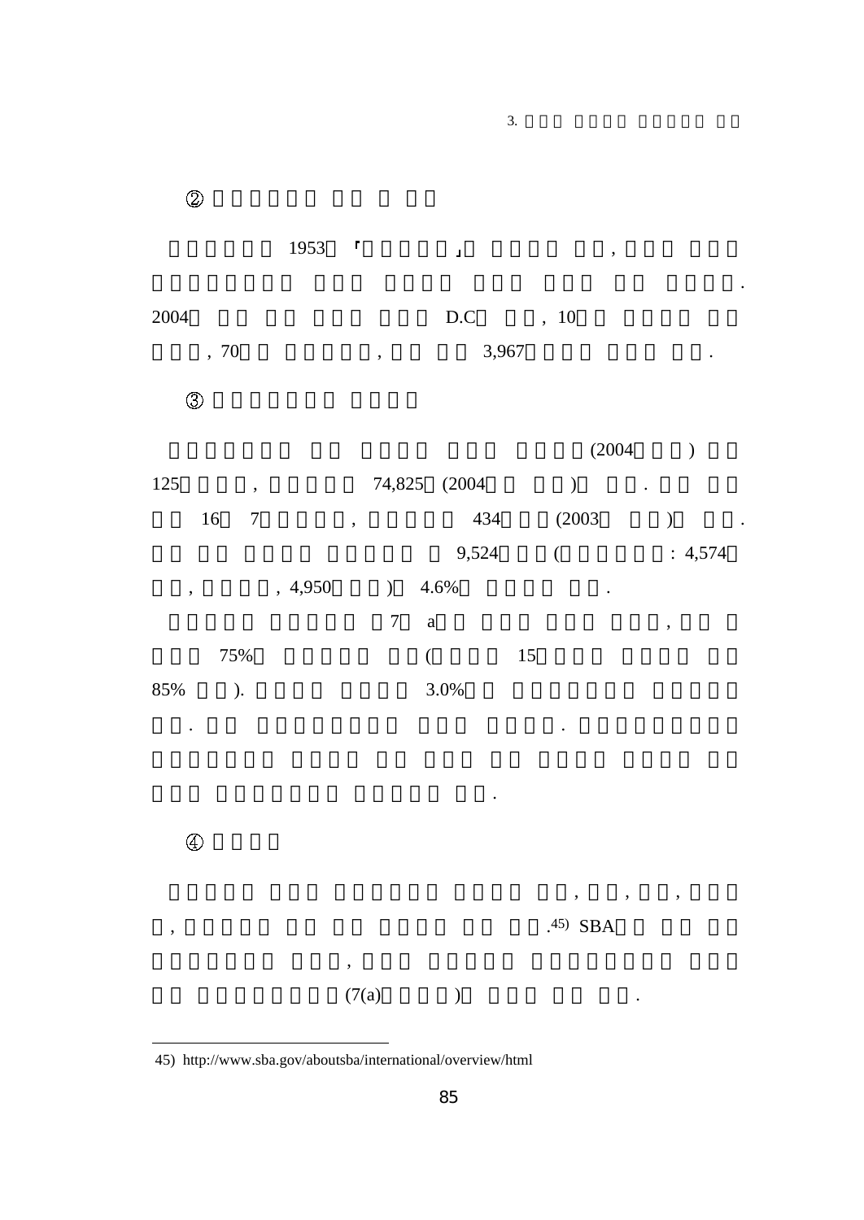② 

1953 「 」 , 

. 

2004 D.C , 10 

, 70 , 3,967 .

③ 

(2004 ) 

125 , 74,825 (2004 ) . 

16 7 , 434 (2003 ) . 

9,524 ( : 4,574 

, , 4,950 ) 4.6% .

7 a , 

75% ( 15 

85% ). 3.0% 

. . 

.

④ 

, , , 

, .[45] SBA 

, 

(7(a) ) .

45) http://www.sba.gov/aboutsba/international/overview/html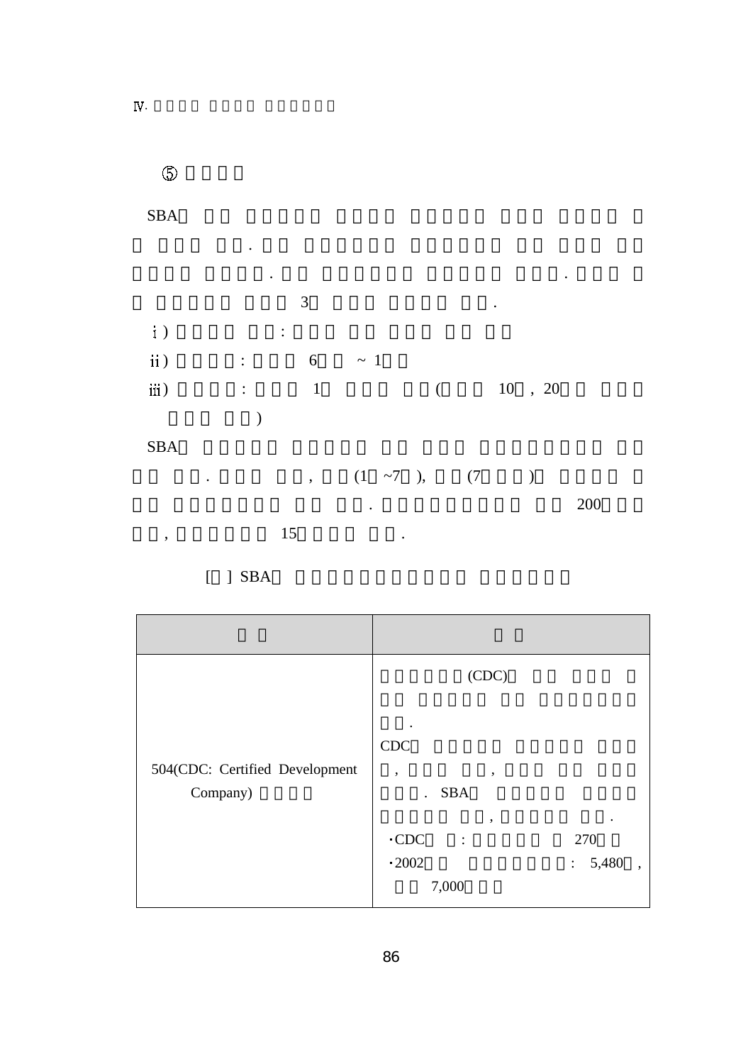⑤

SBA . . . 3 .

ⅰ) :

ⅱ) : 6 ~ 1

ⅲ) : 1 ( 10 , 20 )

SBA . , (1 ~7 ), (7 ) . 200 , 15 .

[ ] SBA

| | |
|---|---|
| 504(CDC: Certified Development Company) | (CDC) . CDC , , . SBA , . ·CDC : 270 ·2002 : 5,480 , 7,000 |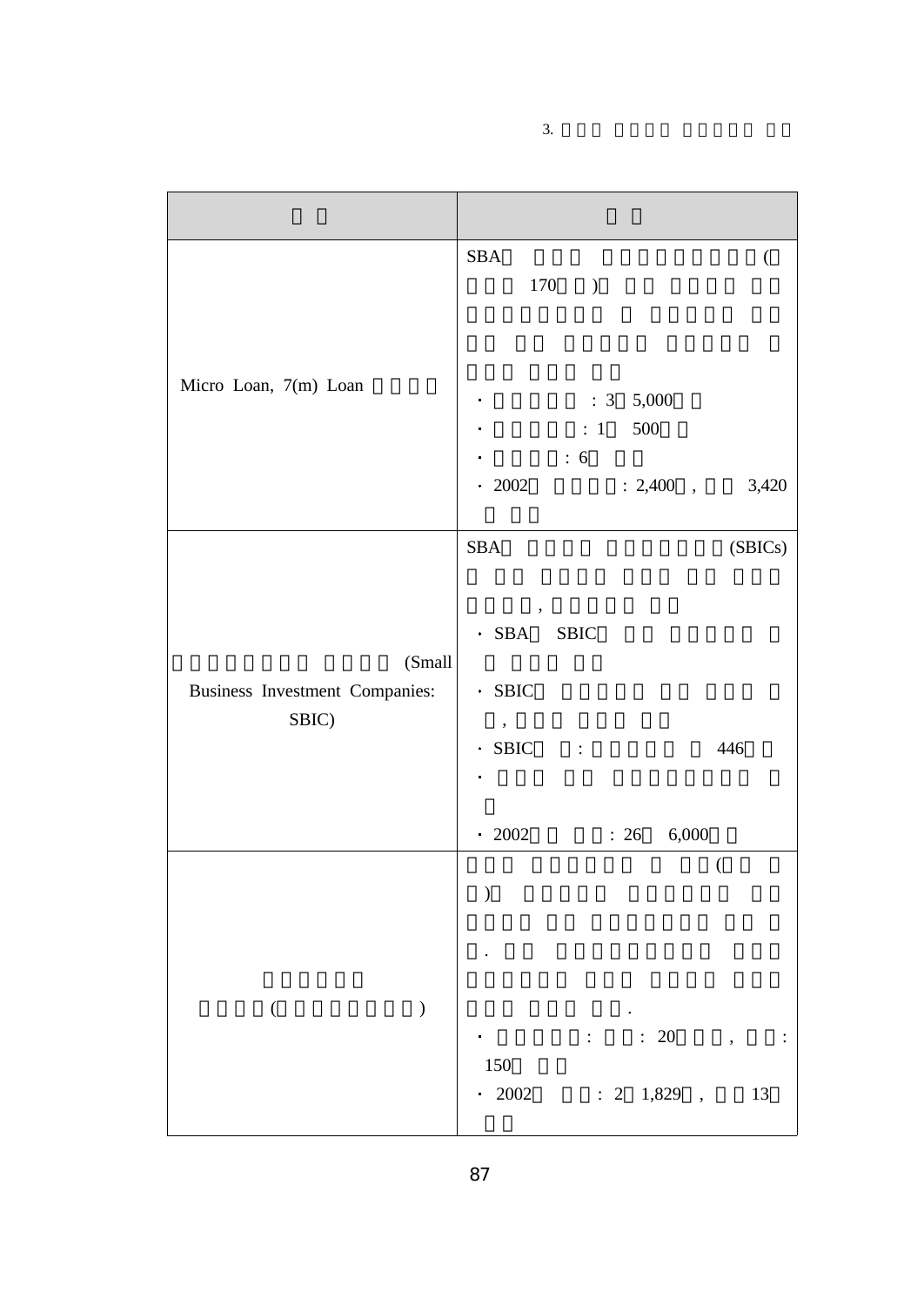| | |
|---|---|
| | |
| Micro Loan, 7(m) Loan | SBA (<br>170 )<br><br>· : 3 5,000<br>· : 1 500<br>· : 6<br>· 2002 : 2,400 , 3,420 |
| (Small Business Investment Companies: SBIC) | SBA (SBICs)<br>,<br>· SBA SBIC<br>· SBIC<br>,<br>· SBIC : 446<br>·<br>· 2002 : 26 6,000 |
| ( ) | (<br>)<br>.<br>.<br>· : : 20 , :<br>150<br>· 2002 : 2 1,829 , 13 |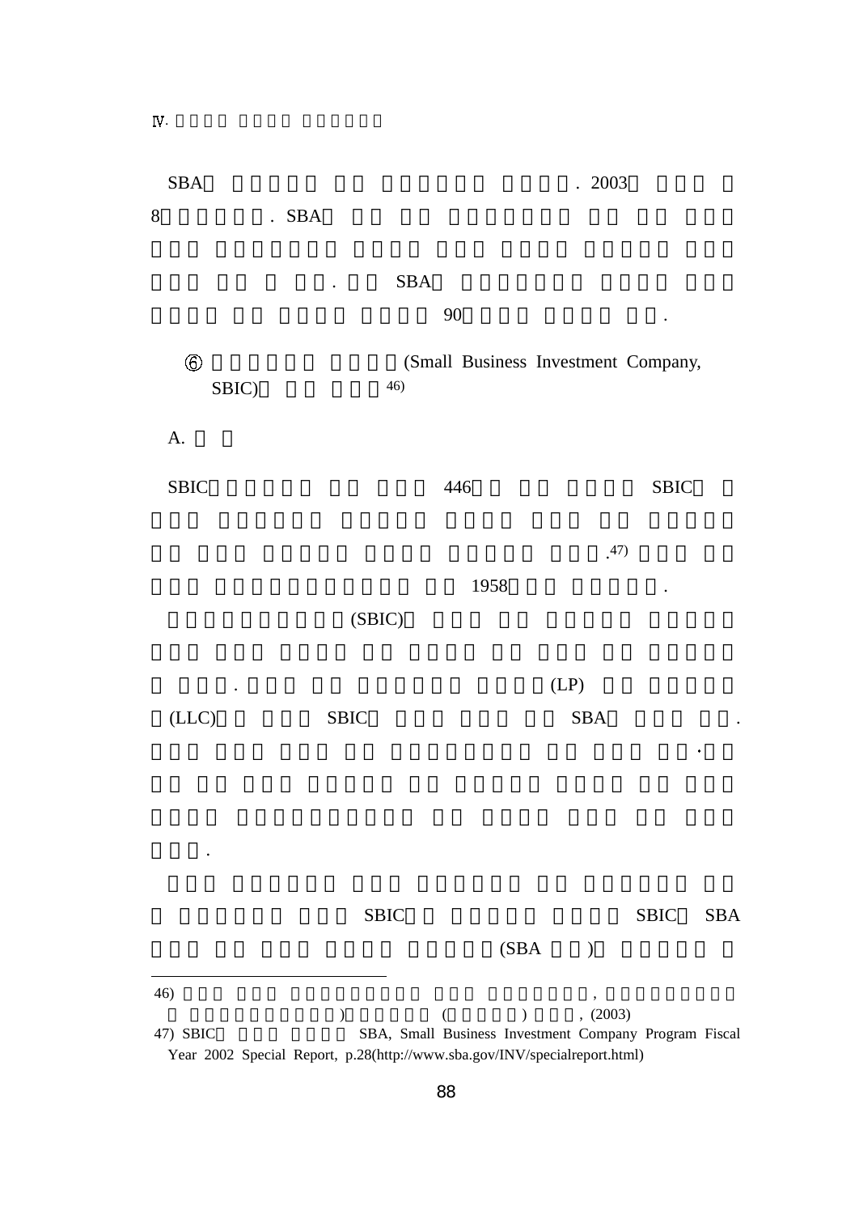SBA . 2003

8 . SBA

. SBA

90 .

⑥ (Small Business Investment Company, SBIC) [46]

A.

SBIC 446 SBIC

.[47]

1958 .

(SBIC)

. (LP)

(LLC) SBIC SBA .

·

.

SBIC SBIC SBA

(SBA )

---

46) ,

) ( ) , (2003)

47) SBIC SBA, Small Business Investment Company Program Fiscal Year 2002 Special Report, p.28(http://www.sba.gov/INV/specialreport.html)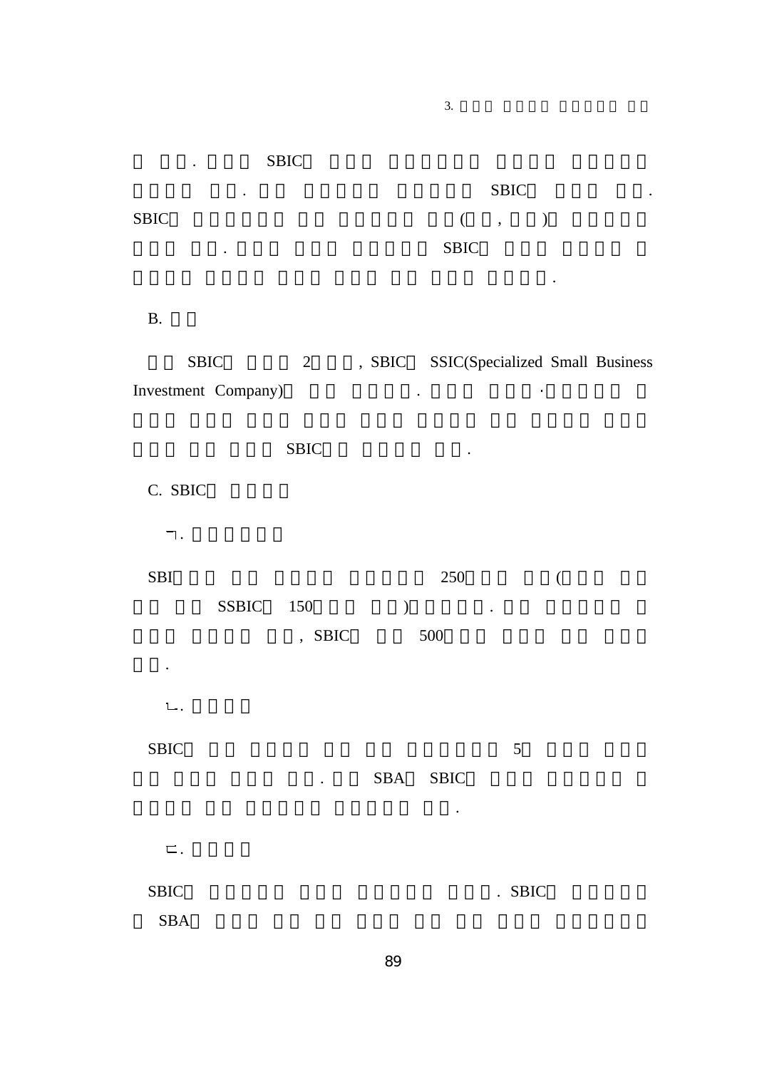□ □□. □□□ SBIC□ □□□ □□□□□□ □□□□ □□□□□ □□□□ □□. □□ □□□□□ □□□□□ SBIC□ □□□ □□. SBIC□ □□□□□□ □□ □□□□□ □□(□□, □□□)□ □□□□□ □□□ □□. □□□ □□□ □□□□□ SBIC□ □□□ □□□□ □ □□□□ □□□□ □□□ □□□ □□ □□□ □□□□.

B. □□

□□ SBIC□ □□□ 2□ □□, SBIC□ SSIC(Specialized Small Business Investment Company)□ □□ □□□□. □□□ □□□·□□□□□ □ □□□ □□□ □□□ □□□ □□□ □□□□ □□ □□□□ □□□ □□□ □□ □□□ SBIC□□ □□□□ □□.

C. SBIC□ □□□□

ㄱ. □□□□□□

SBI□□□ □□ □□□□ □□□□□ 250□□□ □□(□□□ □□ □□ □□ SSBIC□ 150□□□ □□)□□□□□. □□ □□□□□ □ □□□ □□□□ □□, SBIC□ □□ 500□□□ □□□ □□ □□□ □□.

ㄴ. □□□□

SBIC□ □□ □□□□ □□ □□ □□□□□□ 5□ □□□ □□□ □□ □□□ □□□ □□. □□ SBA□ SBIC□ □□□ □□□□□ □ □□□□ □□ □□□□□ □□□□□ □□.

ㄷ. □□□□

SBIC□ □□□□□ □□□ □□□□□ □□□. SBIC□ □□□□□ □ SBA□ □□□ □□ □□ □□□ □□ □□ □□□ □□□□□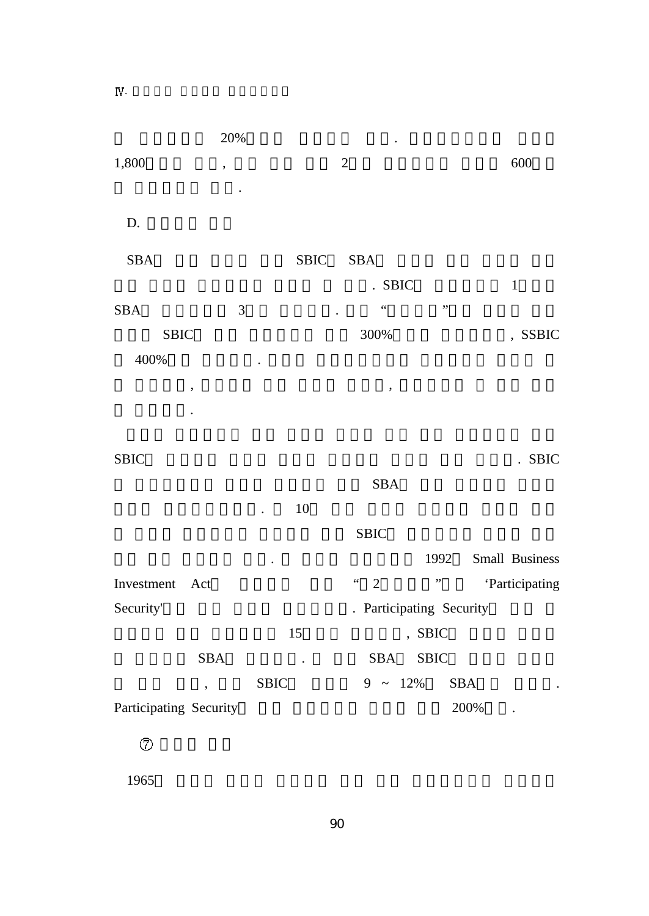□ □□□□□ 20%□ □□ □□□□ □□. □□□□□□□ □□□ 1,800□ □□ □□, □□ □□ □□ 2□ □□□□□ □□□ 600□□ □ □□□□□ □□.

D. □□□□ □□

SBA□ □□ □□□ □□ SBIC□ SBA□ □□□ □□ □□□ □□ □□ □□□ □□□□□ □□□ □ □□. SBIC□ □□□□□ 1□□□ SBA□ □□□□□ 3□□ □□□□. □□ "□□□□"□□ □□□ □□ □□□ SBIC□ □□ □□□□□ □□ 300%□□□ □□□□□, SSBIC□ 400%□□ □□□□. □□□ □□□□□□□ □□□□□ □□□ □□ □□□□, □□□□ □□ □□□ □□□, □□□□□ □ □□ □□□ □□□□.

□□□ □□□□□ □□ □□□ □□□ □□ □□ □□□□□ □□ SBIC□ □□□□ □□□ □□□ □□□□ □□□ □□ □□□. SBIC□ □□□□□□ □□□ □□□□ □□ SBA□ □□ □□□□ □□□ □□□ □□□□□□□. □ 10□ □□ □□□ □□□□ □□□ □□□ □□□ □□□□□ □□□□ □□ SBIC□ □□□□□ □□□ □□□□ □□ □□□□ □□. □ □□□ □□□□□ 1992□ Small Business Investment Act□ □□□□ □□ "□2□□□□"□□ 'Participating Security'□□ □□ □□□ □□□□□. Participating Security□ □□□ □□□□□ □□ □□□□□ 15□□□ □□□□, SBIC□ □□□ □□□□ □□□□ SBA□ □□□□. □ □□ SBA□ SBIC□ □□□ □□□□ □□ □□, □□ SBIC□ □□□ 9 ~ 12%□ SBA□□ □□□. Participating Security□ □□□ □□□□□ □□□ □□ 200%□□.

⑦ □□□ □□

1965□ □□□ □□□ □□□□ □□ □□ □□□□□□ □□□□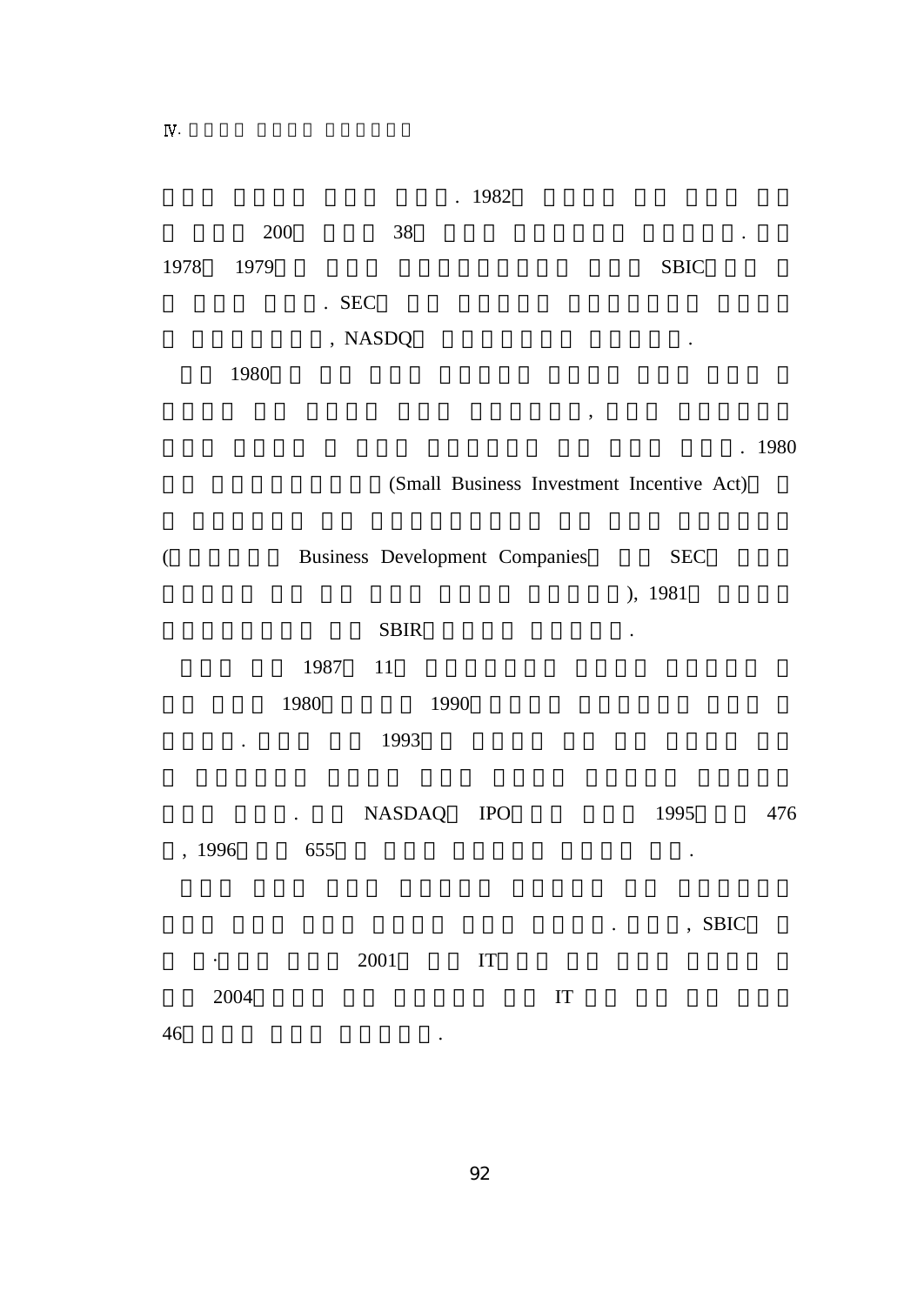□□□ □□□□ □□□ □□□. 1982□ □□□□ □□ □□□ □□□ □□□ 200□ □□□ 38□ □□□ □□□□□□ □□□□□. □□ 1978□ 1979□□ □□□ □□□□□□□□□□ □□□ SBIC□□□ □□ □□□ □□□. SEC□ □□ □□□□□ □□□□□□□ □□□□□ □□□□□□□, NASDAQ□ □□□□□□□□ □□□□□.

□□ 1980□□ □□ □□□ □□□□□ □□□□ □□□ □□□ □□□□□ □□ □□□□ □□□ □□□□□□, □□□ □□□□□□□□□ □□□□ □ □□□ □□□□□□ □□ □□□ □□□. 1980□□ □□□□□□□□□□(Small Business Investment Incentive Act)□ □□ □□□□□□ □□ □□□□□□□□□□ □□ □□□ □□□□□□(□□□□□□ Business Development Companies□ □□ SEC□ □□□□□□□□ □□ □□ □□□ □□□□ □□□□□), 1981□ □□□□□□□□□□□□ □□ SBIR□□□□□ □□□□□.

□□□ □□ 1987□ 11□ □□□□□□□ □□□□ □□□□□ □□□ □□□ 1980□□□□ 1990□□□□ □□□□□□ □□□ □□□□□. □□□ □□ 1993□□ □□□□ □□ □□ □□□□ □□□ □□□□□□ □□□□ □□□ □□□□ □□□□□ □□□□□□□□ □□□. □□ NASDAQ□ IPO□□□ □□□ 1995□□□ 476□, 1996□□□ 655□□ □□□ □□□□□ □□□□ □□.

□□□ □□□ □□□ □□□□□ □□□□□ □□ □□□□□□□□□ □□□ □□□ □□□□ □□□ □□□□. □□□, SBIC□ □□·□□□ □□□ 2001□ □□ IT□□□ □□ □□□ □□□□ □□□ 2004□□□ □□ □□□□□ □□ IT □□ □□ □□ □□□46□□□□ □□□ □□□□□.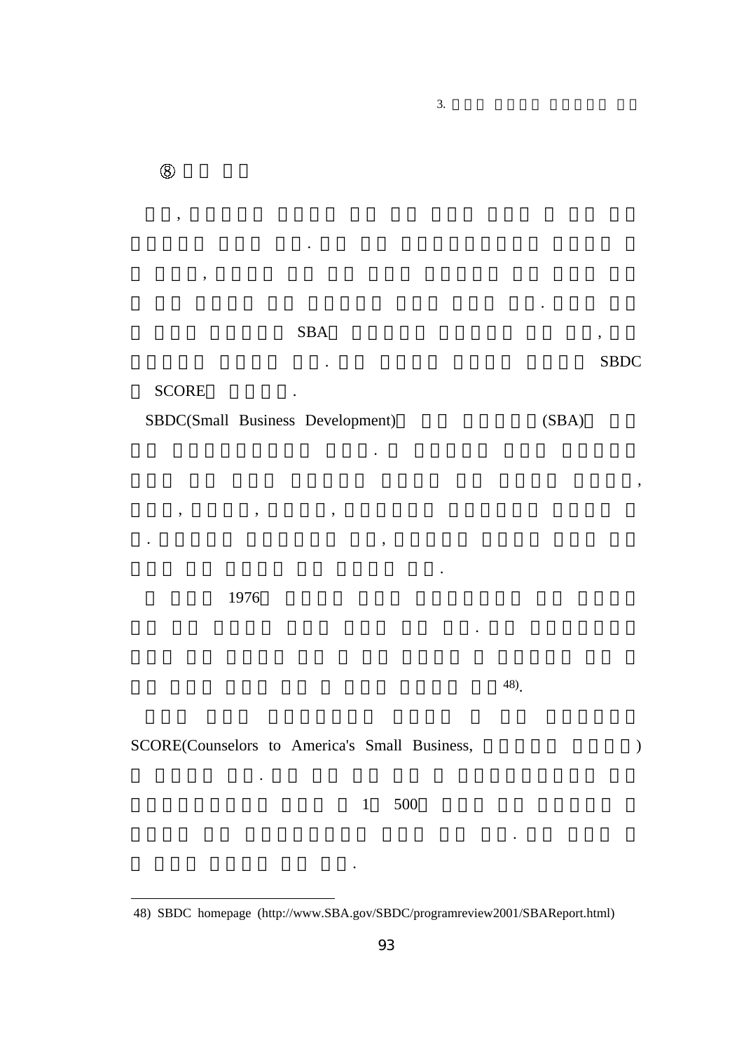### ⑧

SBA SBDC SCORE

SBDC(Small Business Development) (SBA)

1976 [48].

SCORE(Counselors to America's Small Business, ) 1 500

---

48) SBDC homepage (http://www.SBA.gov/SBDC/programreview2001/SBAReport.html)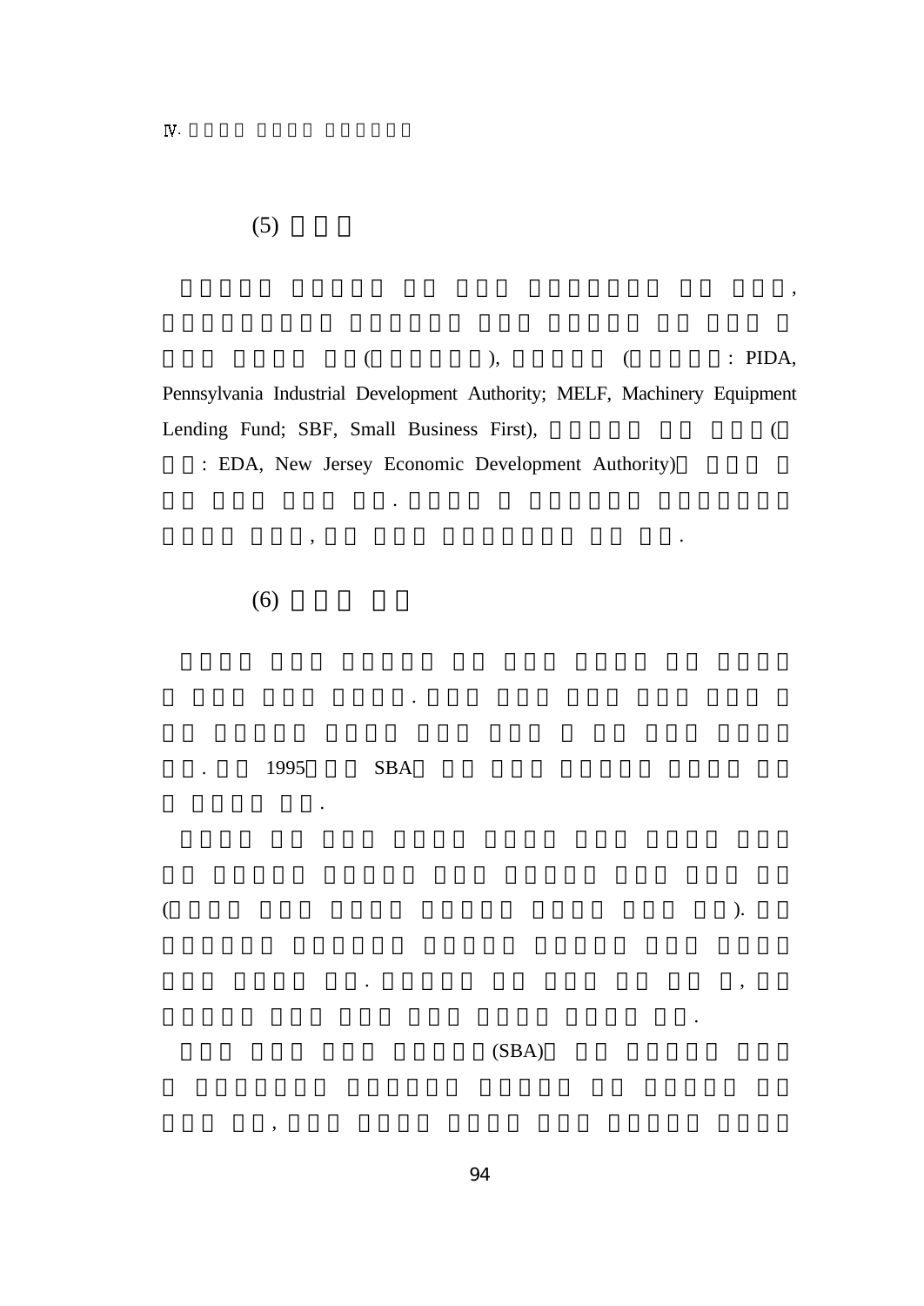(5)

(: PIDA, Pennsylvania Industrial Development Authority; MELF, Machinery Equipment Lending Fund; SBF, Small Business First), (: EDA, New Jersey Economic Development Authority)

(6)

1995 SBA

(SBA)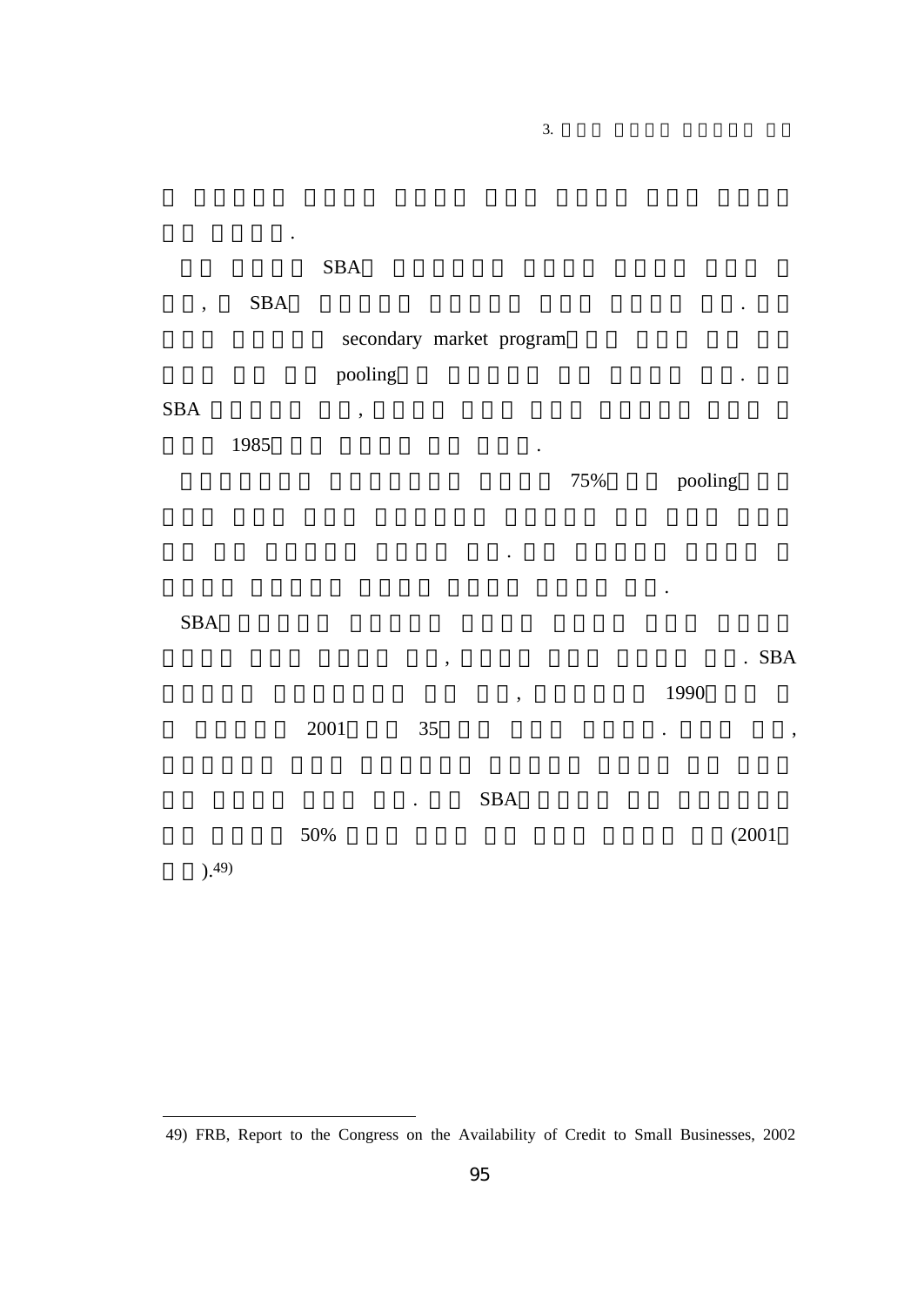.

SBA

, SBA .

secondary market program

pooling .

SBA , .

1985 .

75% pooling

.

.

SBA

, . SBA

, 1990

2001 35 . ,

. SBA

50% (2001

).[49]

---

49) FRB, Report to the Congress on the Availability of Credit to Small Businesses, 2002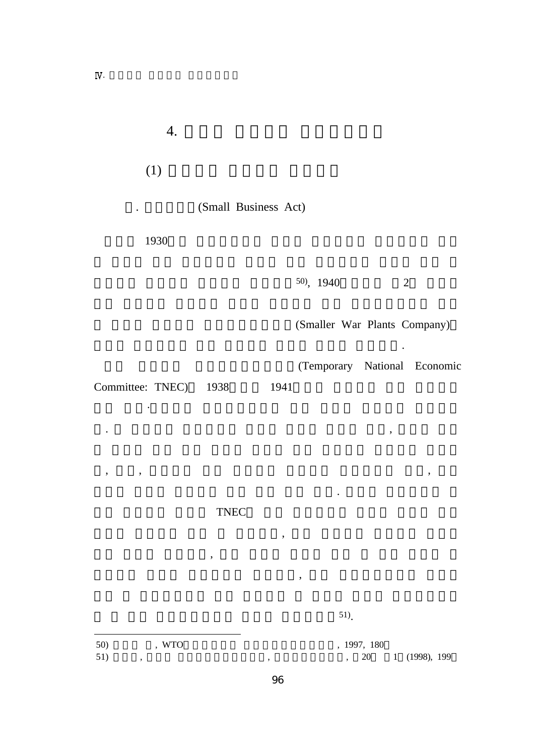## 4.

### (1)

#### . (Small Business Act)

1930 50), 1940 2 (Smaller War Plants Company) .

(Temporary National Economic Committee: TNEC) 1938 1941 · . , , , . TNEC , , , 51).

---

50) , WTO , 1997, 180

51) , , , 20 1 (1998), 199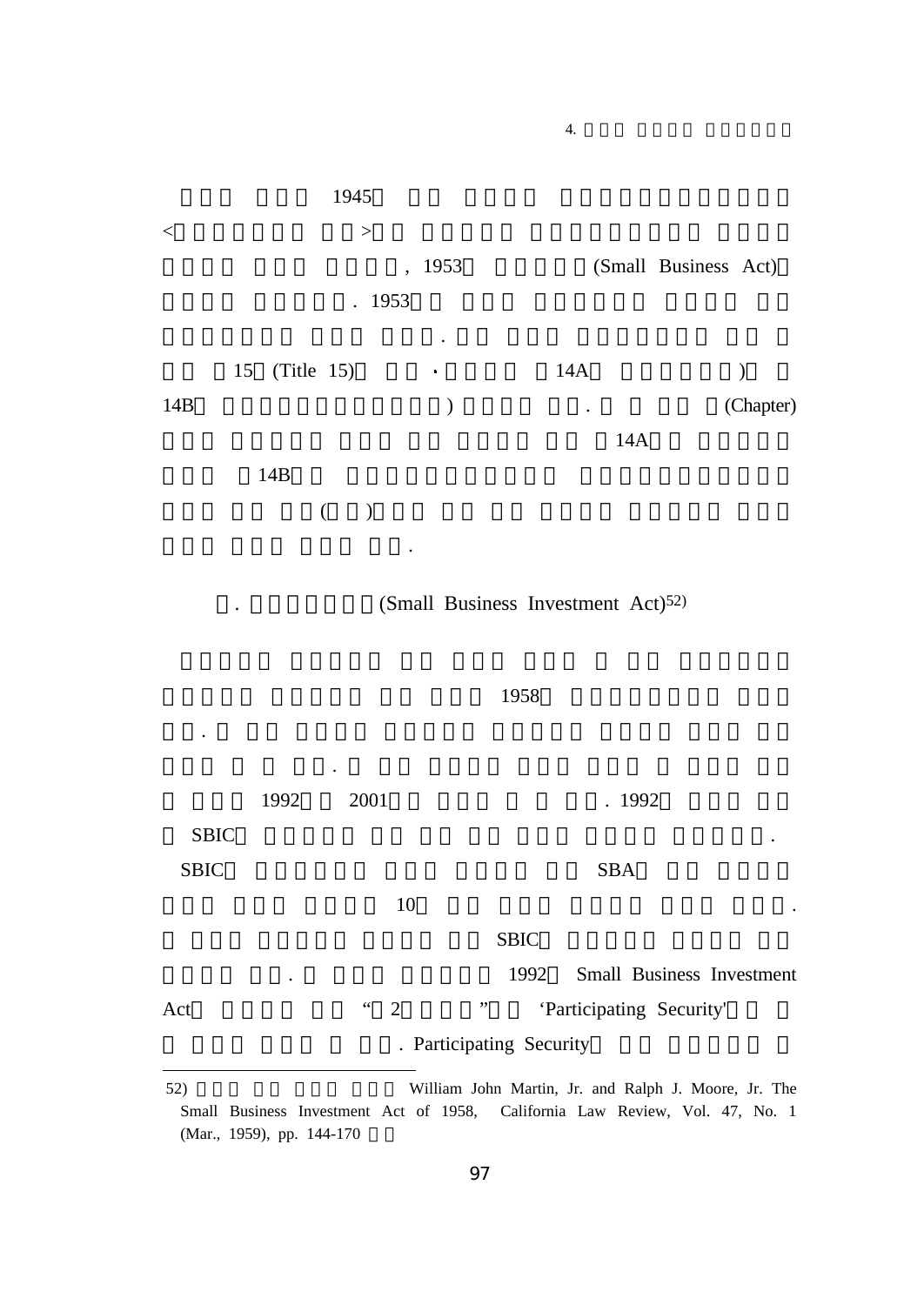1945

< >

, 1953 (Small Business Act)

. 1953

.

15 (Title 15) · 14A )

14B ) . (Chapter)

14A

14B

( )

.

## . (Small Business Investment Act)[52]

1958

.

.

1992 2001 . 1992

SBIC .

SBIC SBA

10 .

SBIC

. 1992 Small Business Investment Act " 2 " 'Participating Security'

. Participating Security

---

52) William John Martin, Jr. and Ralph J. Moore, Jr. The Small Business Investment Act of 1958, California Law Review, Vol. 47, No. 1 (Mar., 1959), pp. 144-170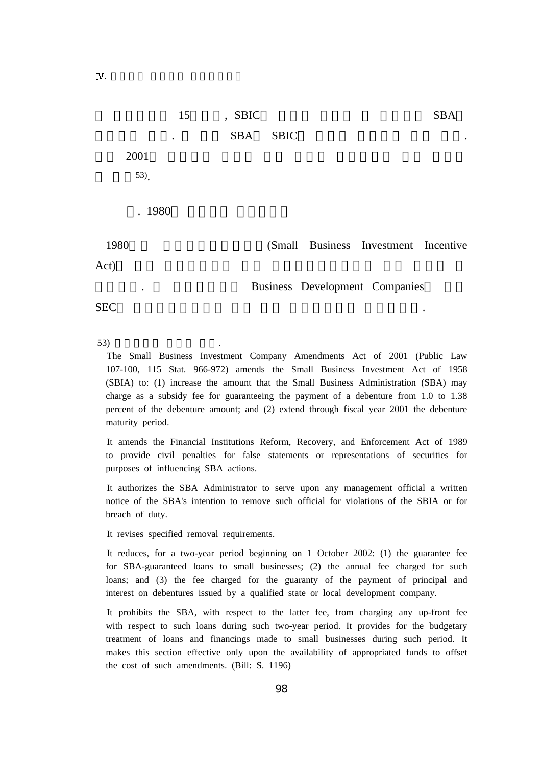15 , SBIC SBA

. SBA SBIC .

2001

53).

## . 1980

1980 (Small Business Investment Incentive Act)

. Business Development Companies

SEC .

---

53) .

The Small Business Investment Company Amendments Act of 2001 (Public Law 107-100, 115 Stat. 966-972) amends the Small Business Investment Act of 1958 (SBIA) to: (1) increase the amount that the Small Business Administration (SBA) may charge as a subsidy fee for guaranteeing the payment of a debenture from 1.0 to 1.38 percent of the debenture amount; and (2) extend through fiscal year 2001 the debenture maturity period.

It amends the Financial Institutions Reform, Recovery, and Enforcement Act of 1989 to provide civil penalties for false statements or representations of securities for purposes of influencing SBA actions.

It authorizes the SBA Administrator to serve upon any management official a written notice of the SBA's intention to remove such official for violations of the SBIA or for breach of duty.

It revises specified removal requirements.

It reduces, for a two-year period beginning on 1 October 2002: (1) the guarantee fee for SBA-guaranteed loans to small businesses; (2) the annual fee charged for such loans; and (3) the fee charged for the guaranty of the payment of principal and interest on debentures issued by a qualified state or local development company.

It prohibits the SBA, with respect to the latter fee, from charging any up-front fee with respect to such loans during such two-year period. It provides for the budgetary treatment of loans and financings made to small businesses during such period. It makes this section effective only upon the availability of appropriated funds to offset the cost of such amendments. (Bill: S. 1196)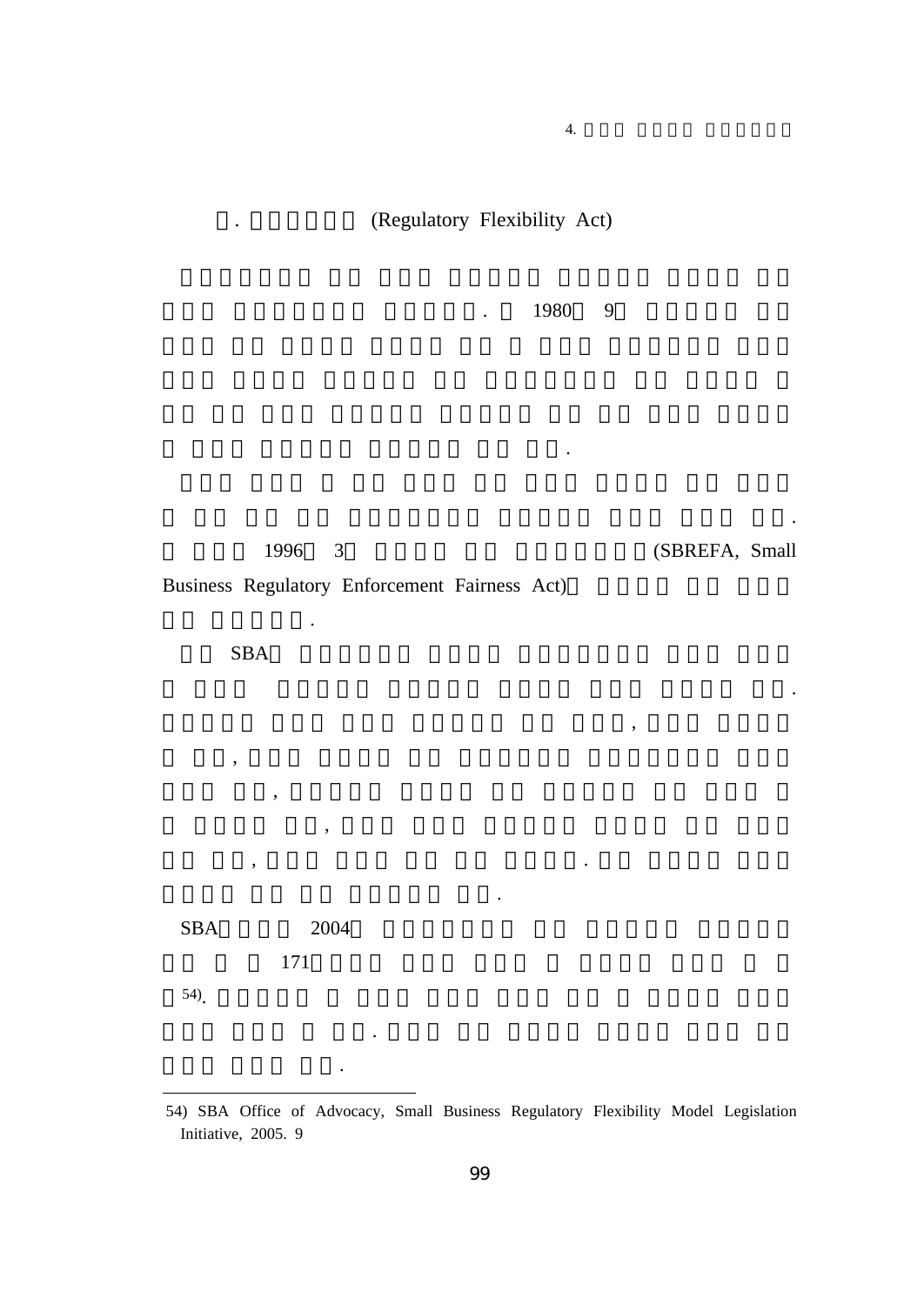## . (Regulatory Flexibility Act)

. 1980 9 .

.

1996 3 (SBREFA, Small Business Regulatory Enforcement Fairness Act) .

SBA .

, , , , , . .

SBA 2004 171 [54]. . .

---

54) SBA Office of Advocacy, Small Business Regulatory Flexibility Model Legislation Initiative, 2005. 9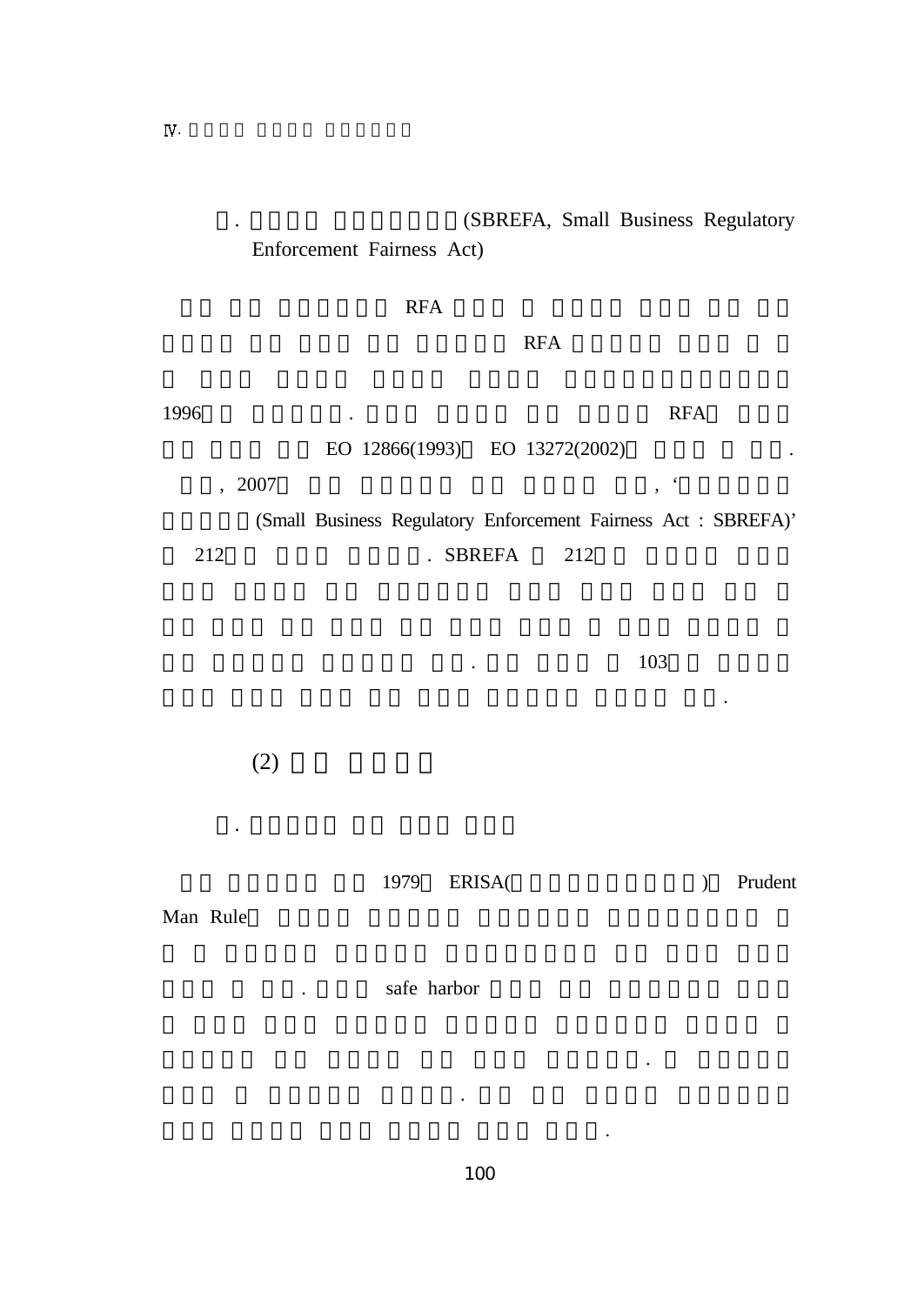## . (SBREFA, Small Business Regulatory Enforcement Fairness Act)

RFA RFA 1996 . RFA EO 12866(1993) EO 13272(2002) . , 2007 , ‘ (Small Business Regulatory Enforcement Fairness Act : SBREFA)’ 212 . SBREFA 212 . 103 .

### (2)

#### .

1979 ERISA( ) Prudent Man Rule . safe harbor . . .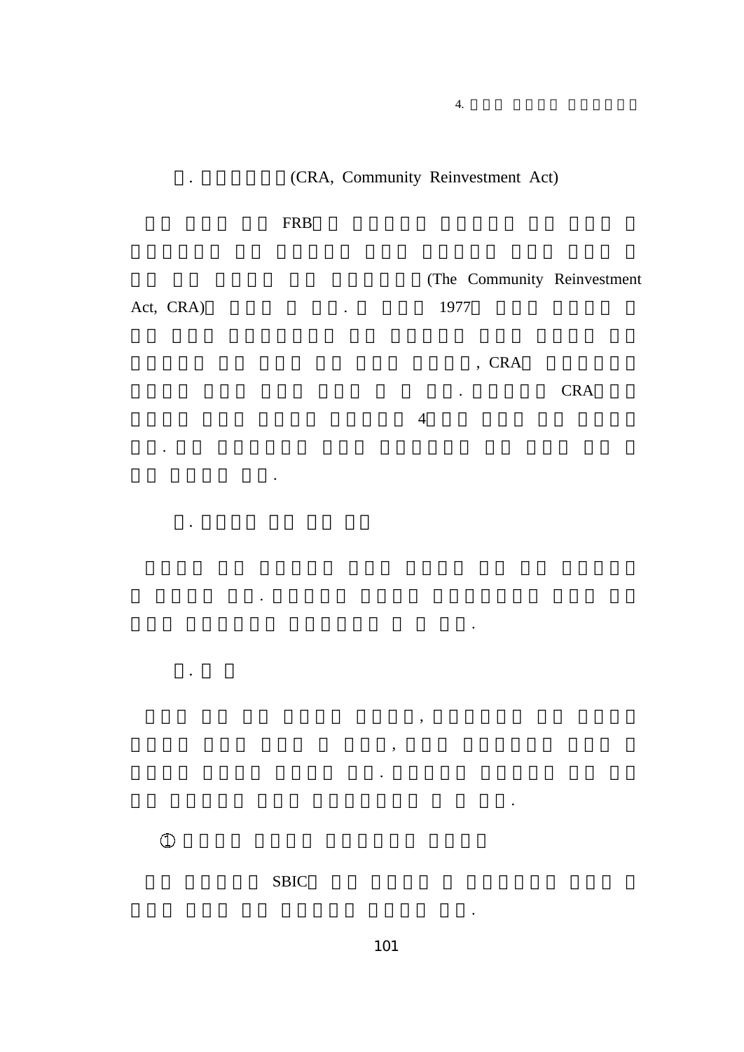## . (CRA, Community Reinvestment Act)

FRB (The Community Reinvestment Act, CRA) . 1977 , CRA . CRA 4 . .

## .

. .

## .

, , . .

### ①

SBIC .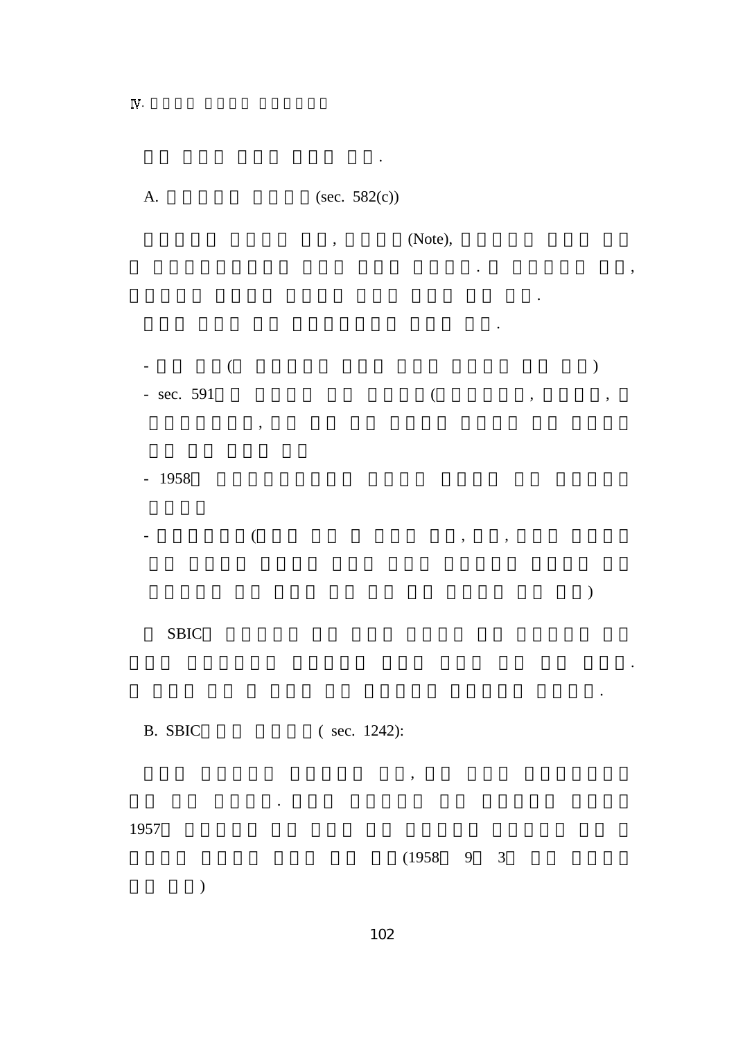A. (sec. 582(c))

(Note),

- sec. 591

- 1958

SBIC

B. SBIC ( sec. 1242):

1957

(1958 9 3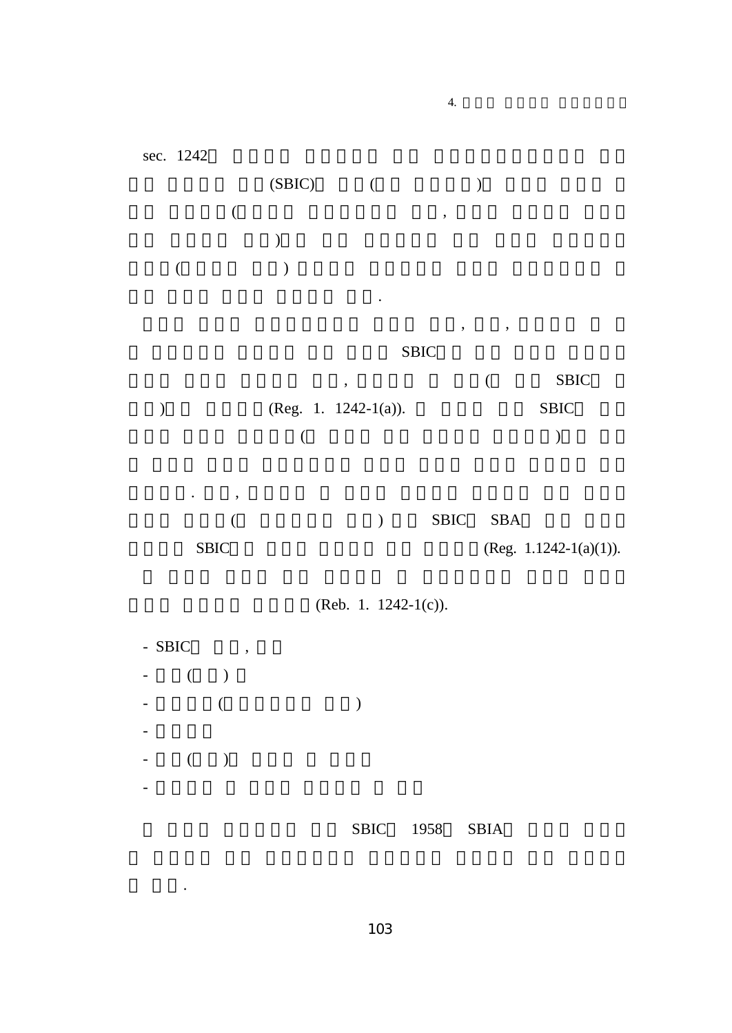sec. 1242 (SBIC) ( ) ( , ) ( ) ( ) .

, , SBIC , ( SBIC ) (Reg. 1. 1242-1(a)). SBIC ( ) . , ( ) SBIC SBA SBIC (Reg. 1.1242-1(a)(1)).

(Reb. 1. 1242-1(c)).

- SBIC ,
- ( )
- ( )
- 
- ( )
- 

SBIC 1958 SBIA .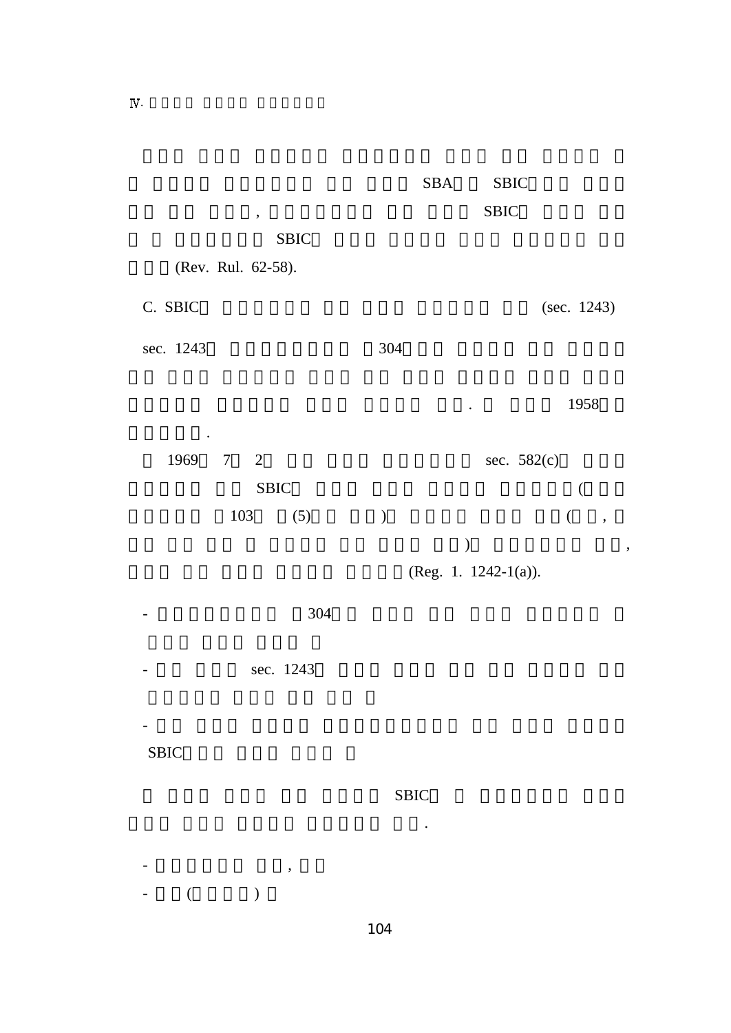□□□ □□□ □□□□□ □□□□□□ □□□ □□ □□□□ □ □ □□□□ □□□□□□ □□ □□□ SBA□ □ SBIC□□□ □□□ □□ □□ □□□, □□□□□□□ □□ □□□ SBIC□ □□□ □□ □ □ □□□□□□ SBIC□ □□□ □□□□ □□□ □□□□□ □□ □□□ (Rev. Rul. 62-58).

### C. SBIC□ □□□□□□ □□ □□□ □□□□□ □□ (sec. 1243)

sec. 1243□ □□□□□□□□ □304□□□ □□□□ □□ □□□□ □□ □□□ □□□□□ □□□ □□ □□□ □□□□ □□□ □□□ □□□□□ □□□□□ □□□ □□□□ □□. □ □□□ 1958□ □ □□□□□.

□ 1969□ 7□ 2□ □□ □□□ □□□□□□ sec. 582(c)□ □□□ □□□□□ □□ SBIC□ □□□ □□□ □□□□ □□□□□(□□□ □□□□□ □103□ □(5)□□ □□□)□ □□□□ □□□ □□(□□, □ □□ □□ □□ □ □□□□ □□ □□□ □□)□ □□□□□□ □□, □□□ □□ □□□ □□□□ □□□□(Reg. 1. 1242-1(a)).

- □□□□□□□□ □304□□ □□□ □□ □□□ □□□□□ □ □□□ □□□ □□□ □
- □□ □□□ sec. 1243□ □□□ □□□ □□ □□ □□□□ □□ □□□□□ □□□ □□ □□ □
- □□ □□□ □□□□ □□□□□□□□□□ □□ □□□ □□□□ SBIC□□□ □□□ □□□ □

□ □□□ □□□ □□ □□□□ SBIC□ □ □□□□□□ □□□ □□□ □□□ □□□□ □□□□□ □□.

- □□□□□□ □□, □□
- □□(□□□□) □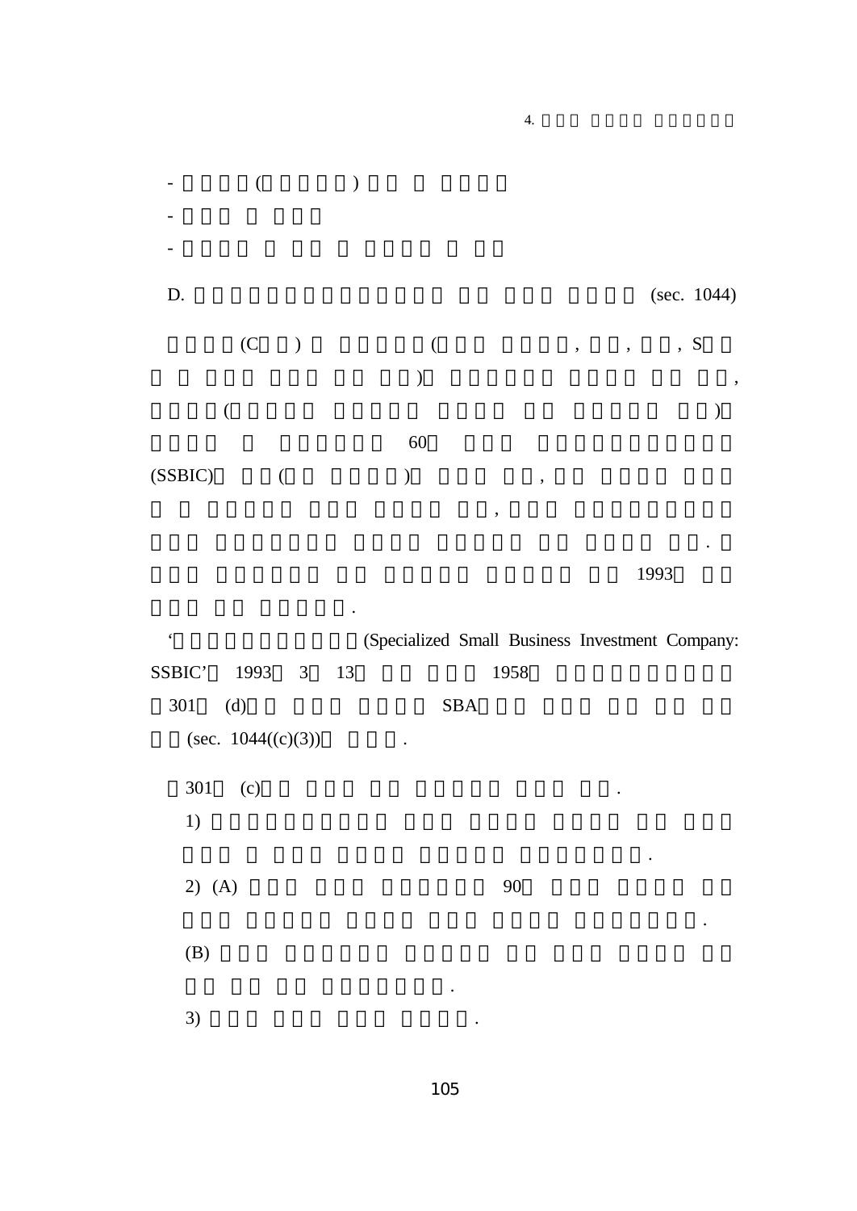- □□□□(□□□□□) □□ □ □□□□
- □□□ □ □□□
- □□□□ □ □□ □ □□□□ □ □□

D. □□□□□□□□□□□□□□□□ □□ □□□ □□□□ (sec. 1044)

□□□□(C□□) □ □□□□□(□□□ □□□□, □□, □□, S□□ □ □ □□□ □□□ □□ □□)□ □□□□□□ □□□□ □□ □□, □□□□(□□□□□ □□□□□ □□□□ □□ □□□□□ □□)□ □□□□ □ □□□□□□ 60□ □□□ □□□□□□□□□□□□ (SSBIC)□ □□(□□ □□□□)□ □□□ □□, □□ □□□□ □□□ □ □ □□□□□ □□□ □□□□ □□, □□□ □□□□□□□□□ □□□ □□□□□□□ □□□□ □□□□□ □□ □□□□ □□. □ □□□ □□□□□□ □□ □□□□□ □□□□□ □□ 1993□ □□ □□□ □□ □□□□□.

'□□□□□□□□□□□□(Specialized Small Business Investment Company: SSBIC'□ 1993□ 3□ 13□ □□ □□□ 1958□ □□□□□□□□□□□ □301□ (d)□□ □□□ □□□□ SBA□□□ □□□ □□ □□ □□ □□ (sec. 1044((c)(3))□ □□□.

□301□ (c)□□ □□□ □□ □□□□□ □□□ □□.

1) □□□□□□□□□□ □□□ □□□□ □□□□ □□ □□□ □□□ □ □□□ □□□□ □□□□□ □□□□□□□.

2) (A) □□□ □□□ □□□□□□ 90□ □□□ □□□□ □□ □□□ □□□□□ □□□□ □□□ □□□□ □□□□□□□.

(B) □□□ □□□□□□ □□□□□ □□ □□□ □□□□ □□ □□ □□ □□ □□□□□□□□.

3) □□□ □□□ □□□ □□□□.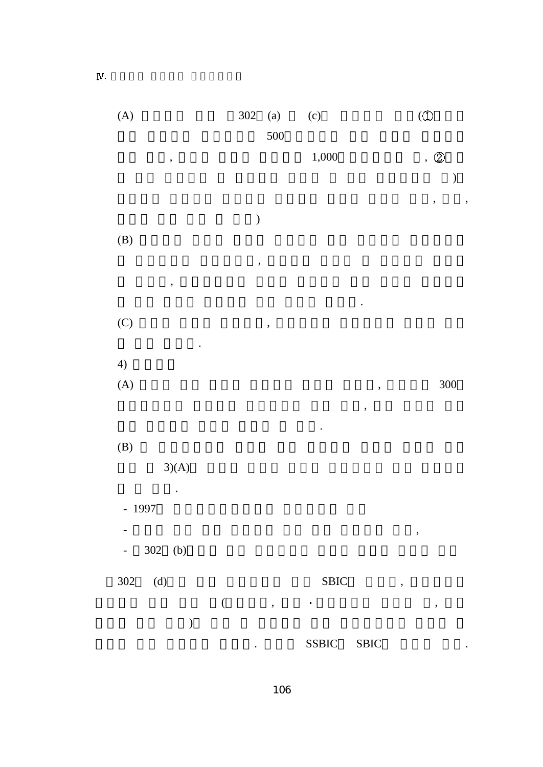(A) 302 (a) (c) (① 500 , 1,000 , ② ) , ,
)

(B) , , .

(C) , .

4)

(A) , 300 , .

(B) 3)(A) .

- 1997
- ,
- 302 (b)

302 (d) SBIC , ( , · , ) . SSBIC SBIC .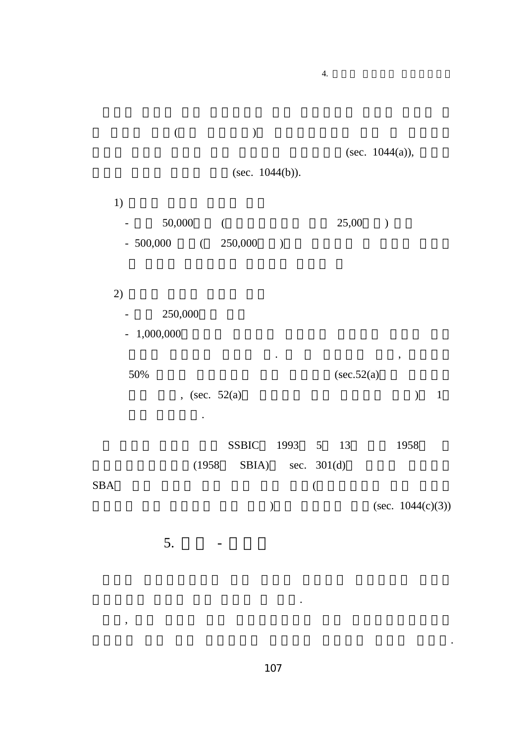( )

(sec. 1044(a)),

(sec. 1044(b)).

1)

- 50,000 ( 25,00 )
- 500,000 ( 250,000 )

2)

- 250,000
- 1,000,000

  .  ,

  50% (sec.52(a)

  , (sec. 52(a) ) 1

  .

SSBIC 1993 5 13 1958

(1958 SBIA) sec. 301(d)

SBA (

) (sec. 1044(c)(3))

## 5. -

.

,

.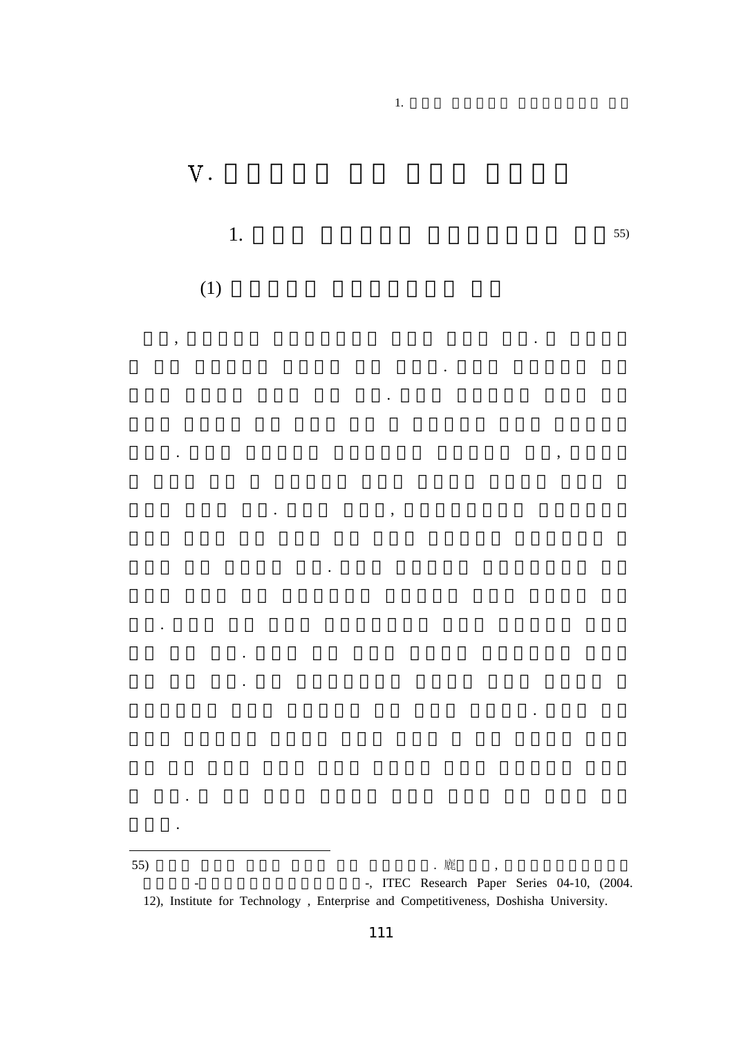55) 鹿 -, ITEC Research Paper Series 04-10, (2004. 12), Institute for Technology , Enterprise and Competitiveness, Doshisha University.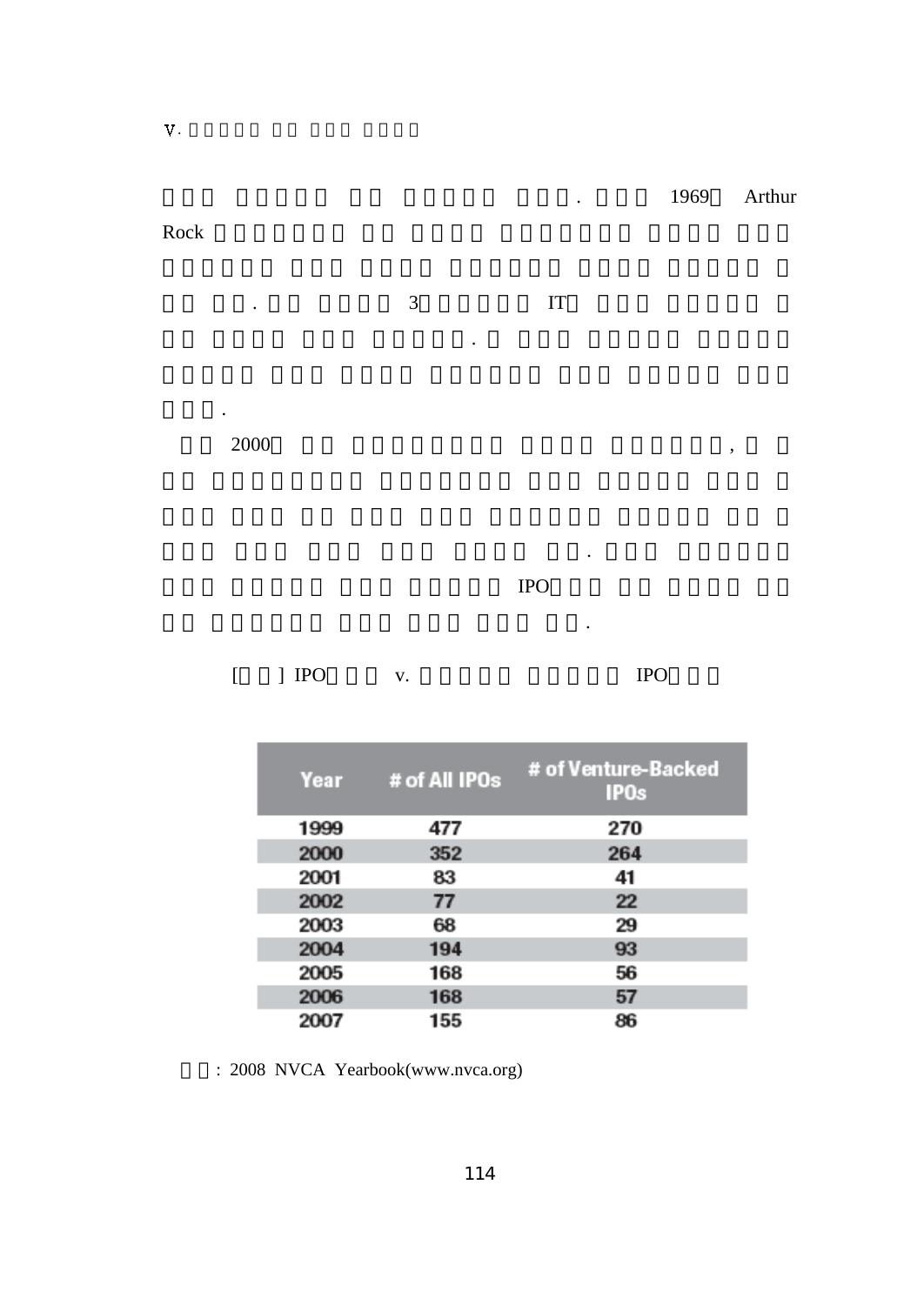| Year | # of All IPOs | # of Venture-Backed IPOs |
|---|---|---|
| 1999 | 477 | 270 |
| 2000 | 352 | 264 |
| 2001 | 83 | 41 |
| 2002 | 77 | 22 |
| 2003 | 68 | 29 |
| 2004 | 194 | 93 |
| 2005 | 168 | 56 |
| 2006 | 168 | 57 |
| 2007 | 155 | 86 |

: 2008 NVCA Yearbook(www.nvca.org)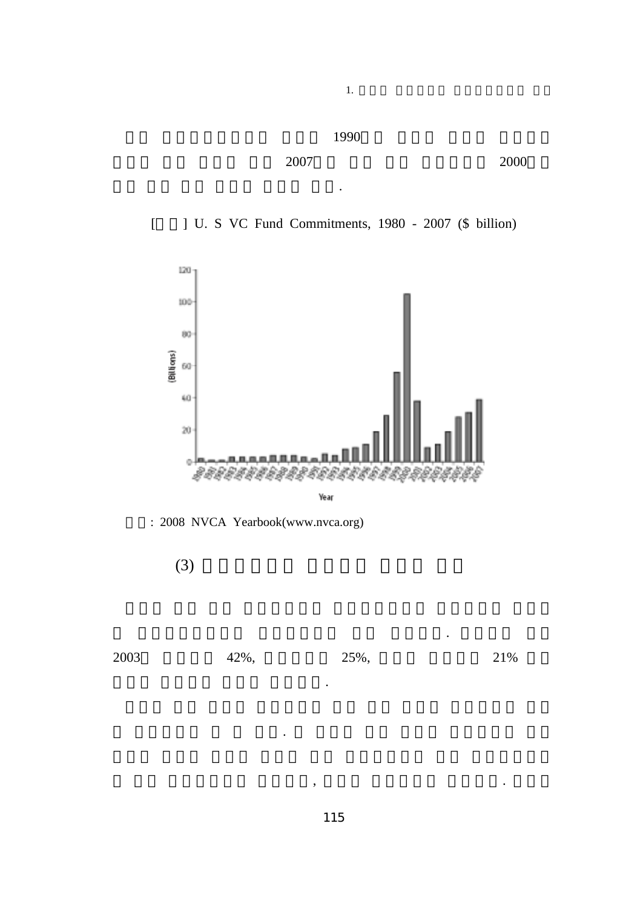□□ □□□□□□□□□ □□□ 1990□□ □□□ □□□ □□□□ □□□ □□ □□□ □□ 2007□□ □□ □□ □□□□□ 2000□□ □□ □□ □□ □□□ □□□ □□.

[□□] U. S VC Fund Commitments, 1980 - 2007 ($ billion)

120
100
80
60
40
20
0
(Billions)
1980 1981 1982 1983 1984 1985 1986 1987 1988 1989 1990 1991 1992 1993 1994 1995 1996 1997 1998 1999 2000 2001 2002 2003 2004 2005 2006 2007
Year

□□: 2008 NVCA Yearbook(www.nvca.org)

### (3) □□□□□□ □□□□ □□□ □□

□□□ □□ □□ □□□□□□ □□□□□□□ □□□□□ □□□□ □□□□□□□□ □□□□□□ □□ □□□□. □□□□ □□ 2003□ □□□□ 42%, □□□□□ 25%, □□□ □□□□ 21% □□ □□□ □□□□ □□□ □□□□.

□□□ □□ □□□ □□□□□ □□ □□ □□□ □□□□□ □□□ □□□□□ □ □ □□. □ □□□ □□ □□□ □□□□□ □□ □□□ □□□ □□□ □□□ □□ □□□□□□ □□ □□□□□□ □ □□ □□□□□□ □□□□, □□□ □□□□□ □□□□. □□□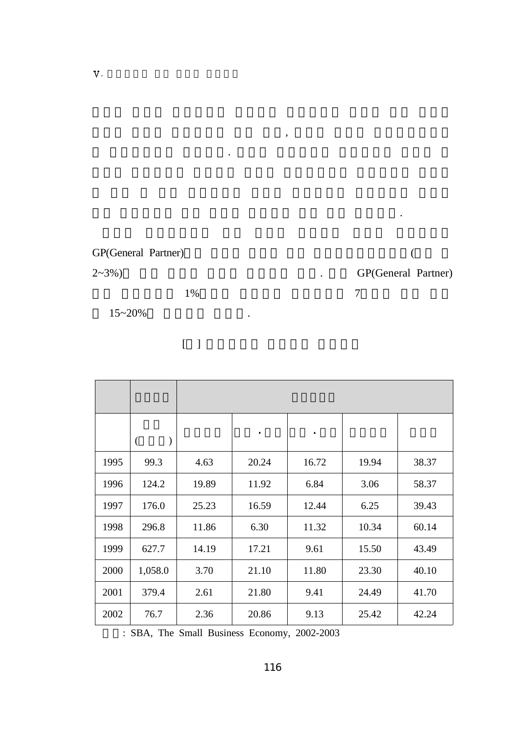GP(General Partner) ( 2~3%) . GP(General Partner) 1% 7 15~20% .

[ ]

| | | | | | | |
|---|---|---|---|---|---|---|
| | | | | | | |
| | ( ) | | · | · | | |
| 1995 | 99.3 | 4.63 | 20.24 | 16.72 | 19.94 | 38.37 |
| 1996 | 124.2 | 19.89 | 11.92 | 6.84 | 3.06 | 58.37 |
| 1997 | 176.0 | 25.23 | 16.59 | 12.44 | 6.25 | 39.43 |
| 1998 | 296.8 | 11.86 | 6.30 | 11.32 | 10.34 | 60.14 |
| 1999 | 627.7 | 14.19 | 17.21 | 9.61 | 15.50 | 43.49 |
| 2000 | 1,058.0 | 3.70 | 21.10 | 11.80 | 23.30 | 40.10 |
| 2001 | 379.4 | 2.61 | 21.80 | 9.41 | 24.49 | 41.70 |
| 2002 | 76.7 | 2.36 | 20.86 | 9.13 | 25.42 | 42.24 |

: SBA, The Small Business Economy, 2002-2003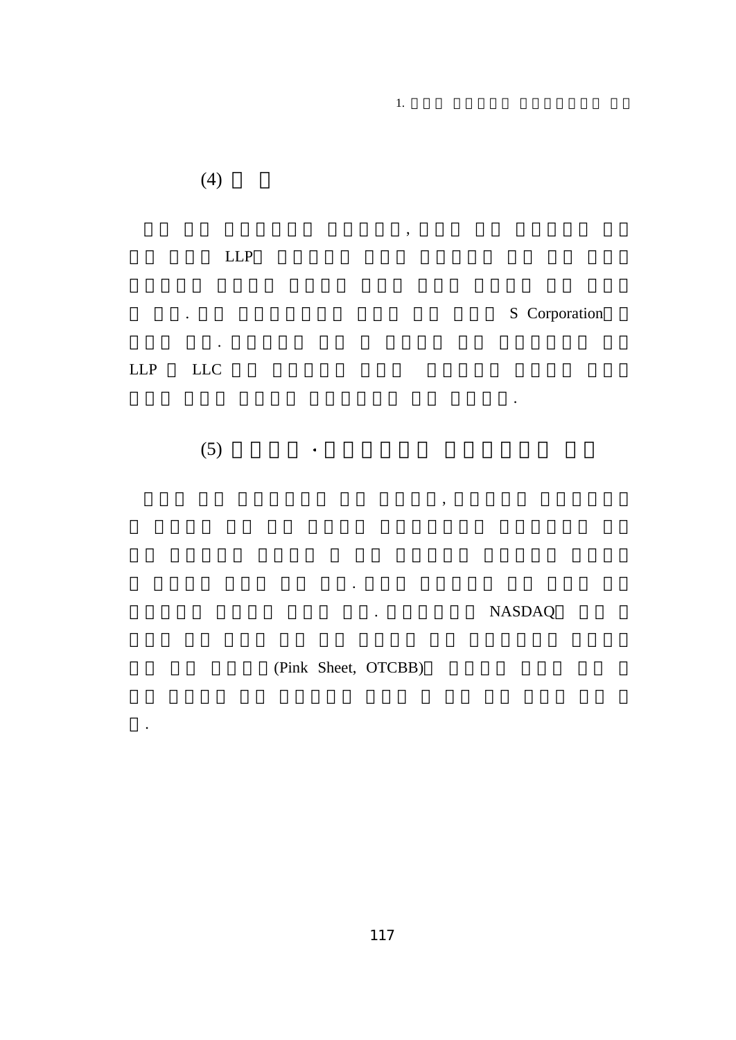(4)

LLP S Corporation LLP LLC

(5)

NASDAQ (Pink Sheet, OTCBB)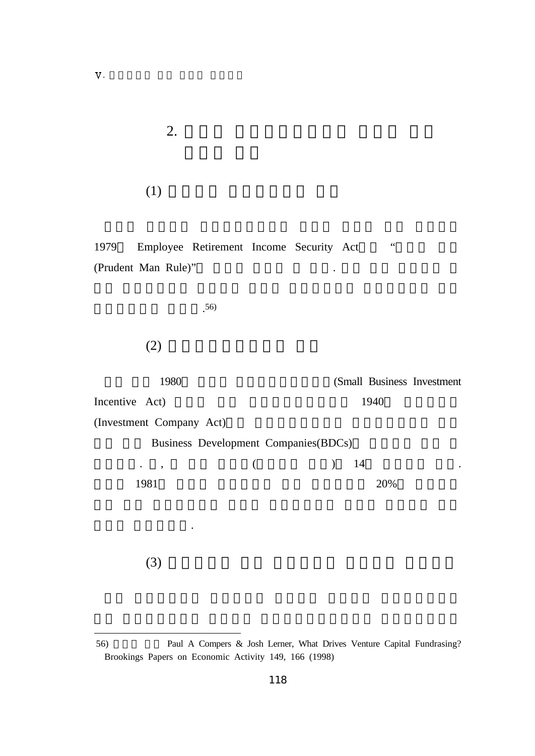## 2.

### (1)

1979 Employee Retirement Income Security Act “ (Prudent Man Rule)” . .[56]

### (2)

1980 (Small Business Investment Incentive Act) 1940 (Investment Company Act) Business Development Companies(BDCs) . , ( ) 14 . 1981 20% .

### (3)

---

56) Paul A Compers & Josh Lerner, What Drives Venture Capital Fundrasing? Brookings Papers on Economic Activity 149, 166 (1998)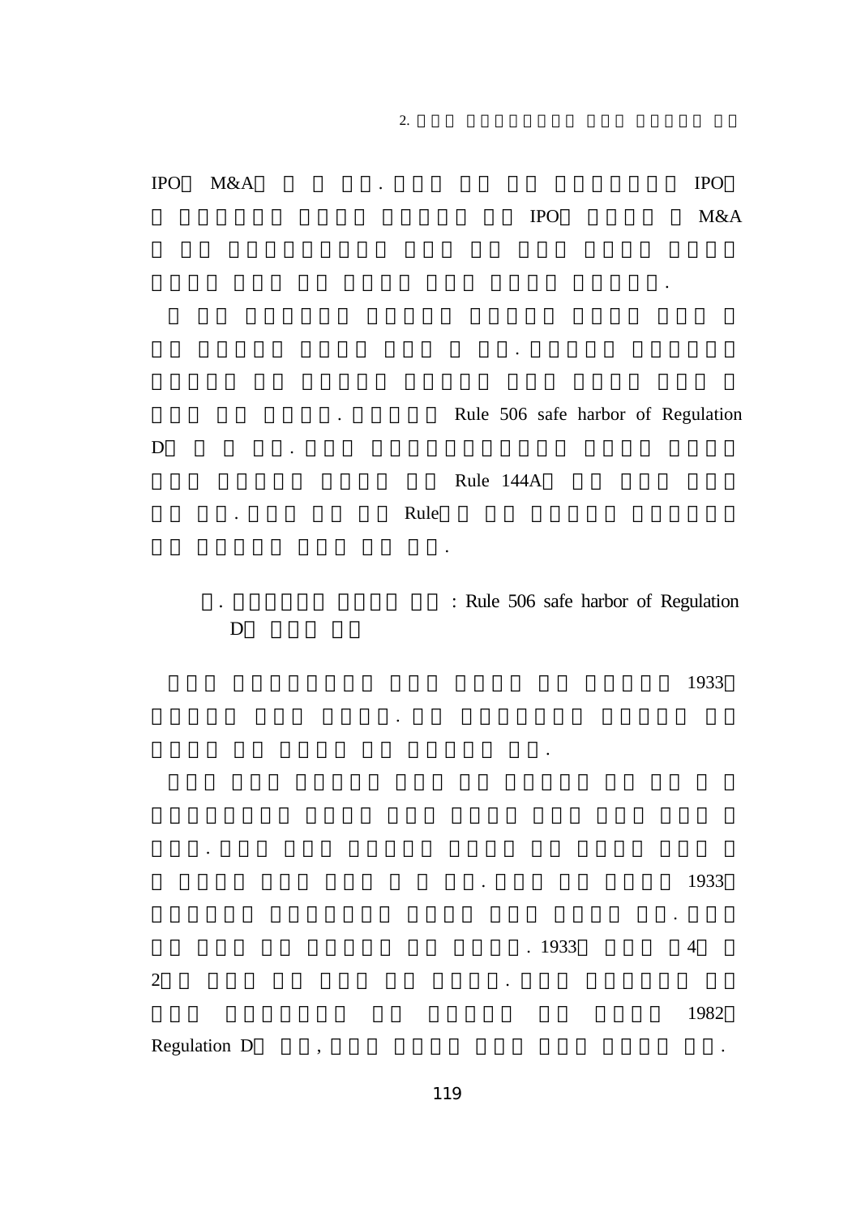IPO M&A . IPO IPO M&A

. Rule 506 safe harbor of Regulation D . Rule 144A . Rule .

## . : Rule 506 safe harbor of Regulation D

1933 . .

. . 1933 . . 1933 4 2 . 1982 Regulation D , .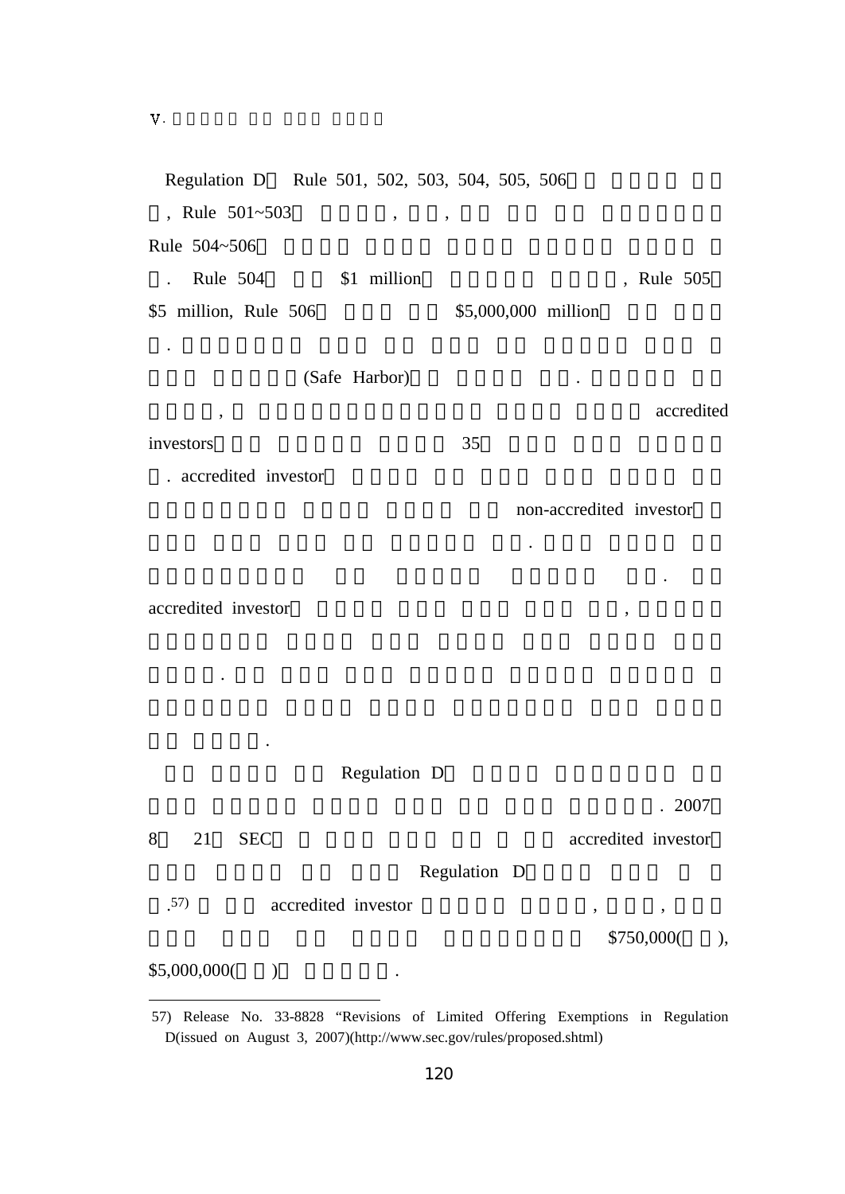Regulation D Rule 501, 502, 503, 504, 505, 506 , Rule 501~503 , , Rule 504~506 . Rule 504 $1 million , Rule 505 $5 million, Rule 506 $5,000,000 million . (Safe Harbor) . , accredited investors 35 . accredited investor non-accredited investor . . accredited investor , . .

Regulation D . 2007 8 21 SEC accredited investor Regulation D .[57] accredited investor , , $750,000( ), $5,000,000( ) .

---

57) Release No. 33-8828 "Revisions of Limited Offering Exemptions in Regulation D(issued on August 3, 2007)(http://www.sec.gov/rules/proposed.shtml)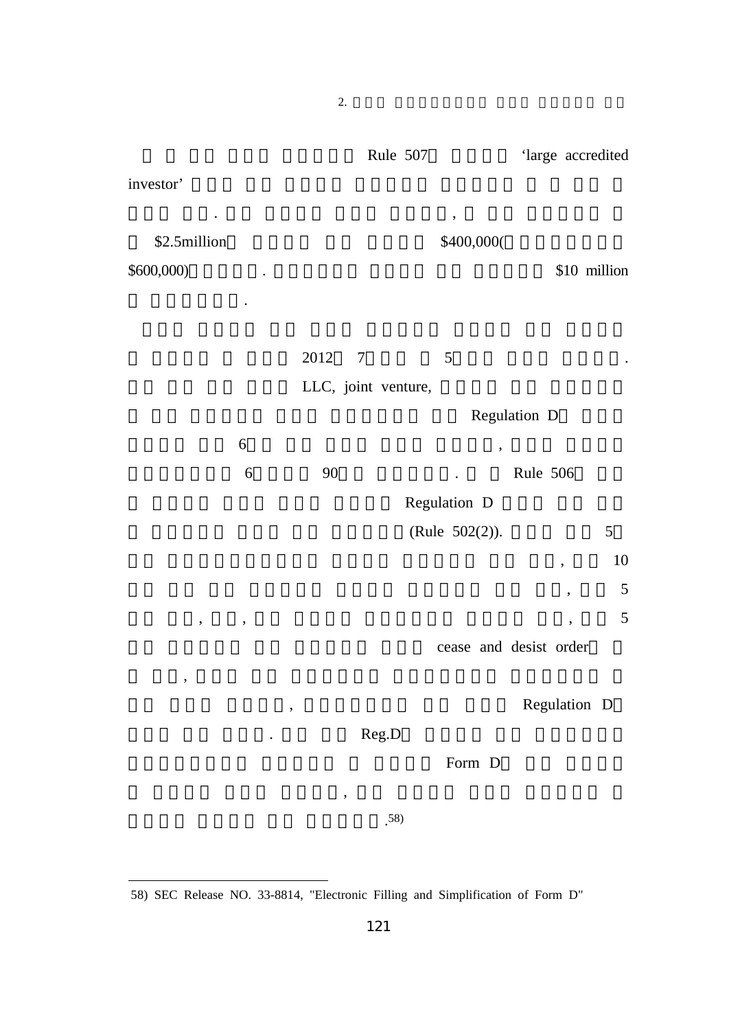Rule 507 ‘large accredited investor’

. ,

$2.5million $400,000( $600,000) . $10 million

.

2012 7 5 .

LLC, joint venture,

Regulation D

6 ,

6 90 . Rule 506

Regulation D

(Rule 502(2)). 5

, 10

, 5

, , , 5

cease and desist order

,

, Regulation D

. Reg.D

Form D

,

.[58)]

---

58) SEC Release NO. 33-8814, "Electronic Filling and Simplification of Form D"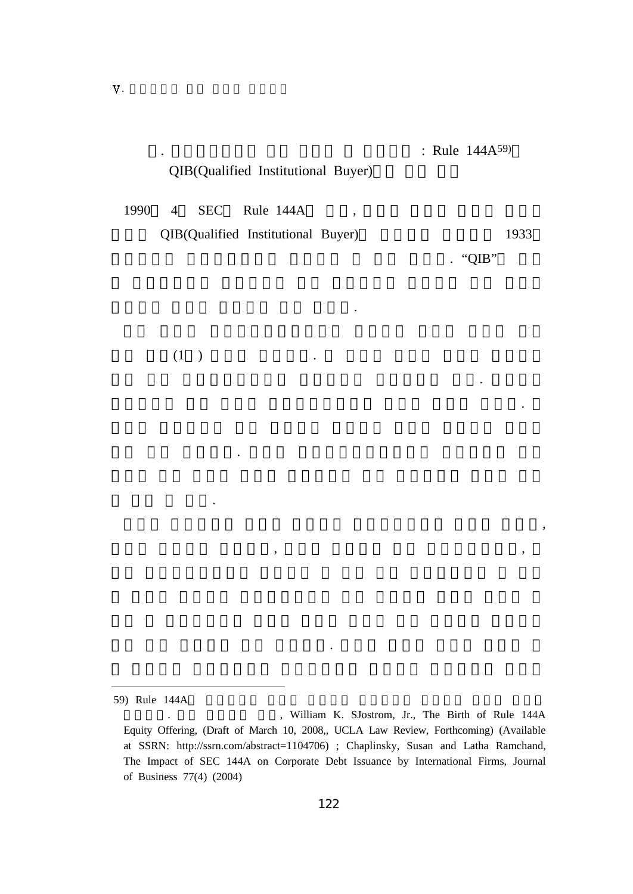## . : Rule 144A[59] QIB(Qualified Institutional Buyer)

1990 4 SEC Rule 144A , QIB(Qualified Institutional Buyer) 1933 . "QIB" .

(1 ) . . . . . . .

, , , . .

---

59) Rule 144A . , William K. SJostrom, Jr., The Birth of Rule 144A Equity Offering, (Draft of March 10, 2008,, UCLA Law Review, Forthcoming) (Available at SSRN: http://ssrn.com/abstract=1104706) ; Chaplinsky, Susan and Latha Ramchand, The Impact of SEC 144A on Corporate Debt Issuance by International Firms, Journal of Business 77(4) (2004)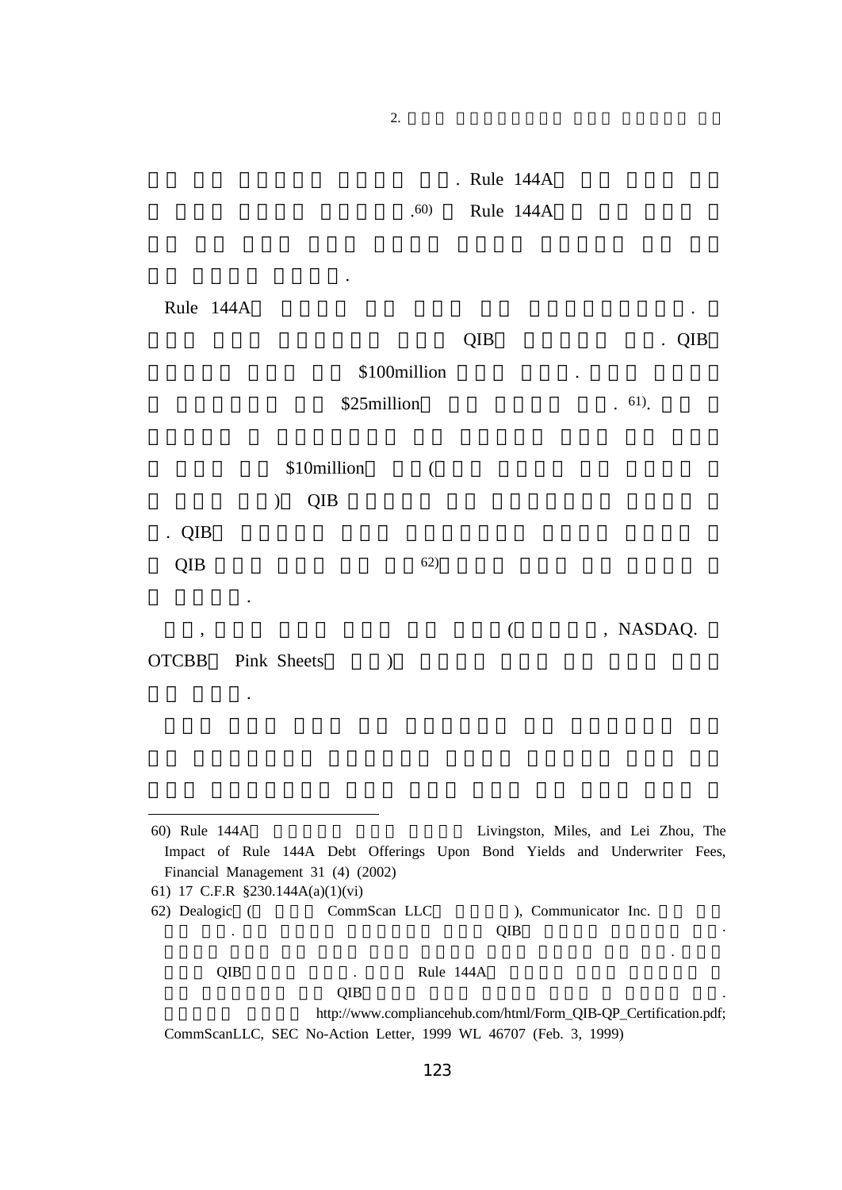. Rule 144A

.60) Rule 144A

.

Rule 144A .

QIB . QIB

$100million .

$25million . 61).

$10million (

) QIB

. QIB

QIB 62)

.

, ( , NASDAQ.

OTCBB Pink Sheets )

.

---

60) Rule 144A Livingston, Miles, and Lei Zhou, The Impact of Rule 144A Debt Offerings Upon Bond Yields and Underwriter Fees, Financial Management 31 (4) (2002)

61) 17 C.F.R §230.144A(a)(1)(vi)

62) Dealogic ( CommScan LLC ), Communicator Inc. . QIB . . QIB . Rule 144A QIB . http://www.compliancehub.com/html/Form_QIB-QP_Certification.pdf; CommScanLLC, SEC No-Action Letter, 1999 WL 46707 (Feb. 3, 1999)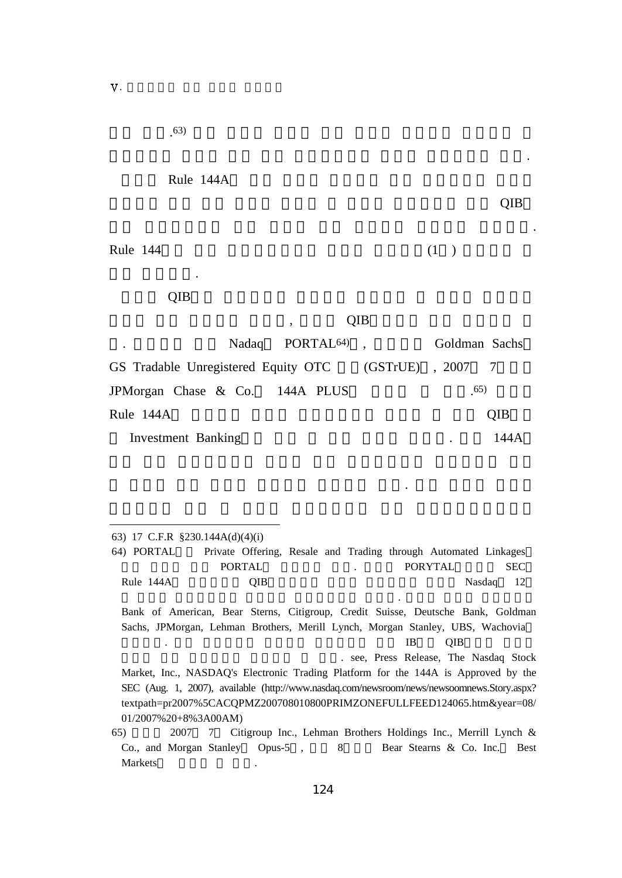.63)

.

Rule 144A

QIB

.

Rule 144 (1 )

.

QIB

, QIB

. Nadaq PORTAL64) , Goldman Sachs

GS Tradable Unregistered Equity OTC (GSTrUE) , 2007 7

JPMorgan Chase & Co. 144A PLUS .65)

Rule 144A QIB

Investment Banking . 144A

.

---

63) 17 C.F.R §230.144A(d)(4)(i)

64) PORTAL Private Offering, Resale and Trading through Automated Linkages PORTAL . PORYTAL SEC Rule 144A QIB Nasdaq 12 . Bank of American, Bear Sterns, Citigroup, Credit Suisse, Deutsche Bank, Goldman Sachs, JPMorgan, Lehman Brothers, Merill Lynch, Morgan Stanley, UBS, Wachovia . IB QIB . see, Press Release, The Nasdaq Stock Market, Inc., NASDAQ's Electronic Trading Platform for the 144A is Approved by the SEC (Aug. 1, 2007), available (http://www.nasdaq.com/newsroom/news/newsoomnews.Story.aspx?textpath=pr2007%5CACQPMZ200708010800PRIMZONEFULLFEED124065.htm&year=08/01/2007%20+8%3A00AM)

65) 2007 7 Citigroup Inc., Lehman Brothers Holdings Inc., Merrill Lynch & Co., and Morgan Stanley Opus-5 , 8 Bear Stearns & Co. Inc. Best Markets .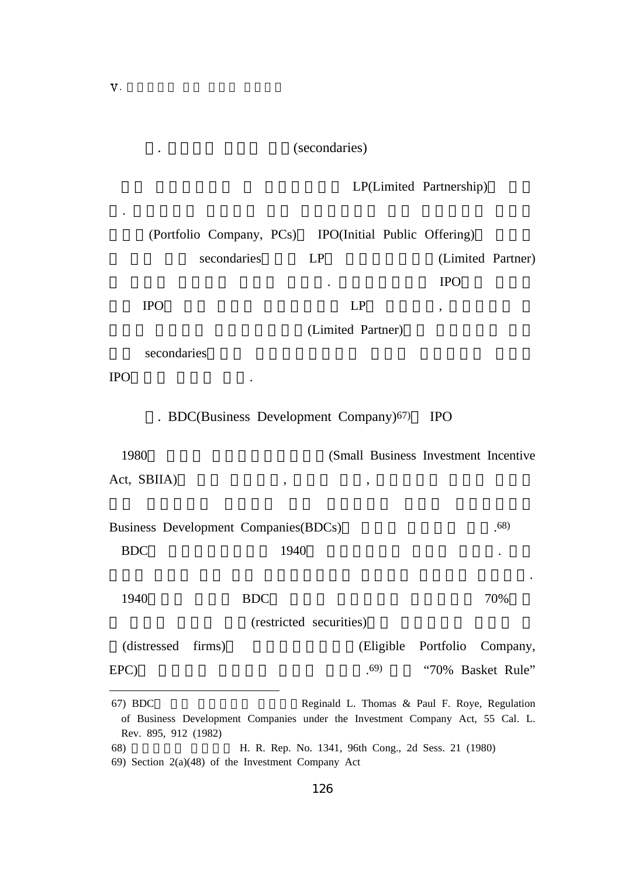. (secondaries)

LP(Limited Partnership)

.

(Portfolio Company, PCs) IPO(Initial Public Offering)

secondaries LP (Limited Partner)

. IPO

IPO LP ,

(Limited Partner)

secondaries

IPO .

. BDC(Business Development Company)[67] IPO

1980 (Small Business Investment Incentive Act, SBIIA) , ,

Business Development Companies(BDCs) .[68]

BDC 1940 .

.

1940 BDC 70%

(restricted securities)

(distressed firms) (Eligible Portfolio Company, EPC) .[69] "70% Basket Rule"

---

67) BDC Reginald L. Thomas & Paul F. Roye, Regulation of Business Development Companies under the Investment Company Act, 55 Cal. L. Rev. 895, 912 (1982)

68) H. R. Rep. No. 1341, 96th Cong., 2d Sess. 21 (1980)

69) Section 2(a)(48) of the Investment Company Act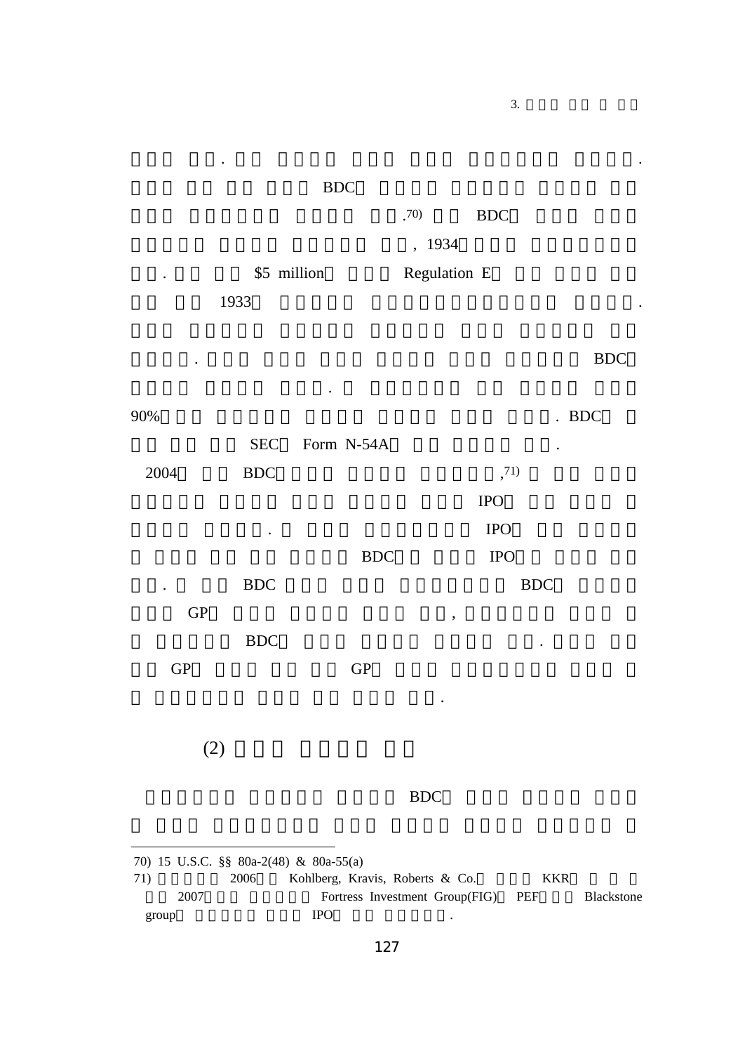. .

BDC

.70) BDC

, 1934

. $5 million Regulation E

1933 .

. BDC

.

90% . BDC

SEC Form N-54A .

2004 BDC ,71)

IPO

. IPO

BDC IPO

. BDC BDC

GP ,

BDC .

GP GP

.

## (2)

BDC

---

70) 15 U.S.C. §§ 80a-2(48) & 80a-55(a)

71) 2006 Kohlberg, Kravis, Roberts & Co. KKR 2007 Fortress Investment Group(FIG) PEF Blackstone group IPO .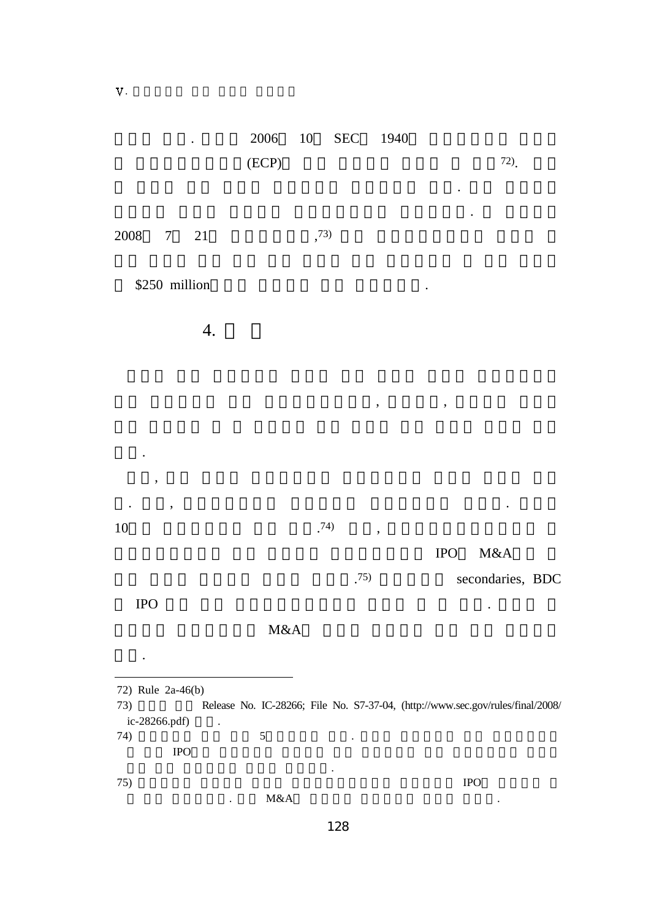. 2006 10 SEC 1940

(ECP) [72].

.

.

2008 7 21 ,[73]

$250 million .

## 4.

, ,

.

,

. , . 10 .[74] ,

IPO M&A

.[75] secondaries, BDC

IPO .

M&A

.

---

72) Rule 2a-46(b)

73) Release No. IC-28266; File No. S7-37-04, (http://www.sec.gov/rules/final/2008/ic-28266.pdf) .

74) 5 . IPO .

75) IPO . M&A .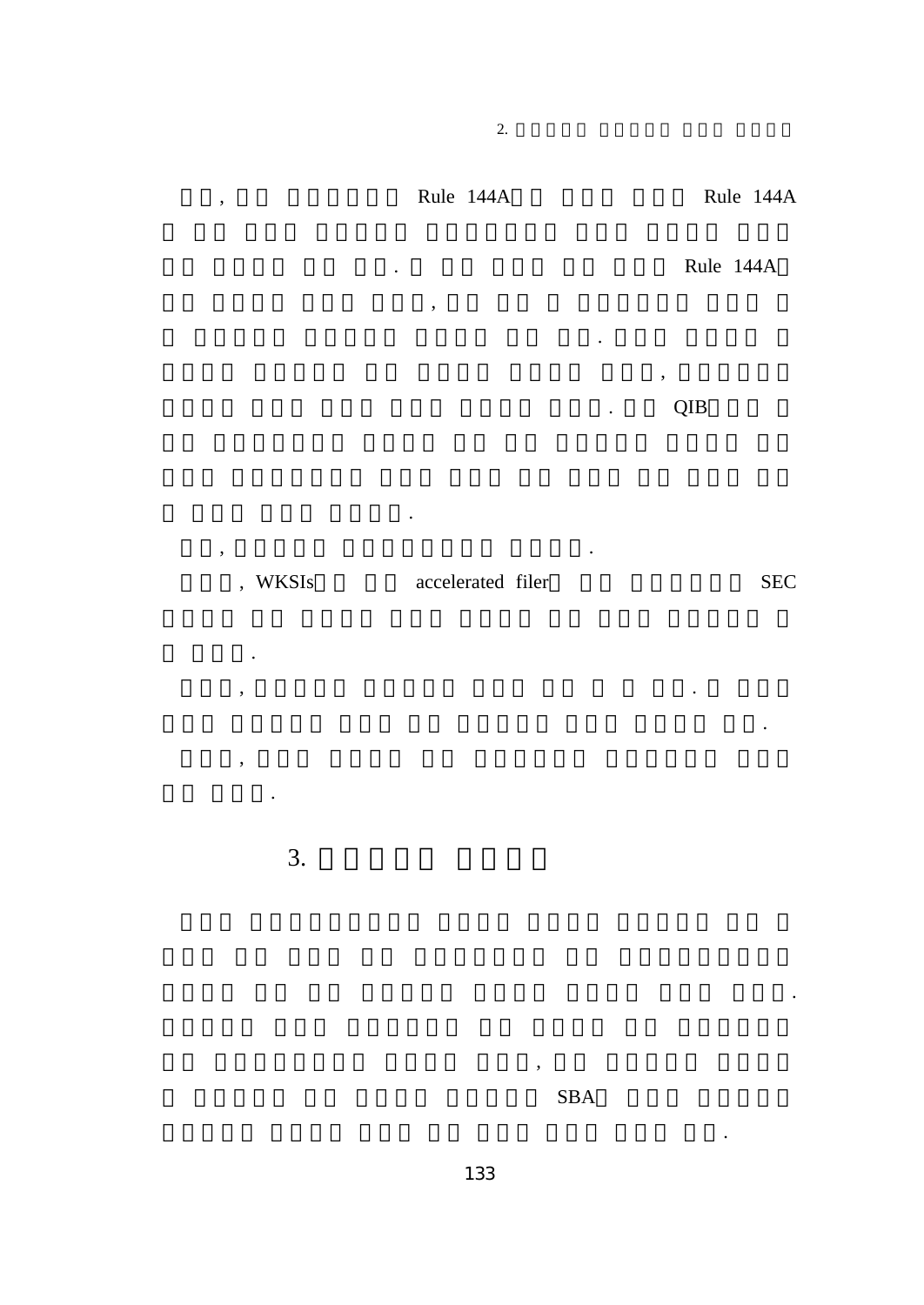Rule 144A Rule 144A

Rule 144A

QIB

WKSIs accelerated filer SEC

## 3.

SBA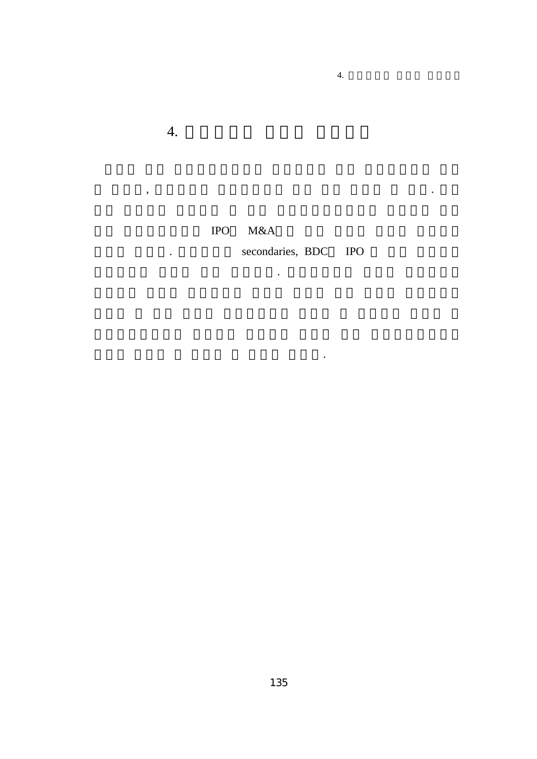# 4.

IPO M&A secondaries, BDC IPO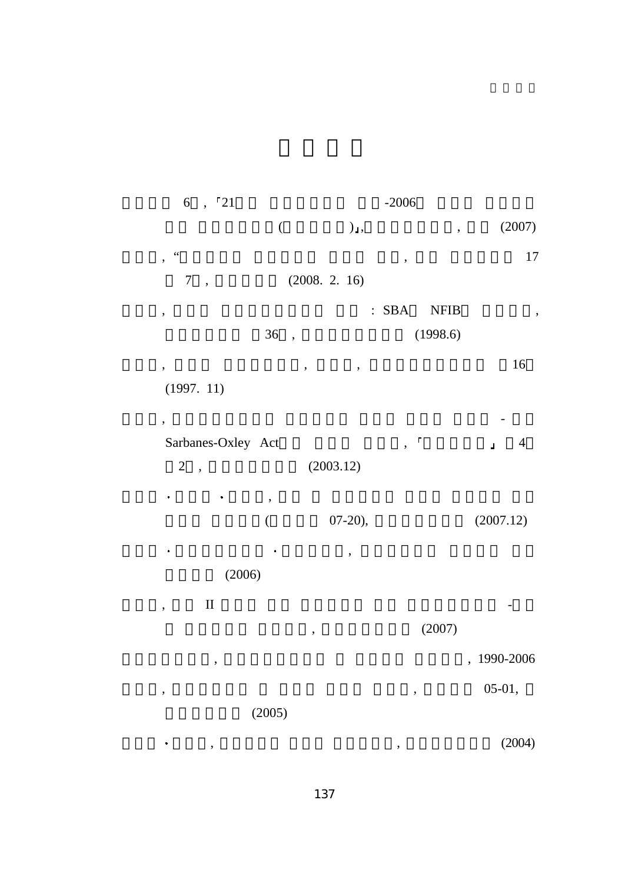6, 「21 -2006
(),」, , (2007)

, “ , 17
7, (2008. 2. 16)

, : SBA NFIB ,
36, (1998.6)

, , , 16
(1997. 11)

, -
Sarbanes-Oxley Act , 「 」 4
2, (2003.12)

· · ,
( 07-20), (2007.12)

· · ,
(2006)

, II -
, (2007)

, , 1990-2006

, , 05-01,
(2005)

· , , (2004)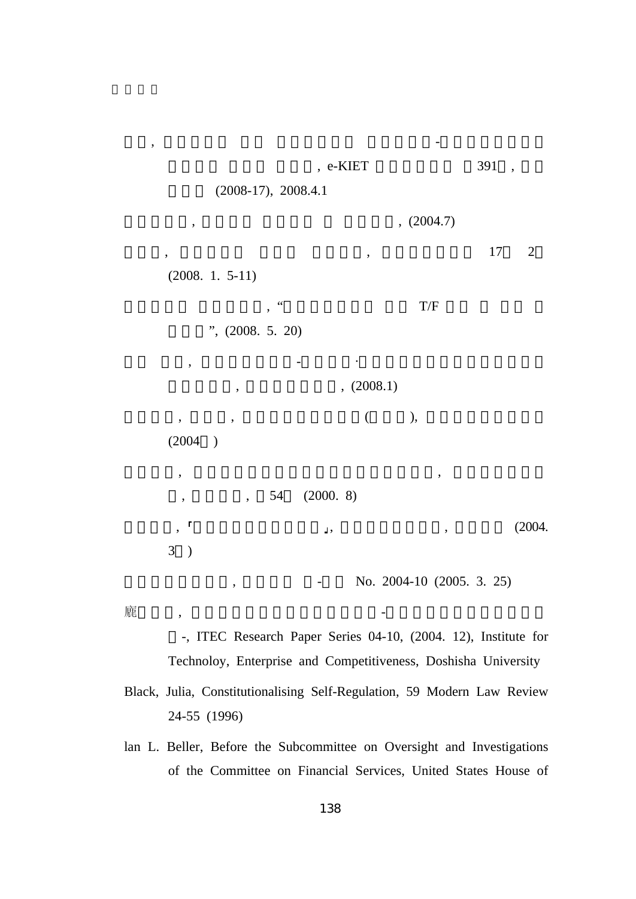, -, e-KIET 391 , (2008-17), 2008.4.1

, , (2004.7)

, , 17 2 (2008. 1. 5-11)

, " T/F ", (2008. 5. 20)

, -·, , (2008.1)

, , (), (2004 )

, , , , 54 (2000. 8)

, 「」, , (2004. 3 )

, - No. 2004-10 (2005. 3. 25)

鹿, --, ITEC Research Paper Series 04-10, (2004. 12), Institute for Technoloy, Enterprise and Competitiveness, Doshisha University

Black, Julia, Constitutionalising Self-Regulation, 59 Modern Law Review 24-55 (1996)

lan L. Beller, Before the Subcommittee on Oversight and Investigations of the Committee on Financial Services, United States House of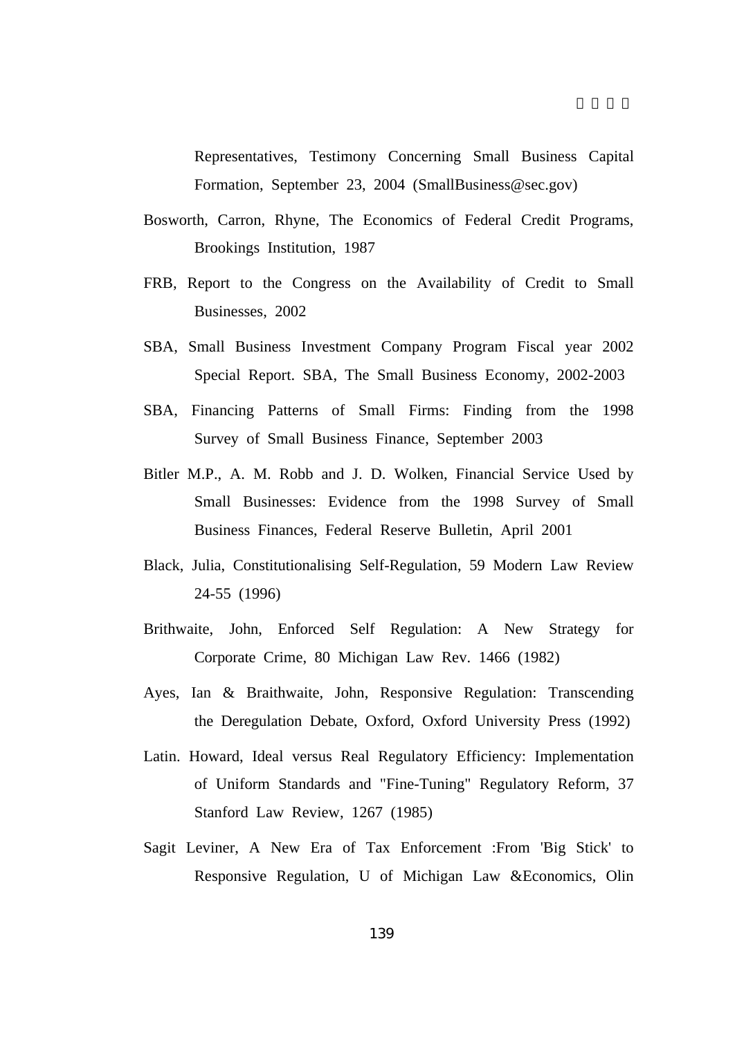Representatives, Testimony Concerning Small Business Capital Formation, September 23, 2004 (SmallBusiness@sec.gov)

Bosworth, Carron, Rhyne, The Economics of Federal Credit Programs, Brookings Institution, 1987

FRB, Report to the Congress on the Availability of Credit to Small Businesses, 2002

SBA, Small Business Investment Company Program Fiscal year 2002 Special Report. SBA, The Small Business Economy, 2002-2003

SBA, Financing Patterns of Small Firms: Finding from the 1998 Survey of Small Business Finance, September 2003

Bitler M.P., A. M. Robb and J. D. Wolken, Financial Service Used by Small Businesses: Evidence from the 1998 Survey of Small Business Finances, Federal Reserve Bulletin, April 2001

Black, Julia, Constitutionalising Self-Regulation, 59 Modern Law Review 24-55 (1996)

Brithwaite, John, Enforced Self Regulation: A New Strategy for Corporate Crime, 80 Michigan Law Rev. 1466 (1982)

Ayes, Ian & Braithwaite, John, Responsive Regulation: Transcending the Deregulation Debate, Oxford, Oxford University Press (1992)

Latin. Howard, Ideal versus Real Regulatory Efficiency: Implementation of Uniform Standards and "Fine-Tuning" Regulatory Reform, 37 Stanford Law Review, 1267 (1985)

Sagit Leviner, A New Era of Tax Enforcement :From 'Big Stick' to Responsive Regulation, U of Michigan Law &Economics, Olin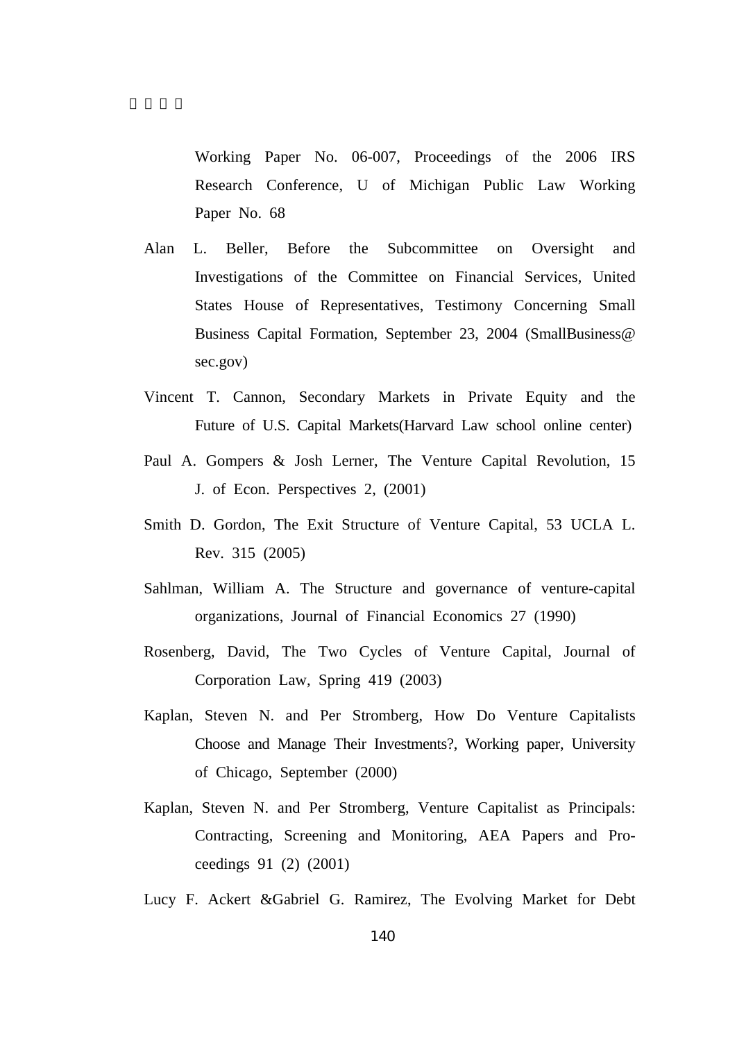Working Paper No. 06-007, Proceedings of the 2006 IRS Research Conference, U of Michigan Public Law Working Paper No. 68

Alan L. Beller, Before the Subcommittee on Oversight and Investigations of the Committee on Financial Services, United States House of Representatives, Testimony Concerning Small Business Capital Formation, September 23, 2004 (SmallBusiness@sec.gov)

Vincent T. Cannon, Secondary Markets in Private Equity and the Future of U.S. Capital Markets(Harvard Law school online center)

Paul A. Gompers & Josh Lerner, The Venture Capital Revolution, 15 J. of Econ. Perspectives 2, (2001)

Smith D. Gordon, The Exit Structure of Venture Capital, 53 UCLA L. Rev. 315 (2005)

Sahlman, William A. The Structure and governance of venture-capital organizations, Journal of Financial Economics 27 (1990)

Rosenberg, David, The Two Cycles of Venture Capital, Journal of Corporation Law, Spring 419 (2003)

Kaplan, Steven N. and Per Stromberg, How Do Venture Capitalists Choose and Manage Their Investments?, Working paper, University of Chicago, September (2000)

Kaplan, Steven N. and Per Stromberg, Venture Capitalist as Principals: Contracting, Screening and Monitoring, AEA Papers and Proceedings 91 (2) (2001)

Lucy F. Ackert &Gabriel G. Ramirez, The Evolving Market for Debt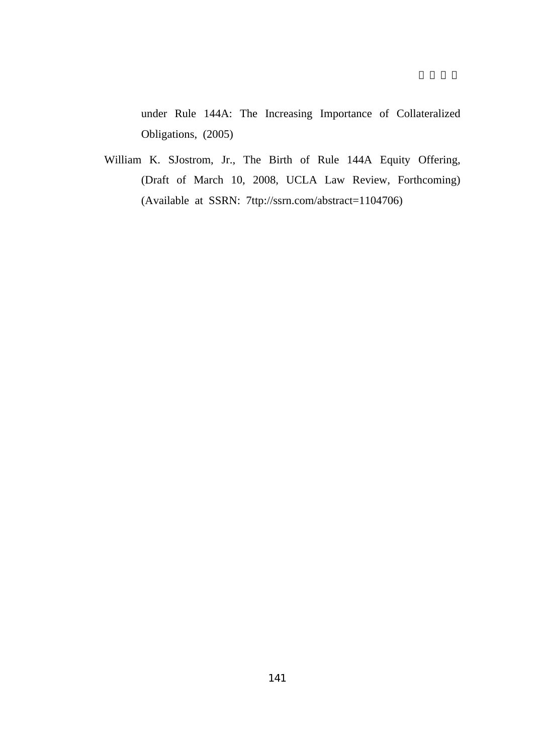under Rule 144A: The Increasing Importance of Collateralized Obligations, (2005)

William K. SJostrom, Jr., The Birth of Rule 144A Equity Offering, (Draft of March 10, 2008, UCLA Law Review, Forthcoming) (Available at SSRN: 7ttp://ssrn.com/abstract=1104706)